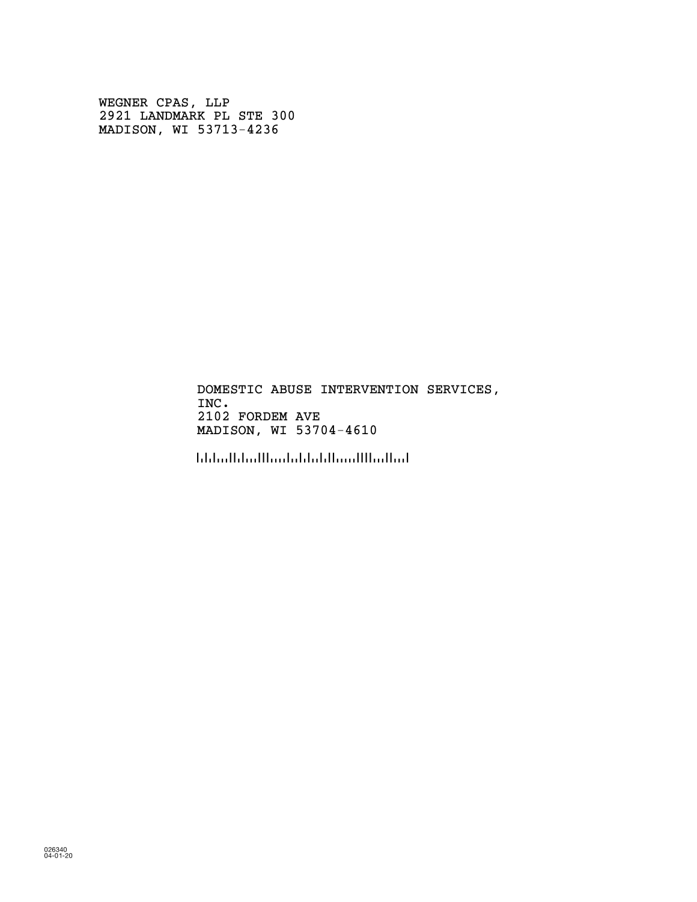WEGNER CPAS, LLP
2921 LANDMARK PL STE 300
MADISON, WI 53713-4236

DOMESTIC ABUSE INTERVENTION SERVICES,
INC.
2102 FORDEM AVE
MADISON, WI 53704-4610

026340
04-01-20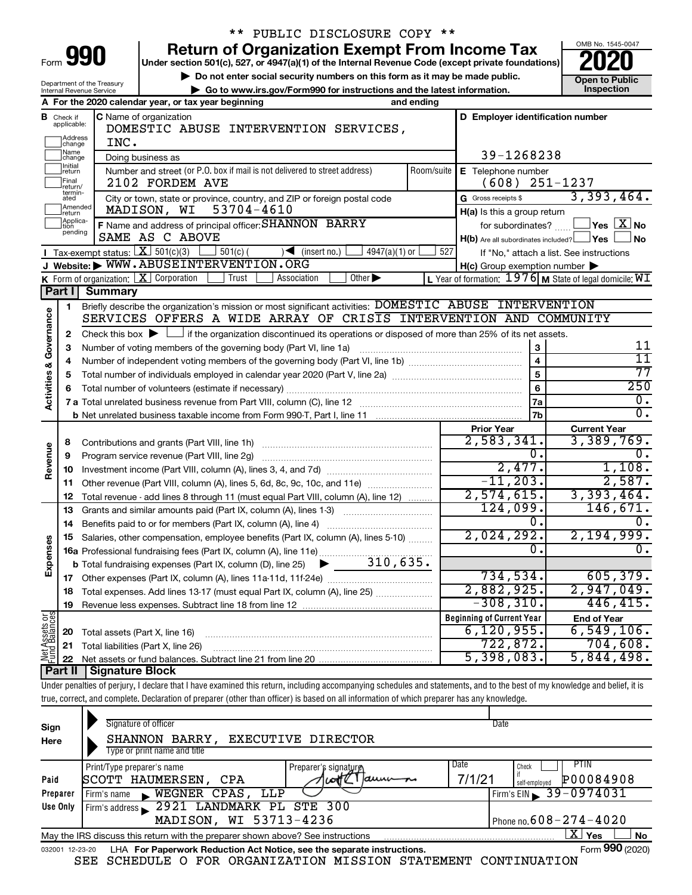\*\* PUBLIC DISCLOSURE COPY \*\*

# Form 990 — Return of Organization Exempt From Income Tax (2020)

Under section 501(c), 527, or 4947(a)(1) of the Internal Revenue Code (except private foundations)

▶ Do not enter social security numbers on this form as it may be made public.

▶ Go to www.irs.gov/Form990 for instructions and the latest information.

Department of the Treasury, Internal Revenue Service

OMB No. 1545-0047 — Open to Public Inspection

**A** For the 2020 calendar year, or tax year beginning and ending

**B** Check if applicable: Address change, Name change, Initial return, Final return/terminated, Amended return, Application pending

**C** Name of organization: DOMESTIC ABUSE INTERVENTION SERVICES, INC.

Doing business as

Number and street (or P.O. box if mail is not delivered to street address): 2102 FORDEM AVE — Room/suite

City or town, state or province, country, and ZIP or foreign postal code: MADISON, WI 53704-4610

**D** Employer identification number: 39-1268238

**E** Telephone number: (608) 251-1237

**G** Gross receipts $ 3,393,464.

**F** Name and address of principal officer: SHANNON BARRY, SAME AS C ABOVE

**H(a)** Is this a group return for subordinates? ☐ Yes ☒ No

**H(b)** Are all subordinates included? ☐ Yes ☐ No — If "No," attach a list. See instructions

**H(c)** Group exemption number ▶

**I** Tax-exempt status: ☒ 501(c)(3) ☐ 501(c) ( ) ◀ (insert no.) ☐ 4947(a)(1) or ☐ 527

**J** Website: ▶ WWW.ABUSEINTERVENTION.ORG

**K** Form of organization: ☒ Corporation ☐ Trust ☐ Association ☐ Other ▶

**L** Year of formation: 1976 **M** State of legal domicile: WI

## Part I — Summary

**Activities & Governance**

1. Briefly describe the organization's mission or most significant activities: DOMESTIC ABUSE INTERVENTION SERVICES OFFERS A WIDE ARRAY OF CRISIS INTERVENTION AND COMMUNITY
2. Check this box ▶ ☐ if the organization discontinued its operations or disposed of more than 25% of its net assets.

| Line | Description | | Value |
|---|---|---|---|
| 3 | Number of voting members of the governing body (Part VI, line 1a) | 3 | 11 |
| 4 | Number of independent voting members of the governing body (Part VI, line 1b) | 4 | 11 |
| 5 | Total number of individuals employed in calendar year 2020 (Part V, line 2a) | 5 | 77 |
| 6 | Total number of volunteers (estimate if necessary) | 6 | 250 |
| 7a | Total unrelated business revenue from Part VIII, column (C), line 12 | 7a | 0. |
| 7b | Net unrelated business taxable income from Form 990-T, Part I, line 11 | 7b | 0. |

| Line | Description | Prior Year | Current Year |
|---|---|---|---|
| **Revenue** | | | |
| 8 | Contributions and grants (Part VIII, line 1h) | 2,583,341. | 3,389,769. |
| 9 | Program service revenue (Part VIII, line 2g) | 0. | 0. |
| 10 | Investment income (Part VIII, column (A), lines 3, 4, and 7d) | 2,477. | 1,108. |
| 11 | Other revenue (Part VIII, column (A), lines 5, 6d, 8c, 9c, 10c, and 11e) | -11,203. | 2,587. |
| 12 | Total revenue - add lines 8 through 11 (must equal Part VIII, column (A), line 12) | 2,574,615. | 3,393,464. |
| **Expenses** | | | |
| 13 | Grants and similar amounts paid (Part IX, column (A), lines 1-3) | 124,099. | 146,671. |
| 14 | Benefits paid to or for members (Part IX, column (A), line 4) | 0. | 0. |
| 15 | Salaries, other compensation, employee benefits (Part IX, column (A), lines 5-10) | 2,024,292. | 2,194,999. |
| 16a | Professional fundraising fees (Part IX, column (A), line 11e) | 0. | 0. |
| b | Total fundraising expenses (Part IX, column (D), line 25) ▶ 310,635. | | |
| 17 | Other expenses (Part IX, column (A), lines 11a-11d, 11f-24e) | 734,534. | 605,379. |
| 18 | Total expenses. Add lines 13-17 (must equal Part IX, column (A), line 25) | 2,882,925. | 2,947,049. |
| 19 | Revenue less expenses. Subtract line 18 from line 12 | -308,310. | 446,415. |
| **Net Assets or Fund Balances** | | **Beginning of Current Year** | **End of Year** |
| 20 | Total assets (Part X, line 16) | 6,120,955. | 6,549,106. |
| 21 | Total liabilities (Part X, line 26) | 722,872. | 704,608. |
| 22 | Net assets or fund balances. Subtract line 21 from line 20 | 5,398,083. | 5,844,498. |

## Part II — Signature Block

Under penalties of perjury, I declare that I have examined this return, including accompanying schedules and statements, and to the best of my knowledge and belief, it is true, correct, and complete. Declaration of preparer (other than officer) is based on all information of which preparer has any knowledge.

**Sign Here**

Signature of officer — Date

SHANNON BARRY, EXECUTIVE DIRECTOR

Type or print name and title

**Paid Preparer Use Only**

| Print/Type preparer's name | Preparer's signature | Date | Check if self-employed | PTIN |
|---|---|---|---|---|
| SCOTT HAUMERSEN, CPA | [signature] | 7/1/21 | ☐ | P00084908 |

Firm's name ▶ WEGNER CPAS, LLP — Firm's EIN ▶ 39-0974031

Firm's address ▶ 2921 LANDMARK PL STE 300, MADISON, WI 53713-4236 — Phone no. 608-274-4020

May the IRS discuss this return with the preparer shown above? See instructions ☒ Yes ☐ No

032001 12-23-20 LHA For Paperwork Reduction Act Notice, see the separate instructions. Form **990** (2020)

SEE SCHEDULE O FOR ORGANIZATION MISSION STATEMENT CONTINUATION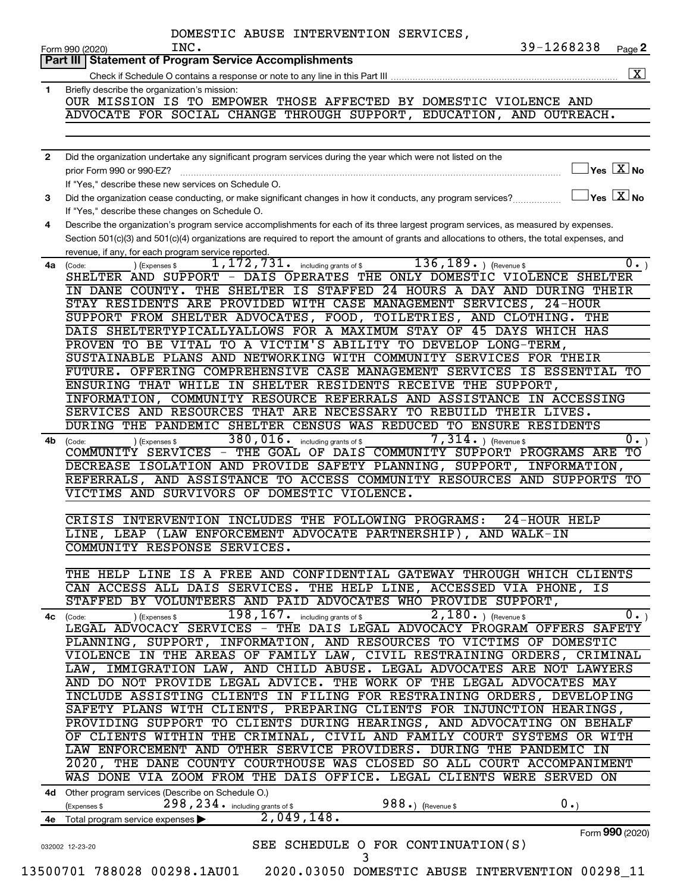DOMESTIC ABUSE INTERVENTION SERVICES, INC.

Form 990 (2020) 39-1268238 Page 2

## Part III | Statement of Program Service Accomplishments

Check if Schedule O contains a response or note to any line in this Part III ..... [X]

**1** Briefly describe the organization's mission:

OUR MISSION IS TO EMPOWER THOSE AFFECTED BY DOMESTIC VIOLENCE AND ADVOCATE FOR SOCIAL CHANGE THROUGH SUPPORT, EDUCATION, AND OUTREACH.

**2** Did the organization undertake any significant program services during the year which were not listed on the prior Form 990 or 990-EZ? ..... [ ] Yes [X] No

If "Yes," describe these new services on Schedule O.

**3** Did the organization cease conducting, or make significant changes in how it conducts, any program services? ..... [ ] Yes [X] No

If "Yes," describe these changes on Schedule O.

**4** Describe the organization's program service accomplishments for each of its three largest program services, as measured by expenses. Section 501(c)(3) and 501(c)(4) organizations are required to report the amount of grants and allocations to others, the total expenses, and revenue, if any, for each program service reported.

**4a** (Code: ) (Expenses $ 1,172,731. including grants of $ 136,189. ) (Revenue $ 0. )

SHELTER AND SUPPORT - DAIS OPERATES THE ONLY DOMESTIC VIOLENCE SHELTER IN DANE COUNTY. THE SHELTER IS STAFFED 24 HOURS A DAY AND DURING THEIR STAY RESIDENTS ARE PROVIDED WITH CASE MANAGEMENT SERVICES, 24-HOUR SUPPORT FROM SHELTER ADVOCATES, FOOD, TOILETRIES, AND CLOTHING. THE DAIS SHELTERTYPICALLYALLOWS FOR A MAXIMUM STAY OF 45 DAYS WHICH HAS PROVEN TO BE VITAL TO A VICTIM'S ABILITY TO DEVELOP LONG-TERM, SUSTAINABLE PLANS AND NETWORKING WITH COMMUNITY SERVICES FOR THEIR FUTURE. OFFERING COMPREHENSIVE CASE MANAGEMENT SERVICES IS ESSENTIAL TO ENSURING THAT WHILE IN SHELTER RESIDENTS RECEIVE THE SUPPORT, INFORMATION, COMMUNITY RESOURCE REFERRALS AND ASSISTANCE IN ACCESSING SERVICES AND RESOURCES THAT ARE NECESSARY TO REBUILD THEIR LIVES. DURING THE PANDEMIC SHELTER CENSUS WAS REDUCED TO ENSURE RESIDENTS

**4b** (Code: ) (Expenses $ 380,016. including grants of $ 7,314. ) (Revenue $ 0. )

COMMUNITY SERVICES - THE GOAL OF DAIS COMMUNITY SUPPORT PROGRAMS ARE TO DECREASE ISOLATION AND PROVIDE SAFETY PLANNING, SUPPORT, INFORMATION, REFERRALS, AND ASSISTANCE TO ACCESS COMMUNITY RESOURCES AND SUPPORTS TO VICTIMS AND SURVIVORS OF DOMESTIC VIOLENCE.

CRISIS INTERVENTION INCLUDES THE FOLLOWING PROGRAMS: 24-HOUR HELP LINE, LEAP (LAW ENFORCEMENT ADVOCATE PARTNERSHIP), AND WALK-IN COMMUNITY RESPONSE SERVICES.

THE HELP LINE IS A FREE AND CONFIDENTIAL GATEWAY THROUGH WHICH CLIENTS CAN ACCESS ALL DAIS SERVICES. THE HELP LINE, ACCESSED VIA PHONE, IS STAFFED BY VOLUNTEERS AND PAID ADVOCATES WHO PROVIDE SUPPORT,

**4c** (Code: ) (Expenses $ 198,167. including grants of $ 2,180. ) (Revenue $ 0. )

LEGAL ADVOCACY SERVICES - THE DAIS LEGAL ADVOCACY PROGRAM OFFERS SAFETY PLANNING, SUPPORT, INFORMATION, AND RESOURCES TO VICTIMS OF DOMESTIC VIOLENCE IN THE AREAS OF FAMILY LAW, CIVIL RESTRAINING ORDERS, CRIMINAL LAW, IMMIGRATION LAW, AND CHILD ABUSE. LEGAL ADVOCATES ARE NOT LAWYERS AND DO NOT PROVIDE LEGAL ADVICE. THE WORK OF THE LEGAL ADVOCATES MAY INCLUDE ASSISTING CLIENTS IN FILING FOR RESTRAINING ORDERS, DEVELOPING SAFETY PLANS WITH CLIENTS, PREPARING CLIENTS FOR INJUNCTION HEARINGS, PROVIDING SUPPORT TO CLIENTS DURING HEARINGS, AND ADVOCATING ON BEHALF OF CLIENTS WITHIN THE CRIMINAL, CIVIL AND FAMILY COURT SYSTEMS OR WITH LAW ENFORCEMENT AND OTHER SERVICE PROVIDERS. DURING THE PANDEMIC IN 2020, THE DANE COUNTY COURTHOUSE WAS CLOSED SO ALL COURT ACCOMPANIMENT WAS DONE VIA ZOOM FROM THE DAIS OFFICE. LEGAL CLIENTS WERE SERVED ON

**4d** Other program services (Describe on Schedule O.)

(Expenses $ 298,234. including grants of $ 988.) (Revenue $ 0.)

**4e** Total program service expenses ▶ 2,049,148.

SEE SCHEDULE O FOR CONTINUATION(S)

Form **990** (2020)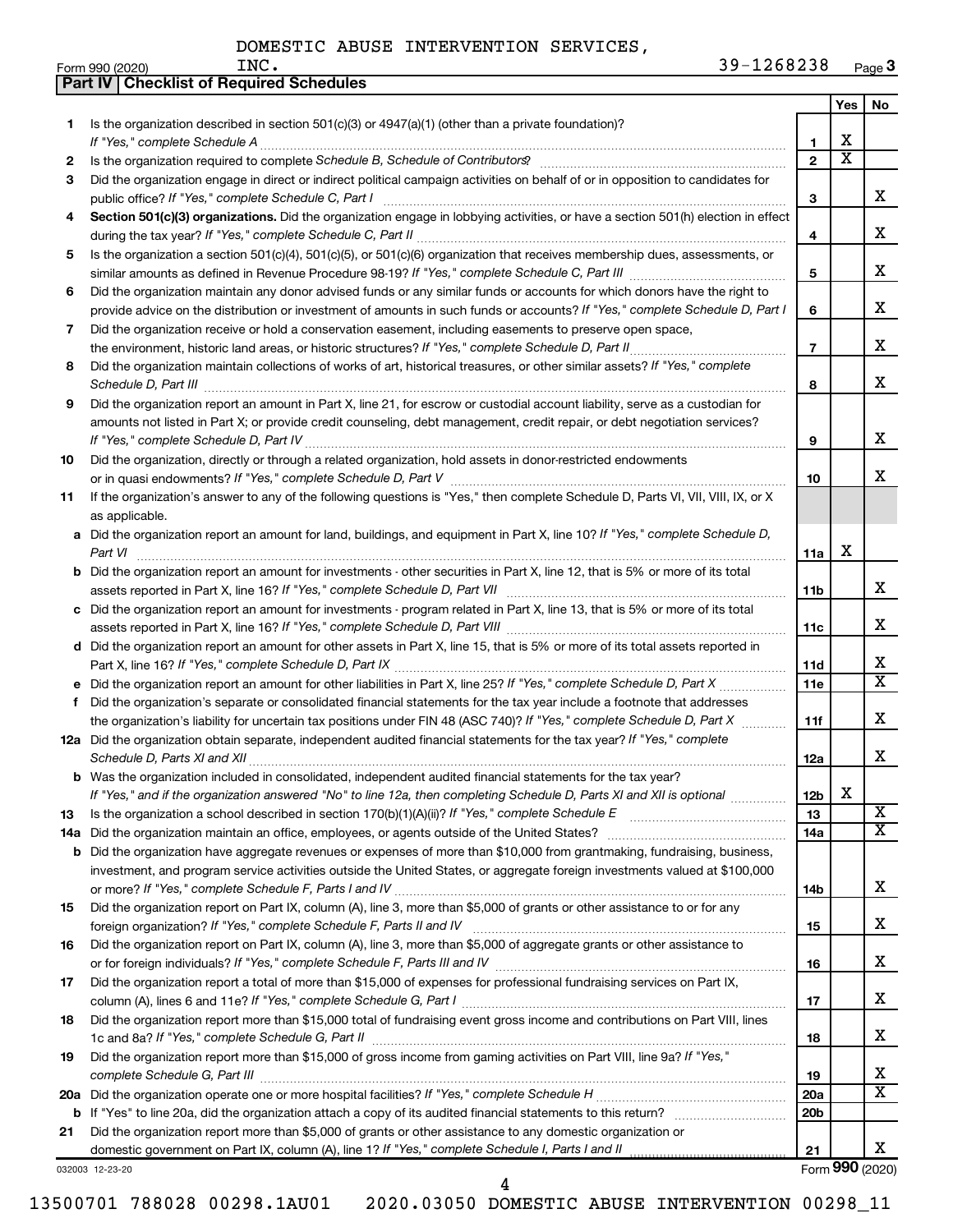DOMESTIC ABUSE INTERVENTION SERVICES, INC. 39-1268238

Form 990 (2020) Page 3

## Part IV | Checklist of Required Schedules

| | | | Yes | No |
|---|---|---|---|---|
| 1 | Is the organization described in section 501(c)(3) or 4947(a)(1) (other than a private foundation)? *If "Yes," complete Schedule A* | 1 | X | |
| 2 | Is the organization required to complete *Schedule B, Schedule of Contributors*? | 2 | X | |
| 3 | Did the organization engage in direct or indirect political campaign activities on behalf of or in opposition to candidates for public office? *If "Yes," complete Schedule C, Part I* | 3 | | X |
| 4 | **Section 501(c)(3) organizations.** Did the organization engage in lobbying activities, or have a section 501(h) election in effect during the tax year? *If "Yes," complete Schedule C, Part II* | 4 | | X |
| 5 | Is the organization a section 501(c)(4), 501(c)(5), or 501(c)(6) organization that receives membership dues, assessments, or similar amounts as defined in Revenue Procedure 98-19? *If "Yes," complete Schedule C, Part III* | 5 | | X |
| 6 | Did the organization maintain any donor advised funds or any similar funds or accounts for which donors have the right to provide advice on the distribution or investment of amounts in such funds or accounts? *If "Yes," complete Schedule D, Part I* | 6 | | X |
| 7 | Did the organization receive or hold a conservation easement, including easements to preserve open space, the environment, historic land areas, or historic structures? *If "Yes," complete Schedule D, Part II* | 7 | | X |
| 8 | Did the organization maintain collections of works of art, historical treasures, or other similar assets? *If "Yes," complete Schedule D, Part III* | 8 | | X |
| 9 | Did the organization report an amount in Part X, line 21, for escrow or custodial account liability, serve as a custodian for amounts not listed in Part X; or provide credit counseling, debt management, credit repair, or debt negotiation services? *If "Yes," complete Schedule D, Part IV* | 9 | | X |
| 10 | Did the organization, directly or through a related organization, hold assets in donor-restricted endowments or in quasi endowments? *If "Yes," complete Schedule D, Part V* | 10 | | X |
| 11 | If the organization's answer to any of the following questions is "Yes," then complete Schedule D, Parts VI, VII, VIII, IX, or X as applicable. | | | |
| a | Did the organization report an amount for land, buildings, and equipment in Part X, line 10? *If "Yes," complete Schedule D, Part VI* | 11a | X | |
| b | Did the organization report an amount for investments - other securities in Part X, line 12, that is 5% or more of its total assets reported in Part X, line 16? *If "Yes," complete Schedule D, Part VII* | 11b | | X |
| c | Did the organization report an amount for investments - program related in Part X, line 13, that is 5% or more of its total assets reported in Part X, line 16? *If "Yes," complete Schedule D, Part VIII* | 11c | | X |
| d | Did the organization report an amount for other assets in Part X, line 15, that is 5% or more of its total assets reported in Part X, line 16? *If "Yes," complete Schedule D, Part IX* | 11d | | X |
| e | Did the organization report an amount for other liabilities in Part X, line 25? *If "Yes," complete Schedule D, Part X* | 11e | | X |
| f | Did the organization's separate or consolidated financial statements for the tax year include a footnote that addresses the organization's liability for uncertain tax positions under FIN 48 (ASC 740)? *If "Yes," complete Schedule D, Part X* | 11f | | X |
| 12a | Did the organization obtain separate, independent audited financial statements for the tax year? *If "Yes," complete Schedule D, Parts XI and XII* | 12a | | X |
| b | Was the organization included in consolidated, independent audited financial statements for the tax year? *If "Yes," and if the organization answered "No" to line 12a, then completing Schedule D, Parts XI and XII is optional* | 12b | X | |
| 13 | Is the organization a school described in section 170(b)(1)(A)(ii)? *If "Yes," complete Schedule E* | 13 | | X |
| 14a | Did the organization maintain an office, employees, or agents outside of the United States? | 14a | | X |
| b | Did the organization have aggregate revenues or expenses of more than $10,000 from grantmaking, fundraising, business, investment, and program service activities outside the United States, or aggregate foreign investments valued at $100,000 or more? *If "Yes," complete Schedule F, Parts I and IV* | 14b | | X |
| 15 | Did the organization report on Part IX, column (A), line 3, more than $5,000 of grants or other assistance to or for any foreign organization? *If "Yes," complete Schedule F, Parts II and IV* | 15 | | X |
| 16 | Did the organization report on Part IX, column (A), line 3, more than $5,000 of aggregate grants or other assistance to or for foreign individuals? *If "Yes," complete Schedule F, Parts III and IV* | 16 | | X |
| 17 | Did the organization report a total of more than $15,000 of expenses for professional fundraising services on Part IX, column (A), lines 6 and 11e? *If "Yes," complete Schedule G, Part I* | 17 | | X |
| 18 | Did the organization report more than $15,000 total of fundraising event gross income and contributions on Part VIII, lines 1c and 8a? *If "Yes," complete Schedule G, Part II* | 18 | | X |
| 19 | Did the organization report more than $15,000 of gross income from gaming activities on Part VIII, line 9a? *If "Yes," complete Schedule G, Part III* | 19 | | X |
| 20a | Did the organization operate one or more hospital facilities? *If "Yes," complete Schedule H* | 20a | | X |
| b | If "Yes" to line 20a, did the organization attach a copy of its audited financial statements to this return? | 20b | | |
| 21 | Did the organization report more than $5,000 of grants or other assistance to any domestic organization or domestic government on Part IX, column (A), line 1? *If "Yes," complete Schedule I, Parts I and II* | 21 | | X |

032003 12-23-20 Form **990** (2020)

13500701 788028 00298.1AU01 2020.03050 DOMESTIC ABUSE INTERVENTION 00298_11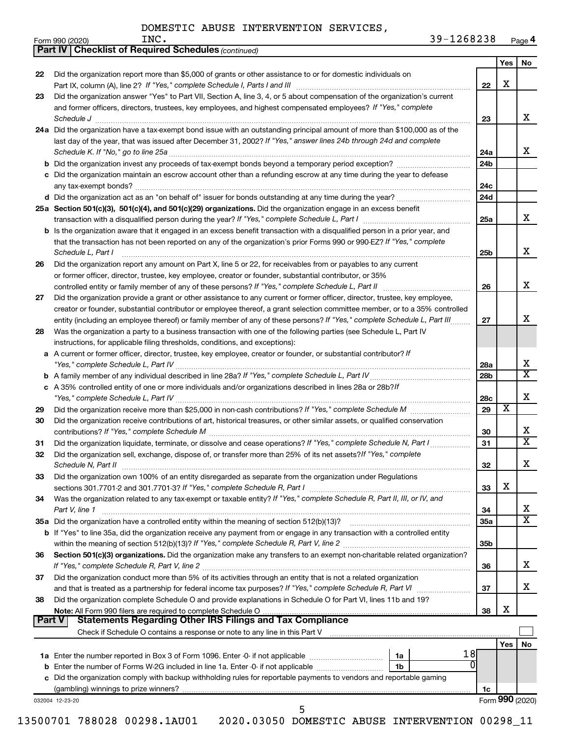DOMESTIC ABUSE INTERVENTION SERVICES, INC. 39-1268238

Form 990 (2020) Page 4

**Part IV Checklist of Required Schedules** *(continued)*

| | | | Yes | No |
|---|---|---|---|---|
| 22 | Did the organization report more than $5,000 of grants or other assistance to or for domestic individuals on Part IX, column (A), line 2? *If "Yes," complete Schedule I, Parts I and III* | 22 | X | |
| 23 | Did the organization answer "Yes" to Part VII, Section A, line 3, 4, or 5 about compensation of the organization's current and former officers, directors, trustees, key employees, and highest compensated employees? *If "Yes," complete Schedule J* | 23 | | X |
| 24a | Did the organization have a tax-exempt bond issue with an outstanding principal amount of more than $100,000 as of the last day of the year, that was issued after December 31, 2002? *If "Yes," answer lines 24b through 24d and complete Schedule K. If "No," go to line 25a* | 24a | | X |
| b | Did the organization invest any proceeds of tax-exempt bonds beyond a temporary period exception? | 24b | | |
| c | Did the organization maintain an escrow account other than a refunding escrow at any time during the year to defease any tax-exempt bonds? | 24c | | |
| d | Did the organization act as an "on behalf of" issuer for bonds outstanding at any time during the year? | 24d | | |
| 25a | **Section 501(c)(3), 501(c)(4), and 501(c)(29) organizations.** Did the organization engage in an excess benefit transaction with a disqualified person during the year? *If "Yes," complete Schedule L, Part I* | 25a | | X |
| b | Is the organization aware that it engaged in an excess benefit transaction with a disqualified person in a prior year, and that the transaction has not been reported on any of the organization's prior Forms 990 or 990-EZ? *If "Yes," complete Schedule L, Part I* | 25b | | X |
| 26 | Did the organization report any amount on Part X, line 5 or 22, for receivables from or payables to any current or former officer, director, trustee, key employee, creator or founder, substantial contributor, or 35% controlled entity or family member of any of these persons? *If "Yes," complete Schedule L, Part II* | 26 | | X |
| 27 | Did the organization provide a grant or other assistance to any current or former officer, director, trustee, key employee, creator or founder, substantial contributor or employee thereof, a grant selection committee member, or to a 35% controlled entity (including an employee thereof) or family member of any of these persons? *If "Yes," complete Schedule L, Part III* | 27 | | X |
| 28 | Was the organization a party to a business transaction with one of the following parties (see Schedule L, Part IV instructions, for applicable filing thresholds, conditions, and exceptions): | | | |
| a | A current or former officer, director, trustee, key employee, creator or founder, or substantial contributor? *If "Yes," complete Schedule L, Part IV* | 28a | | X |
| b | A family member of any individual described in line 28a? *If "Yes," complete Schedule L, Part IV* | 28b | | X |
| c | A 35% controlled entity of one or more individuals and/or organizations described in lines 28a or 28b? *If "Yes," complete Schedule L, Part IV* | 28c | | X |
| 29 | Did the organization receive more than $25,000 in non-cash contributions? *If "Yes," complete Schedule M* | 29 | X | |
| 30 | Did the organization receive contributions of art, historical treasures, or other similar assets, or qualified conservation contributions? *If "Yes," complete Schedule M* | 30 | | X |
| 31 | Did the organization liquidate, terminate, or dissolve and cease operations? *If "Yes," complete Schedule N, Part I* | 31 | | X |
| 32 | Did the organization sell, exchange, dispose of, or transfer more than 25% of its net assets? *If "Yes," complete Schedule N, Part II* | 32 | | X |
| 33 | Did the organization own 100% of an entity disregarded as separate from the organization under Regulations sections 301.7701-2 and 301.7701-3? *If "Yes," complete Schedule R, Part I* | 33 | X | |
| 34 | Was the organization related to any tax-exempt or taxable entity? *If "Yes," complete Schedule R, Part II, III, or IV, and Part V, line 1* | 34 | | X |
| 35a | Did the organization have a controlled entity within the meaning of section 512(b)(13)? | 35a | | X |
| b | If "Yes" to line 35a, did the organization receive any payment from or engage in any transaction with a controlled entity within the meaning of section 512(b)(13)? *If "Yes," complete Schedule R, Part V, line 2* | 35b | | |
| 36 | **Section 501(c)(3) organizations.** Did the organization make any transfers to an exempt non-charitable related organization? *If "Yes," complete Schedule R, Part V, line 2* | 36 | | X |
| 37 | Did the organization conduct more than 5% of its activities through an entity that is not a related organization and that is treated as a partnership for federal income tax purposes? *If "Yes," complete Schedule R, Part VI* | 37 | | X |
| 38 | Did the organization complete Schedule O and provide explanations in Schedule O for Part VI, lines 11b and 19? **Note:** All Form 990 filers are required to complete Schedule O | 38 | X | |

**Part V Statements Regarding Other IRS Filings and Tax Compliance**

Check if Schedule O contains a response or note to any line in this Part V ☐

| | | | | | Yes | No |
|---|---|---|---|---|---|---|
| 1a | Enter the number reported in Box 3 of Form 1096. Enter -0- if not applicable | 1a | 18 | | | |
| b | Enter the number of Forms W-2G included in line 1a. Enter -0- if not applicable | 1b | 0 | | | |
| c | Did the organization comply with backup withholding rules for reportable payments to vendors and reportable gaming (gambling) winnings to prize winners? | | | 1c | | |

032004 12-23-20 Form **990** (2020)

13500701 788028 00298.1AU01 2020.03050 DOMESTIC ABUSE INTERVENTION 00298_11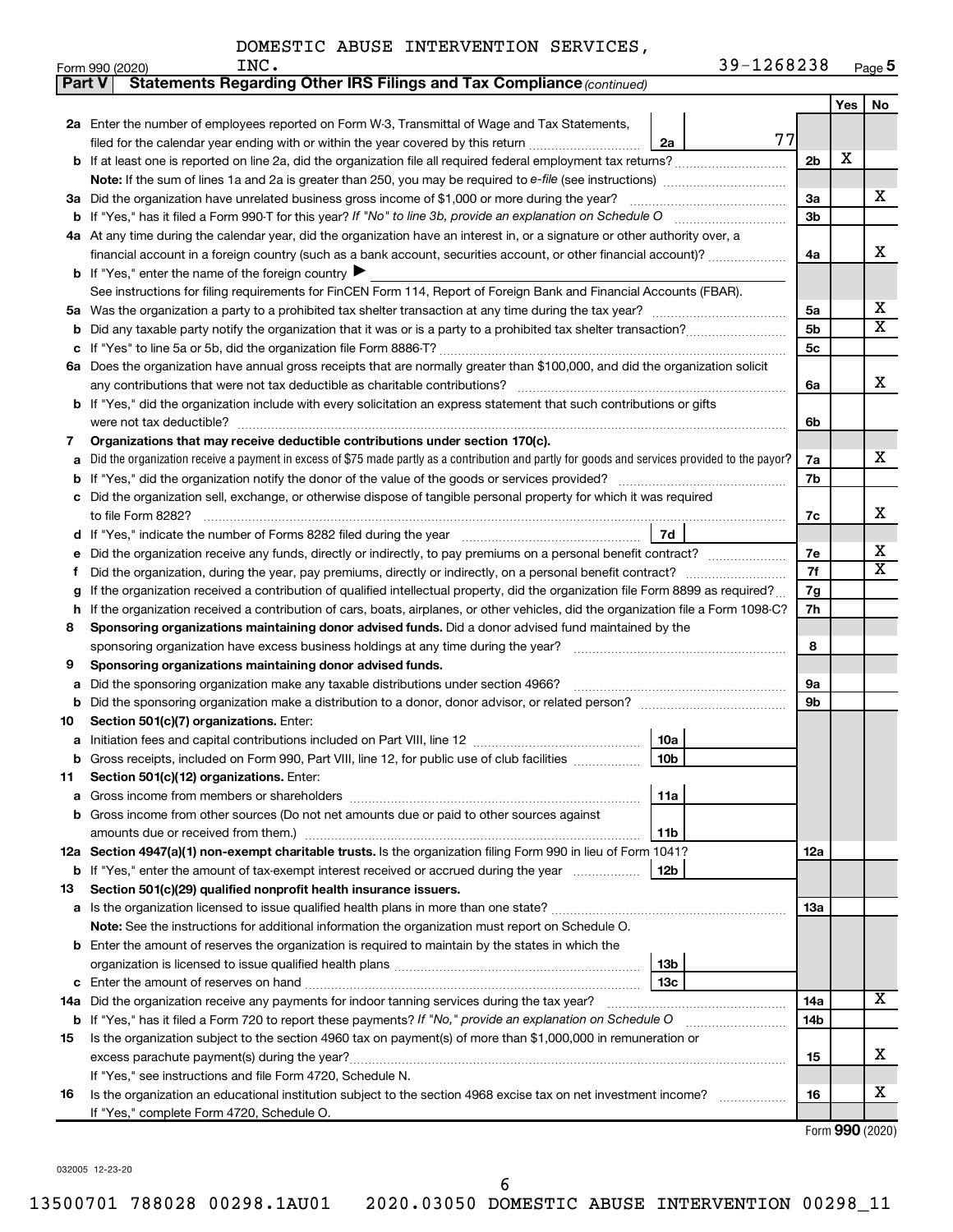DOMESTIC ABUSE INTERVENTION SERVICES, INC. 39-1268238

Form 990 (2020) Page 5

**Part V | Statements Regarding Other IRS Filings and Tax Compliance** *(continued)*

| | | | | Yes | No |
|---|---|---|---|---|---|
| **2a** | Enter the number of employees reported on Form W-3, Transmittal of Wage and Tax Statements, filed for the calendar year ending with or within the year covered by this return | 2a | 77 | | |
| **b** | If at least one is reported on line 2a, did the organization file all required federal employment tax returns? | | 2b | X | |
| | **Note:** If the sum of lines 1a and 2a is greater than 250, you may be required to *e-file* (see instructions) | | | | |
| **3a** | Did the organization have unrelated business gross income of $1,000 or more during the year? | | 3a | | X |
| **b** | If "Yes," has it filed a Form 990-T for this year? *If "No" to line 3b, provide an explanation on Schedule O* | | 3b | | |
| **4a** | At any time during the calendar year, did the organization have an interest in, or a signature or other authority over, a financial account in a foreign country (such as a bank account, securities account, or other financial account)? | | 4a | | X |
| **b** | If "Yes," enter the name of the foreign country ▶ | | | | |
| | See instructions for filing requirements for FinCEN Form 114, Report of Foreign Bank and Financial Accounts (FBAR). | | | | |
| **5a** | Was the organization a party to a prohibited tax shelter transaction at any time during the tax year? | | 5a | | X |
| **b** | Did any taxable party notify the organization that it was or is a party to a prohibited tax shelter transaction? | | 5b | | X |
| **c** | If "Yes" to line 5a or 5b, did the organization file Form 8886-T? | | 5c | | |
| **6a** | Does the organization have annual gross receipts that are normally greater than $100,000, and did the organization solicit any contributions that were not tax deductible as charitable contributions? | | 6a | | X |
| **b** | If "Yes," did the organization include with every solicitation an express statement that such contributions or gifts were not tax deductible? | | 6b | | |
| **7** | **Organizations that may receive deductible contributions under section 170(c).** | | | | |
| **a** | Did the organization receive a payment in excess of $75 made partly as a contribution and partly for goods and services provided to the payor? | | 7a | | X |
| **b** | If "Yes," did the organization notify the donor of the value of the goods or services provided? | | 7b | | |
| **c** | Did the organization sell, exchange, or otherwise dispose of tangible personal property for which it was required to file Form 8282? | | 7c | | X |
| **d** | If "Yes," indicate the number of Forms 8282 filed during the year | 7d | | | |
| **e** | Did the organization receive any funds, directly or indirectly, to pay premiums on a personal benefit contract? | | 7e | | X |
| **f** | Did the organization, during the year, pay premiums, directly or indirectly, on a personal benefit contract? | | 7f | | X |
| **g** | If the organization received a contribution of qualified intellectual property, did the organization file Form 8899 as required? | | 7g | | |
| **h** | If the organization received a contribution of cars, boats, airplanes, or other vehicles, did the organization file a Form 1098-C? | | 7h | | |
| **8** | **Sponsoring organizations maintaining donor advised funds.** Did a donor advised fund maintained by the sponsoring organization have excess business holdings at any time during the year? | | 8 | | |
| **9** | **Sponsoring organizations maintaining donor advised funds.** | | | | |
| **a** | Did the sponsoring organization make any taxable distributions under section 4966? | | 9a | | |
| **b** | Did the sponsoring organization make a distribution to a donor, donor advisor, or related person? | | 9b | | |
| **10** | **Section 501(c)(7) organizations.** Enter: | | | | |
| **a** | Initiation fees and capital contributions included on Part VIII, line 12 | 10a | | | |
| **b** | Gross receipts, included on Form 990, Part VIII, line 12, for public use of club facilities | 10b | | | |
| **11** | **Section 501(c)(12) organizations.** Enter: | | | | |
| **a** | Gross income from members or shareholders | 11a | | | |
| **b** | Gross income from other sources (Do not net amounts due or paid to other sources against amounts due or received from them.) | 11b | | | |
| **12a** | **Section 4947(a)(1) non-exempt charitable trusts.** Is the organization filing Form 990 in lieu of Form 1041? | | 12a | | |
| **b** | If "Yes," enter the amount of tax-exempt interest received or accrued during the year | 12b | | | |
| **13** | **Section 501(c)(29) qualified nonprofit health insurance issuers.** | | | | |
| **a** | Is the organization licensed to issue qualified health plans in more than one state? | | 13a | | |
| | **Note:** See the instructions for additional information the organization must report on Schedule O. | | | | |
| **b** | Enter the amount of reserves the organization is required to maintain by the states in which the organization is licensed to issue qualified health plans | 13b | | | |
| **c** | Enter the amount of reserves on hand | 13c | | | |
| **14a** | Did the organization receive any payments for indoor tanning services during the tax year? | | 14a | | X |
| **b** | If "Yes," has it filed a Form 720 to report these payments? *If "No," provide an explanation on Schedule O* | | 14b | | |
| **15** | Is the organization subject to the section 4960 tax on payment(s) of more than $1,000,000 in remuneration or excess parachute payment(s) during the year? | | 15 | | X |
| | If "Yes," see instructions and file Form 4720, Schedule N. | | | | |
| **16** | Is the organization an educational institution subject to the section 4968 excise tax on net investment income? | | 16 | | X |
| | If "Yes," complete Form 4720, Schedule O. | | | | |

Form **990** (2020)

032005 12-23-20

13500701 788028 00298.1AU01 2020.03050 DOMESTIC ABUSE INTERVENTION 00298_11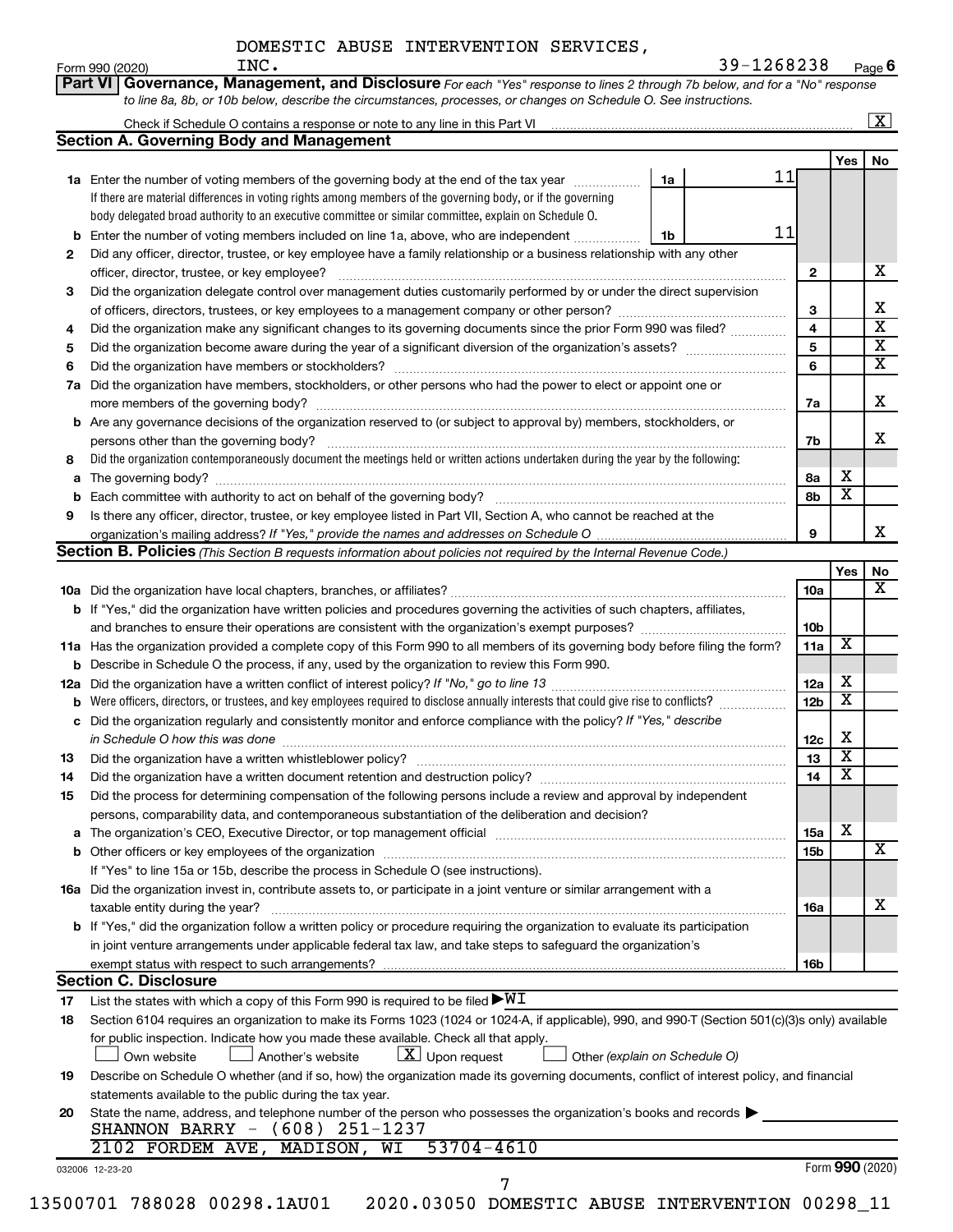DOMESTIC ABUSE INTERVENTION SERVICES, INC. 39-1268238

Form 990 (2020) Page 6

**Part VI | Governance, Management, and Disclosure** *For each "Yes" response to lines 2 through 7b below, and for a "No" response to line 8a, 8b, or 10b below, describe the circumstances, processes, or changes on Schedule O. See instructions.*

Check if Schedule O contains a response or note to any line in this Part VI [X]

### Section A. Governing Body and Management

| | | | | Yes | No |
|---|---|---|---|---|---|
| **1a** | Enter the number of voting members of the governing body at the end of the tax year — 1a: 11. If there are material differences in voting rights among members of the governing body, or if the governing body delegated broad authority to an executive committee or similar committee, explain on Schedule O. | | | | |
| **b** | Enter the number of voting members included on line 1a, above, who are independent — 1b: 11 | | | | |
| **2** | Did any officer, director, trustee, or key employee have a family relationship or a business relationship with any other officer, director, trustee, or key employee? | 2 | | | X |
| **3** | Did the organization delegate control over management duties customarily performed by or under the direct supervision of officers, directors, trustees, or key employees to a management company or other person? | 3 | | | X |
| **4** | Did the organization make any significant changes to its governing documents since the prior Form 990 was filed? | 4 | | | X |
| **5** | Did the organization become aware during the year of a significant diversion of the organization's assets? | 5 | | | X |
| **6** | Did the organization have members or stockholders? | 6 | | | X |
| **7a** | Did the organization have members, stockholders, or other persons who had the power to elect or appoint one or more members of the governing body? | 7a | | | X |
| **b** | Are any governance decisions of the organization reserved to (or subject to approval by) members, stockholders, or persons other than the governing body? | 7b | | | X |
| **8** | Did the organization contemporaneously document the meetings held or written actions undertaken during the year by the following: | | | | |
| **a** | The governing body? | 8a | | X | |
| **b** | Each committee with authority to act on behalf of the governing body? | 8b | | X | |
| **9** | Is there any officer, director, trustee, or key employee listed in Part VII, Section A, who cannot be reached at the organization's mailing address? *If "Yes," provide the names and addresses on Schedule O* | 9 | | | X |

### Section B. Policies *(This Section B requests information about policies not required by the Internal Revenue Code.)*

| | | | Yes | No |
|---|---|---|---|---|
| **10a** | Did the organization have local chapters, branches, or affiliates? | 10a | | X |
| **b** | If "Yes," did the organization have written policies and procedures governing the activities of such chapters, affiliates, and branches to ensure their operations are consistent with the organization's exempt purposes? | 10b | | |
| **11a** | Has the organization provided a complete copy of this Form 990 to all members of its governing body before filing the form? | 11a | X | |
| **b** | Describe in Schedule O the process, if any, used by the organization to review this Form 990. | | | |
| **12a** | Did the organization have a written conflict of interest policy? *If "No," go to line 13* | 12a | X | |
| **b** | Were officers, directors, or trustees, and key employees required to disclose annually interests that could give rise to conflicts? | 12b | X | |
| **c** | Did the organization regularly and consistently monitor and enforce compliance with the policy? *If "Yes," describe in Schedule O how this was done* | 12c | X | |
| **13** | Did the organization have a written whistleblower policy? | 13 | X | |
| **14** | Did the organization have a written document retention and destruction policy? | 14 | X | |
| **15** | Did the process for determining compensation of the following persons include a review and approval by independent persons, comparability data, and contemporaneous substantiation of the deliberation and decision? | | | |
| **a** | The organization's CEO, Executive Director, or top management official | 15a | X | |
| **b** | Other officers or key employees of the organization | 15b | | X |
| | If "Yes" to line 15a or 15b, describe the process in Schedule O (see instructions). | | | |
| **16a** | Did the organization invest in, contribute assets to, or participate in a joint venture or similar arrangement with a taxable entity during the year? | 16a | | X |
| **b** | If "Yes," did the organization follow a written policy or procedure requiring the organization to evaluate its participation in joint venture arrangements under applicable federal tax law, and take steps to safeguard the organization's exempt status with respect to such arrangements? | 16b | | |

### Section C. Disclosure

**17** List the states with which a copy of this Form 990 is required to be filed ▶ WI

**18** Section 6104 requires an organization to make its Forms 1023 (1024 or 1024-A, if applicable), 990, and 990-T (Section 501(c)(3)s only) available for public inspection. Indicate how you made these available. Check all that apply.

[ ] Own website [ ] Another's website [X] Upon request [ ] Other *(explain on Schedule O)*

**19** Describe on Schedule O whether (and if so, how) the organization made its governing documents, conflict of interest policy, and financial statements available to the public during the tax year.

**20** State the name, address, and telephone number of the person who possesses the organization's books and records ▶

SHANNON BARRY - (608) 251-1237
2102 FORDEM AVE, MADISON, WI 53704-4610

032006 12-23-20 Form **990** (2020)

13500701 788028 00298.1AU01 2020.03050 DOMESTIC ABUSE INTERVENTION 00298_11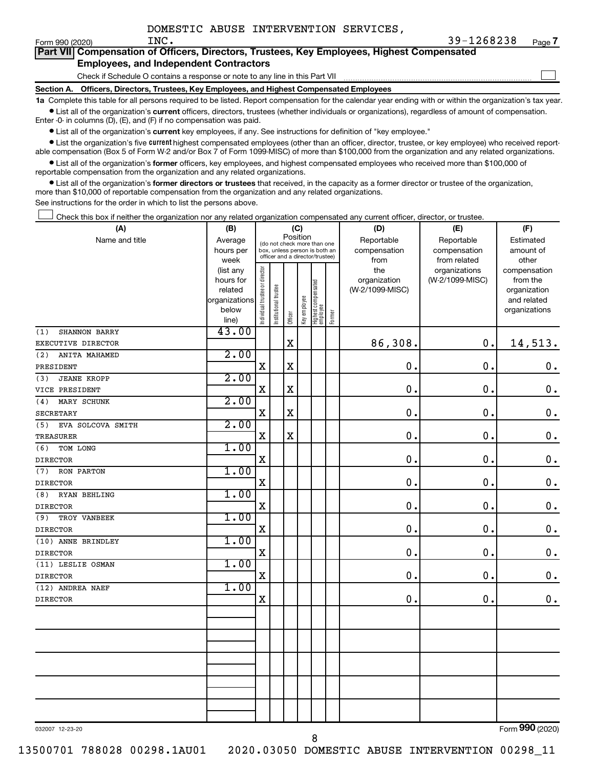DOMESTIC ABUSE INTERVENTION SERVICES, INC. 39-1268238

Form 990 (2020) Page **7**

**Part VII Compensation of Officers, Directors, Trustees, Key Employees, Highest Compensated Employees, and Independent Contractors**

Check if Schedule O contains a response or note to any line in this Part VII ☐

**Section A. Officers, Directors, Trustees, Key Employees, and Highest Compensated Employees**

**1a** Complete this table for all persons required to be listed. Report compensation for the calendar year ending with or within the organization's tax year.

- List all of the organization's **current** officers, directors, trustees (whether individuals or organizations), regardless of amount of compensation. Enter -0- in columns (D), (E), and (F) if no compensation was paid.
- List all of the organization's **current** key employees, if any. See instructions for definition of "key employee."
- List the organization's five **current** highest compensated employees (other than an officer, director, trustee, or key employee) who received reportable compensation (Box 5 of Form W-2 and/or Box 7 of Form 1099-MISC) of more than $100,000 from the organization and any related organizations.
- List all of the organization's **former** officers, key employees, and highest compensated employees who received more than $100,000 of reportable compensation from the organization and any related organizations.
- List all of the organization's **former directors or trustees** that received, in the capacity as a former director or trustee of the organization, more than $10,000 of reportable compensation from the organization and any related organizations.

See instructions for the order in which to list the persons above.

☐ Check this box if neither the organization nor any related organization compensated any current officer, director, or trustee.

| (A) Name and title | (B) Average hours per week (list any hours for related organizations below line) | (C) Position: Individual trustee or director | Institutional trustee | Officer | Key employee | Highest compensated employee | Former | (D) Reportable compensation from the organization (W-2/1099-MISC) | (E) Reportable compensation from related organizations (W-2/1099-MISC) | (F) Estimated amount of other compensation from the organization and related organizations |
|---|---|---|---|---|---|---|---|---|---|---|
| (1) SHANNON BARRY<br>EXECUTIVE DIRECTOR | 43.00 | | | X | | | | 86,308. | 0. | 14,513. |
| (2) ANITA MAHAMED<br>PRESIDENT | 2.00 | X | | X | | | | 0. | 0. | 0. |
| (3) JEANE KROPP<br>VICE PRESIDENT | 2.00 | X | | X | | | | 0. | 0. | 0. |
| (4) MARY SCHUNK<br>SECRETARY | 2.00 | X | | X | | | | 0. | 0. | 0. |
| (5) EVA SOLCOVA SMITH<br>TREASURER | 2.00 | X | | X | | | | 0. | 0. | 0. |
| (6) TOM LONG<br>DIRECTOR | 1.00 | X | | | | | | 0. | 0. | 0. |
| (7) RON PARTON<br>DIRECTOR | 1.00 | X | | | | | | 0. | 0. | 0. |
| (8) RYAN BEHLING<br>DIRECTOR | 1.00 | X | | | | | | 0. | 0. | 0. |
| (9) TROY VANBEEK<br>DIRECTOR | 1.00 | X | | | | | | 0. | 0. | 0. |
| (10) ANNE BRINDLEY<br>DIRECTOR | 1.00 | X | | | | | | 0. | 0. | 0. |
| (11) LESLIE OSMAN<br>DIRECTOR | 1.00 | X | | | | | | 0. | 0. | 0. |
| (12) ANDREA NAEF<br>DIRECTOR | 1.00 | X | | | | | | 0. | 0. | 0. |

032007 12-23-20

Form **990** (2020)

13500701 788028 00298.1AU01 2020.03050 DOMESTIC ABUSE INTERVENTION 00298_11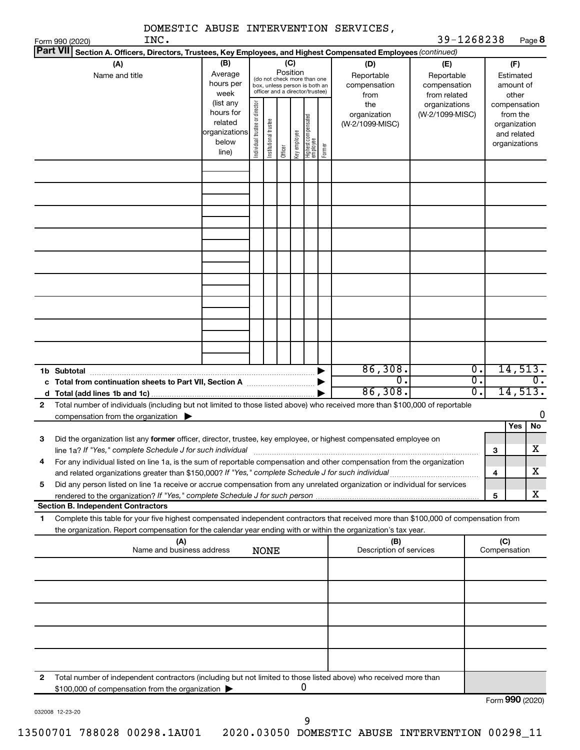DOMESTIC ABUSE INTERVENTION SERVICES, INC. 39-1268238

Form 990 (2020) Page **8**

**Part VII** Section A. Officers, Directors, Trustees, Key Employees, and Highest Compensated Employees *(continued)*

| (A) Name and title | (B) Average hours per week (list any hours for related organizations below line) | (C) Position (do not check more than one box, unless person is both an officer and a director/trustee): Individual trustee or director | Institutional trustee | Officer | Key employee | Highest compensated employee | Former | (D) Reportable compensation from the organization (W-2/1099-MISC) | (E) Reportable compensation from related organizations (W-2/1099-MISC) | (F) Estimated amount of other compensation from the organization and related organizations |
|---|---|---|---|---|---|---|---|---|---|---|
| | | | | | | | | | | |
| | | | | | | | | | | |
| | | | | | | | | | | |
| | | | | | | | | | | |
| | | | | | | | | | | |
| | | | | | | | | | | |
| | | | | | | | | | | |
| | | | | | | | | | | |
| | | | | | | | | | | |
| **1b Subtotal** | | | | | | | ▶ | 86,308. | 0. | 14,513. |
| **c Total from continuation sheets to Part VII, Section A** | | | | | | | ▶ | 0. | 0. | 0. |
| **d Total (add lines 1b and 1c)** | | | | | | | ▶ | 86,308. | 0. | 14,513. |

**2** Total number of individuals (including but not limited to those listed above) who received more than $100,000 of reportable compensation from the organization ▶ 0

| | | Yes | No |
|---|---|---|---|
| **3** Did the organization list any **former** officer, director, trustee, key employee, or highest compensated employee on line 1a? *If "Yes," complete Schedule J for such individual* | 3 | | X |
| **4** For any individual listed on line 1a, is the sum of reportable compensation and other compensation from the organization and related organizations greater than $150,000? *If "Yes," complete Schedule J for such individual* | 4 | | X |
| **5** Did any person listed on line 1a receive or accrue compensation from any unrelated organization or individual for services rendered to the organization? *If "Yes," complete Schedule J for such person* | 5 | | X |

**Section B. Independent Contractors**

**1** Complete this table for your five highest compensated independent contractors that received more than $100,000 of compensation from the organization. Report compensation for the calendar year ending with or within the organization's tax year.

| (A) Name and business address | (B) Description of services | (C) Compensation |
|---|---|---|
| NONE | | |
| | | |
| | | |
| | | |
| | | |

**2** Total number of independent contractors (including but not limited to those listed above) who received more than $100,000 of compensation from the organization ▶ 0

Form **990** (2020)

032008 12-23-20

13500701 788028 00298.1AU01 2020.03050 DOMESTIC ABUSE INTERVENTION 00298_11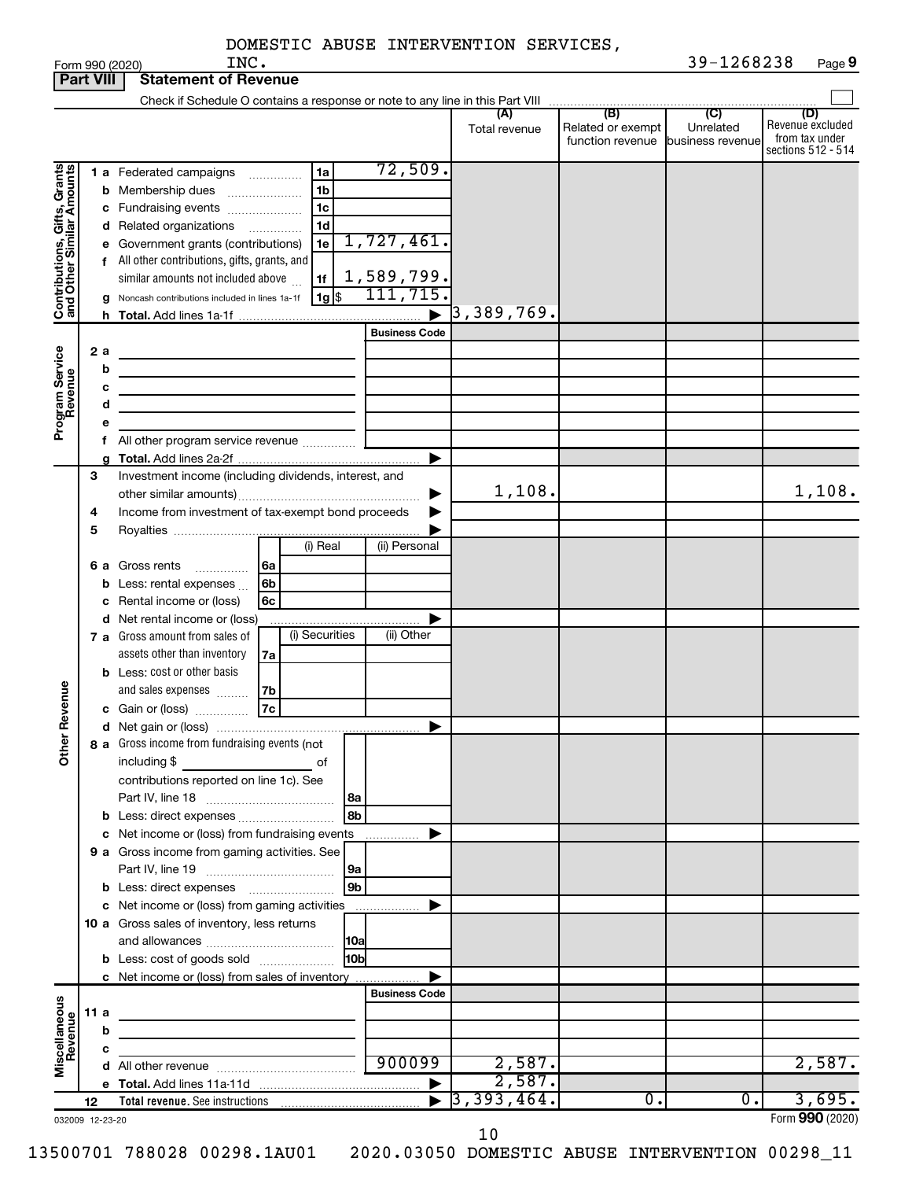DOMESTIC ABUSE INTERVENTION SERVICES, INC. 39-1268238

Form 990 (2020) Page **9**

**Part VIII Statement of Revenue**

Check if Schedule O contains a response or note to any line in this Part VIII

| | | | | (A) Total revenue | (B) Related or exempt function revenue | (C) Unrelated business revenue | (D) Revenue excluded from tax under sections 512 - 514 |
|---|---|---|---|---|---|---|---|
| **Contributions, Gifts, Grants and Other Similar Amounts** | 1 a Federated campaigns | 1a | 72,509. | | | | |
| | b Membership dues | 1b | | | | | |
| | c Fundraising events | 1c | | | | | |
| | d Related organizations | 1d | | | | | |
| | e Government grants (contributions) | 1e | 1,727,461. | | | | |
| | f All other contributions, gifts, grants, and similar amounts not included above | 1f | 1,589,799. | | | | |
| | g Noncash contributions included in lines 1a-1f | 1g $ | 111,715. | | | | |
| | h **Total.** Add lines 1a-1f | | | 3,389,769. | | | |
| **Program Service Revenue** | | | Business Code | | | | |
| | 2 a | | | | | | |
| | b | | | | | | |
| | c | | | | | | |
| | d | | | | | | |
| | e | | | | | | |
| | f All other program service revenue | | | | | | |
| | g **Total.** Add lines 2a-2f | | | | | | |
| **Other Revenue** | 3 Investment income (including dividends, interest, and other similar amounts) | | | 1,108. | | | 1,108. |
| | 4 Income from investment of tax-exempt bond proceeds | | | | | | |
| | 5 Royalties | | | | | | |
| | | (i) Real | (ii) Personal | | | | |
| | 6 a Gross rents 6a | | | | | | |
| | b Less: rental expenses 6b | | | | | | |
| | c Rental income or (loss) 6c | | | | | | |
| | d Net rental income or (loss) | | | | | | |
| | | (i) Securities | (ii) Other | | | | |
| | 7 a Gross amount from sales of assets other than inventory 7a | | | | | | |
| | b Less: cost or other basis and sales expenses 7b | | | | | | |
| | c Gain or (loss) 7c | | | | | | |
| | d Net gain or (loss) | | | | | | |
| | 8 a Gross income from fundraising events (not including $ ____ of contributions reported on line 1c). See Part IV, line 18 | 8a | | | | | |
| | b Less: direct expenses | 8b | | | | | |
| | c Net income or (loss) from fundraising events | | | | | | |
| | 9 a Gross income from gaming activities. See Part IV, line 19 | 9a | | | | | |
| | b Less: direct expenses | 9b | | | | | |
| | c Net income or (loss) from gaming activities | | | | | | |
| | 10 a Gross sales of inventory, less returns and allowances | 10a | | | | | |
| | b Less: cost of goods sold | 10b | | | | | |
| | c Net income or (loss) from sales of inventory | | | | | | |
| **Miscellaneous Revenue** | | | Business Code | | | | |
| | 11 a | | | | | | |
| | b | | | | | | |
| | c | | | | | | |
| | d All other revenue | | 900099 | 2,587. | | | 2,587. |
| | e **Total.** Add lines 11a-11d | | | 2,587. | | | |
| | 12 **Total revenue.** See instructions | | | 3,393,464. | 0. | 0. | 3,695. |

032009 12-23-20 Form **990** (2020)

13500701 788028 00298.1AU01 2020.03050 DOMESTIC ABUSE INTERVENTION 00298_11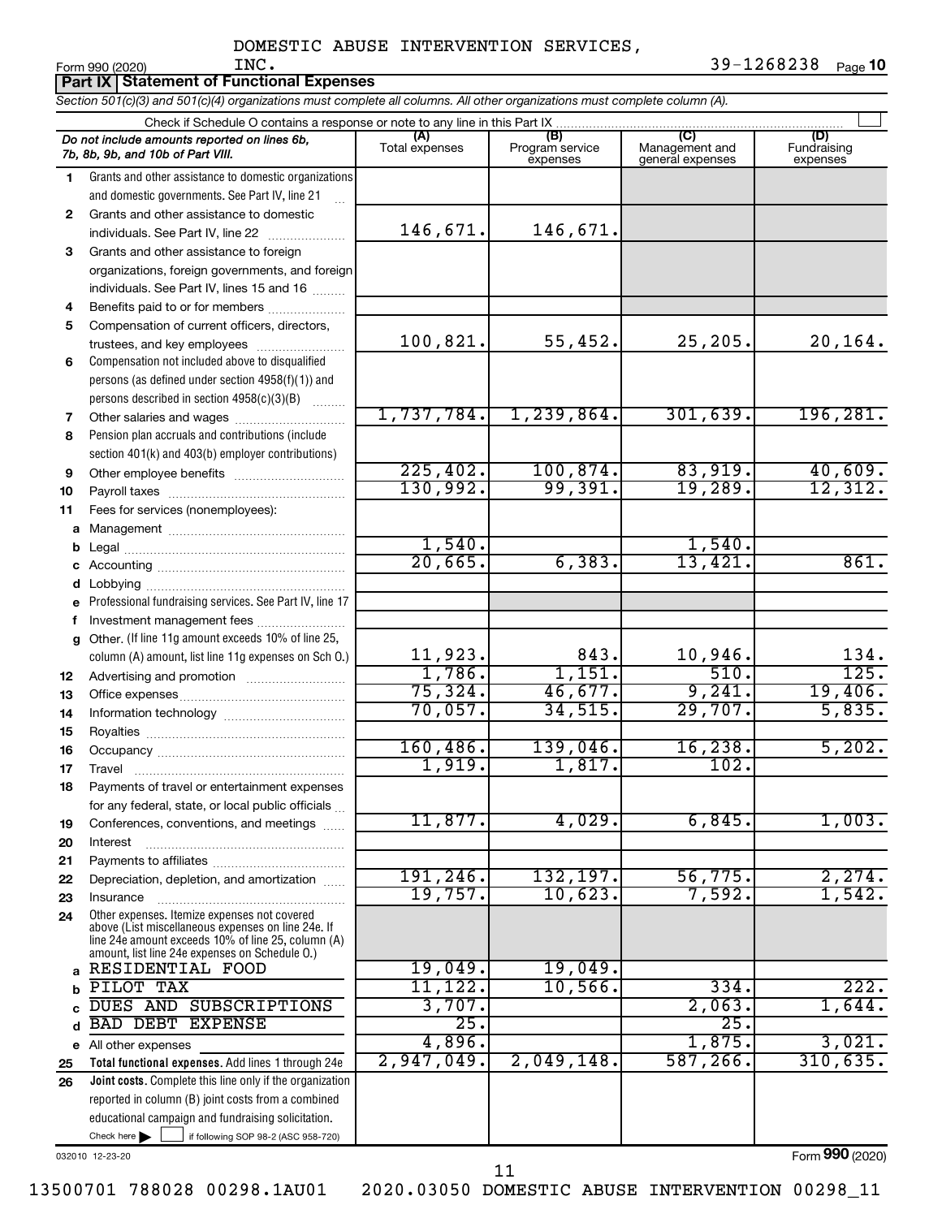DOMESTIC ABUSE INTERVENTION SERVICES, INC.

Form 990 (2020) 39-1268238 Page 10

## Part IX Statement of Functional Expenses

*Section 501(c)(3) and 501(c)(4) organizations must complete all columns. All other organizations must complete column (A).*

Check if Schedule O contains a response or note to any line in this Part IX

| | *Do not include amounts reported on lines 6b, 7b, 8b, 9b, and 10b of Part VIII.* | (A) Total expenses | (B) Program service expenses | (C) Management and general expenses | (D) Fundraising expenses |
|---|---|---|---|---|---|
| 1 | Grants and other assistance to domestic organizations and domestic governments. See Part IV, line 21 | | | | |
| 2 | Grants and other assistance to domestic individuals. See Part IV, line 22 | 146,671. | 146,671. | | |
| 3 | Grants and other assistance to foreign organizations, foreign governments, and foreign individuals. See Part IV, lines 15 and 16 | | | | |
| 4 | Benefits paid to or for members | | | | |
| 5 | Compensation of current officers, directors, trustees, and key employees | 100,821. | 55,452. | 25,205. | 20,164. |
| 6 | Compensation not included above to disqualified persons (as defined under section 4958(f)(1)) and persons described in section 4958(c)(3)(B) | | | | |
| 7 | Other salaries and wages | 1,737,784. | 1,239,864. | 301,639. | 196,281. |
| 8 | Pension plan accruals and contributions (include section 401(k) and 403(b) employer contributions) | | | | |
| 9 | Other employee benefits | 225,402. | 100,874. | 83,919. | 40,609. |
| 10 | Payroll taxes | 130,992. | 99,391. | 19,289. | 12,312. |
| 11 | Fees for services (nonemployees): | | | | |
| a | Management | | | | |
| b | Legal | 1,540. | | 1,540. | |
| c | Accounting | 20,665. | 6,383. | 13,421. | 861. |
| d | Lobbying | | | | |
| e | Professional fundraising services. See Part IV, line 17 | | | | |
| f | Investment management fees | | | | |
| g | Other. (If line 11g amount exceeds 10% of line 25, column (A) amount, list line 11g expenses on Sch O.) | 11,923. | 843. | 10,946. | 134. |
| 12 | Advertising and promotion | 1,786. | 1,151. | 510. | 125. |
| 13 | Office expenses | 75,324. | 46,677. | 9,241. | 19,406. |
| 14 | Information technology | 70,057. | 34,515. | 29,707. | 5,835. |
| 15 | Royalties | | | | |
| 16 | Occupancy | 160,486. | 139,046. | 16,238. | 5,202. |
| 17 | Travel | 1,919. | 1,817. | 102. | |
| 18 | Payments of travel or entertainment expenses for any federal, state, or local public officials | | | | |
| 19 | Conferences, conventions, and meetings | 11,877. | 4,029. | 6,845. | 1,003. |
| 20 | Interest | | | | |
| 21 | Payments to affiliates | | | | |
| 22 | Depreciation, depletion, and amortization | 191,246. | 132,197. | 56,775. | 2,274. |
| 23 | Insurance | 19,757. | 10,623. | 7,592. | 1,542. |
| 24 | Other expenses. Itemize expenses not covered above (List miscellaneous expenses on line 24e. If line 24e amount exceeds 10% of line 25, column (A) amount, list line 24e expenses on Schedule O.) | | | | |
| a | RESIDENTIAL FOOD | 19,049. | 19,049. | | |
| b | PILOT TAX | 11,122. | 10,566. | 334. | 222. |
| c | DUES AND SUBSCRIPTIONS | 3,707. | | 2,063. | 1,644. |
| d | BAD DEBT EXPENSE | 25. | | 25. | |
| e | All other expenses | 4,896. | | 1,875. | 3,021. |
| 25 | **Total functional expenses.** Add lines 1 through 24e | 2,947,049. | 2,049,148. | 587,266. | 310,635. |
| 26 | **Joint costs.** Complete this line only if the organization reported in column (B) joint costs from a combined educational campaign and fundraising solicitation. Check here ☐ if following SOP 98-2 (ASC 958-720) | | | | |

032010 12-23-20 Form 990 (2020)

13500701 788028 00298.1AU01 2020.03050 DOMESTIC ABUSE INTERVENTION 00298_11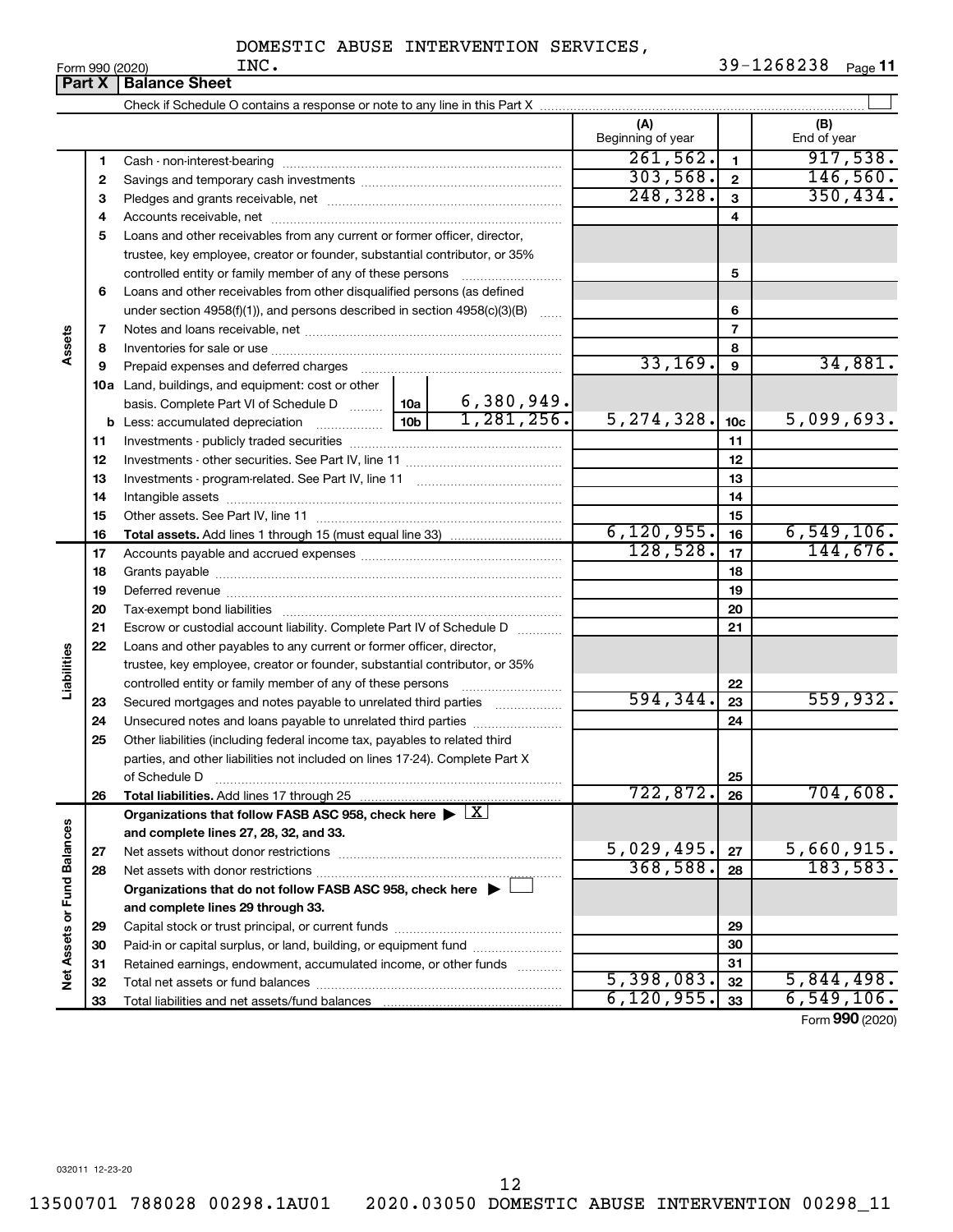DOMESTIC ABUSE INTERVENTION SERVICES, INC.

Form 990 (2020) 39-1268238 Page 11

## Part X Balance Sheet

Check if Schedule O contains a response or note to any line in this Part X

| | | | (A) Beginning of year | | (B) End of year |
|---|---|---|---|---|---|
| Assets | 1 | Cash - non-interest-bearing | 261,562. | 1 | 917,538. |
| | 2 | Savings and temporary cash investments | 303,568. | 2 | 146,560. |
| | 3 | Pledges and grants receivable, net | 248,328. | 3 | 350,434. |
| | 4 | Accounts receivable, net | | 4 | |
| | 5 | Loans and other receivables from any current or former officer, director, trustee, key employee, creator or founder, substantial contributor, or 35% controlled entity or family member of any of these persons | | 5 | |
| | 6 | Loans and other receivables from other disqualified persons (as defined under section 4958(f)(1)), and persons described in section 4958(c)(3)(B) | | 6 | |
| | 7 | Notes and loans receivable, net | | 7 | |
| | 8 | Inventories for sale or use | | 8 | |
| | 9 | Prepaid expenses and deferred charges | 33,169. | 9 | 34,881. |
| | 10a | Land, buildings, and equipment: cost or other basis. Complete Part VI of Schedule D 10a 6,380,949. | | | |
| | b | Less: accumulated depreciation 10b 1,281,256. | 5,274,328. | 10c | 5,099,693. |
| | 11 | Investments - publicly traded securities | | 11 | |
| | 12 | Investments - other securities. See Part IV, line 11 | | 12 | |
| | 13 | Investments - program-related. See Part IV, line 11 | | 13 | |
| | 14 | Intangible assets | | 14 | |
| | 15 | Other assets. See Part IV, line 11 | | 15 | |
| | 16 | **Total assets.** Add lines 1 through 15 (must equal line 33) | 6,120,955. | 16 | 6,549,106. |
| Liabilities | 17 | Accounts payable and accrued expenses | 128,528. | 17 | 144,676. |
| | 18 | Grants payable | | 18 | |
| | 19 | Deferred revenue | | 19 | |
| | 20 | Tax-exempt bond liabilities | | 20 | |
| | 21 | Escrow or custodial account liability. Complete Part IV of Schedule D | | 21 | |
| | 22 | Loans and other payables to any current or former officer, director, trustee, key employee, creator or founder, substantial contributor, or 35% controlled entity or family member of any of these persons | | 22 | |
| | 23 | Secured mortgages and notes payable to unrelated third parties | 594,344. | 23 | 559,932. |
| | 24 | Unsecured notes and loans payable to unrelated third parties | | 24 | |
| | 25 | Other liabilities (including federal income tax, payables to related third parties, and other liabilities not included on lines 17-24). Complete Part X of Schedule D | | 25 | |
| | 26 | **Total liabilities.** Add lines 17 through 25 | 722,872. | 26 | 704,608. |
| Net Assets or Fund Balances | | **Organizations that follow FASB ASC 958, check here** [X] **and complete lines 27, 28, 32, and 33.** | | | |
| | 27 | Net assets without donor restrictions | 5,029,495. | 27 | 5,660,915. |
| | 28 | Net assets with donor restrictions | 368,588. | 28 | 183,583. |
| | | **Organizations that do not follow FASB ASC 958, check here** [ ] **and complete lines 29 through 33.** | | | |
| | 29 | Capital stock or trust principal, or current funds | | 29 | |
| | 30 | Paid-in or capital surplus, or land, building, or equipment fund | | 30 | |
| | 31 | Retained earnings, endowment, accumulated income, or other funds | | 31 | |
| | 32 | Total net assets or fund balances | 5,398,083. | 32 | 5,844,498. |
| | 33 | Total liabilities and net assets/fund balances | 6,120,955. | 33 | 6,549,106. |

Form 990 (2020)

032011 12-23-20

13500701 788028 00298.1AU01 2020.03050 DOMESTIC ABUSE INTERVENTION 00298_11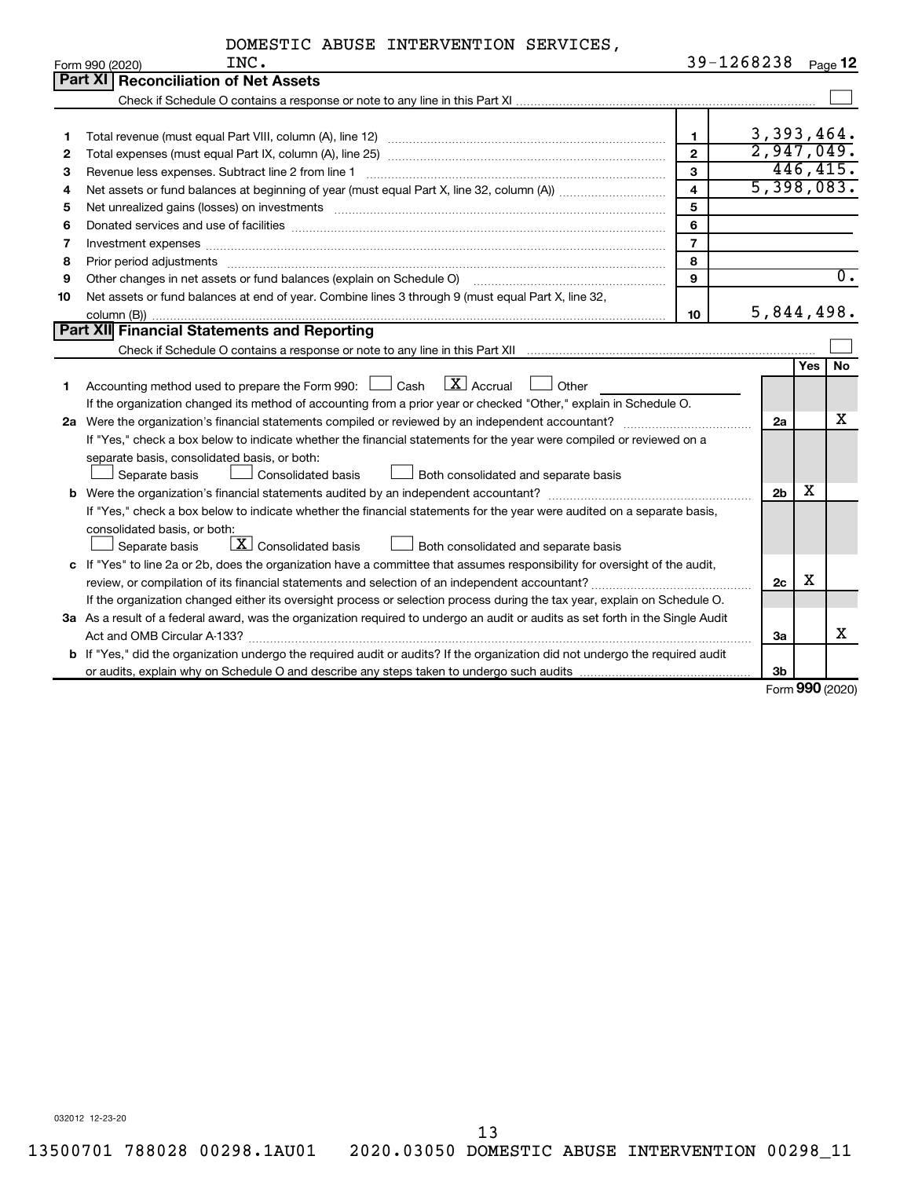DOMESTIC ABUSE INTERVENTION SERVICES, INC. 39-1268238

Form 990 (2020) Page **12**

## Part XI Reconciliation of Net Assets

Check if Schedule O contains a response or note to any line in this Part XI ☐

| | | | |
|---|---|---|---|
| 1 | Total revenue (must equal Part VIII, column (A), line 12) | 1 | 3,393,464. |
| 2 | Total expenses (must equal Part IX, column (A), line 25) | 2 | 2,947,049. |
| 3 | Revenue less expenses. Subtract line 2 from line 1 | 3 | 446,415. |
| 4 | Net assets or fund balances at beginning of year (must equal Part X, line 32, column (A)) | 4 | 5,398,083. |
| 5 | Net unrealized gains (losses) on investments | 5 | |
| 6 | Donated services and use of facilities | 6 | |
| 7 | Investment expenses | 7 | |
| 8 | Prior period adjustments | 8 | |
| 9 | Other changes in net assets or fund balances (explain on Schedule O) | 9 | 0. |
| 10 | Net assets or fund balances at end of year. Combine lines 3 through 9 (must equal Part X, line 32, column (B)) | 10 | 5,844,498. |

## Part XII Financial Statements and Reporting

Check if Schedule O contains a response or note to any line in this Part XII ☐

| | | | Yes | No |
|---|---|---|---|---|
| 1 | Accounting method used to prepare the Form 990: ☐ Cash ☒ Accrual ☐ Other<br>If the organization changed its method of accounting from a prior year or checked "Other," explain in Schedule O. | | | |
| 2a | Were the organization's financial statements compiled or reviewed by an independent accountant?<br>If "Yes," check a box below to indicate whether the financial statements for the year were compiled or reviewed on a separate basis, consolidated basis, or both:<br>☐ Separate basis ☐ Consolidated basis ☐ Both consolidated and separate basis | 2a | | X |
| b | Were the organization's financial statements audited by an independent accountant?<br>If "Yes," check a box below to indicate whether the financial statements for the year were audited on a separate basis, consolidated basis, or both:<br>☐ Separate basis ☒ Consolidated basis ☐ Both consolidated and separate basis | 2b | X | |
| c | If "Yes" to line 2a or 2b, does the organization have a committee that assumes responsibility for oversight of the audit, review, or compilation of its financial statements and selection of an independent accountant?<br>If the organization changed either its oversight process or selection process during the tax year, explain on Schedule O. | 2c | X | |
| 3a | As a result of a federal award, was the organization required to undergo an audit or audits as set forth in the Single Audit Act and OMB Circular A-133? | 3a | | X |
| b | If "Yes," did the organization undergo the required audit or audits? If the organization did not undergo the required audit or audits, explain why on Schedule O and describe any steps taken to undergo such audits | 3b | | |

Form **990** (2020)

032012 12-23-20

13500701 788028 00298.1AU01 2020.03050 DOMESTIC ABUSE INTERVENTION 00298_11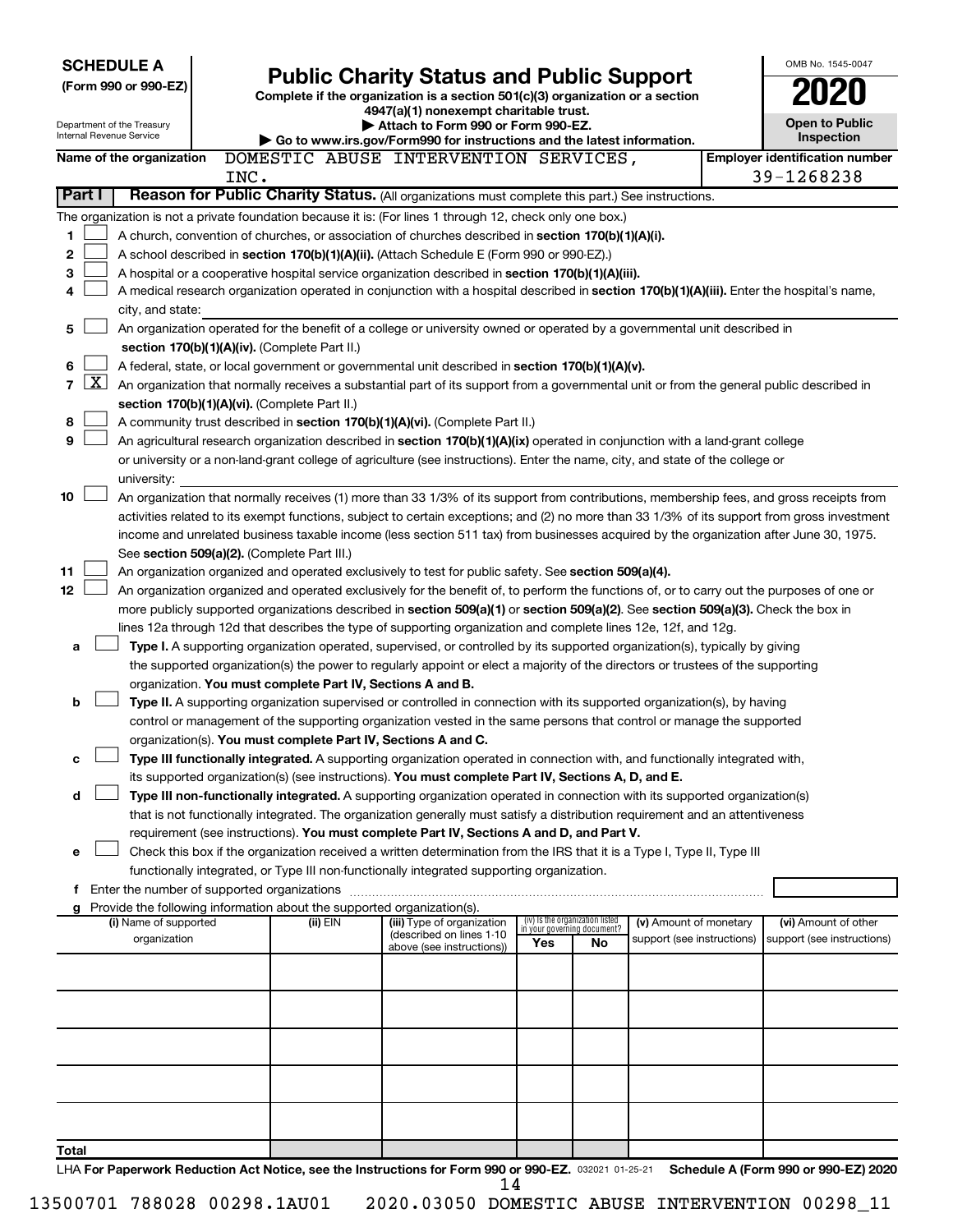**SCHEDULE A**
**(Form 990 or 990-EZ)**

Department of the Treasury
Internal Revenue Service

# Public Charity Status and Public Support

**Complete if the organization is a section 501(c)(3) organization or a section 4947(a)(1) nonexempt charitable trust.**
**▶ Attach to Form 990 or Form 990-EZ.**
**▶ Go to www.irs.gov/Form990 for instructions and the latest information.**

OMB No. 1545-0047
**2020**
**Open to Public Inspection**

**Name of the organization** DOMESTIC ABUSE INTERVENTION SERVICES, INC.
**Employer identification number** 39-1268238

## Part I — Reason for Public Charity Status. (All organizations must complete this part.) See instructions.

The organization is not a private foundation because it is: (For lines 1 through 12, check only one box.)

1. ☐ A church, convention of churches, or association of churches described in **section 170(b)(1)(A)(i).**
2. ☐ A school described in **section 170(b)(1)(A)(ii).** (Attach Schedule E (Form 990 or 990-EZ).)
3. ☐ A hospital or a cooperative hospital service organization described in **section 170(b)(1)(A)(iii).**
4. ☐ A medical research organization operated in conjunction with a hospital described in **section 170(b)(1)(A)(iii).** Enter the hospital's name, city, and state:
5. ☐ An organization operated for the benefit of a college or university owned or operated by a governmental unit described in **section 170(b)(1)(A)(iv).** (Complete Part II.)
6. ☐ A federal, state, or local government or governmental unit described in **section 170(b)(1)(A)(v).**
7. ☒ An organization that normally receives a substantial part of its support from a governmental unit or from the general public described in **section 170(b)(1)(A)(vi).** (Complete Part II.)
8. ☐ A community trust described in **section 170(b)(1)(A)(vi).** (Complete Part II.)
9. ☐ An agricultural research organization described in **section 170(b)(1)(A)(ix)** operated in conjunction with a land-grant college or university or a non-land-grant college of agriculture (see instructions). Enter the name, city, and state of the college or university:
10. ☐ An organization that normally receives (1) more than 33 1/3% of its support from contributions, membership fees, and gross receipts from activities related to its exempt functions, subject to certain exceptions; and (2) no more than 33 1/3% of its support from gross investment income and unrelated business taxable income (less section 511 tax) from businesses acquired by the organization after June 30, 1975. See **section 509(a)(2).** (Complete Part III.)
11. ☐ An organization organized and operated exclusively to test for public safety. See **section 509(a)(4).**
12. ☐ An organization organized and operated exclusively for the benefit of, to perform the functions of, or to carry out the purposes of one or more publicly supported organizations described in **section 509(a)(1)** or **section 509(a)(2).** See **section 509(a)(3).** Check the box in lines 12a through 12d that describes the type of supporting organization and complete lines 12e, 12f, and 12g.
   - **a** ☐ **Type I.** A supporting organization operated, supervised, or controlled by its supported organization(s), typically by giving the supported organization(s) the power to regularly appoint or elect a majority of the directors or trustees of the supporting organization. **You must complete Part IV, Sections A and B.**
   - **b** ☐ **Type II.** A supporting organization supervised or controlled in connection with its supported organization(s), by having control or management of the supporting organization vested in the same persons that control or manage the supported organization(s). **You must complete Part IV, Sections A and C.**
   - **c** ☐ **Type III functionally integrated.** A supporting organization operated in connection with, and functionally integrated with, its supported organization(s) (see instructions). **You must complete Part IV, Sections A, D, and E.**
   - **d** ☐ **Type III non-functionally integrated.** A supporting organization operated in connection with its supported organization(s) that is not functionally integrated. The organization generally must satisfy a distribution requirement and an attentiveness requirement (see instructions). **You must complete Part IV, Sections A and D, and Part V.**
   - **e** ☐ Check this box if the organization received a written determination from the IRS that it is a Type I, Type II, Type III functionally integrated, or Type III non-functionally integrated supporting organization.
   - **f** Enter the number of supported organizations
   - **g** Provide the following information about the supported organization(s).

| (i) Name of supported organization | (ii) EIN | (iii) Type of organization (described on lines 1-10 above (see instructions)) | (iv) Is the organization listed in your governing document? Yes | No | (v) Amount of monetary support (see instructions) | (vi) Amount of other support (see instructions) |
|---|---|---|---|---|---|---|
| | | | | | | |
| | | | | | | |
| | | | | | | |
| | | | | | | |
| | | | | | | |
| **Total** | | | | | | |

LHA **For Paperwork Reduction Act Notice, see the Instructions for Form 990 or 990-EZ.** 032021 01-25-21 **Schedule A (Form 990 or 990-EZ) 2020**

13500701 788028 00298.1AU01 2020.03050 DOMESTIC ABUSE INTERVENTION 00298_11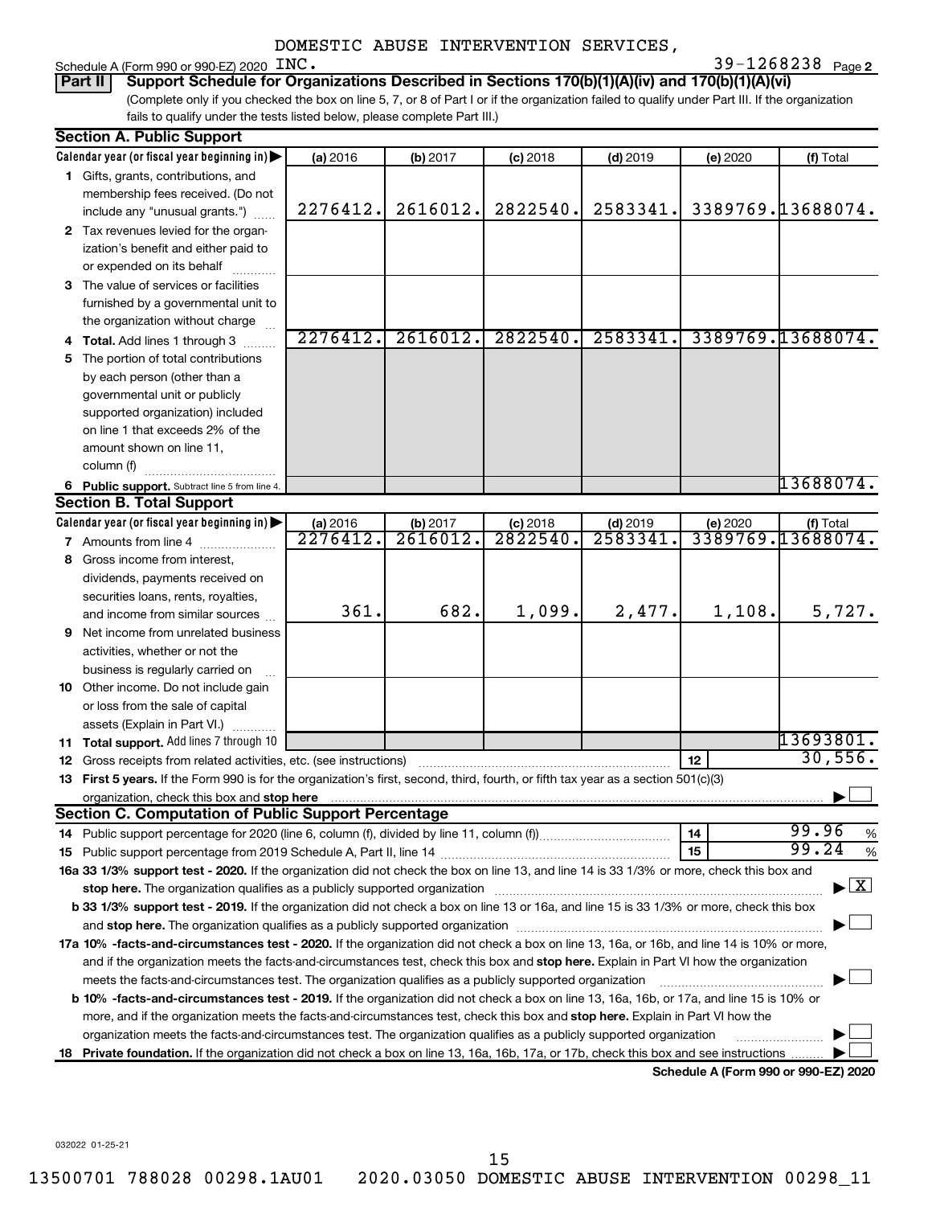DOMESTIC ABUSE INTERVENTION SERVICES, INC.

Schedule A (Form 990 or 990-EZ) 2020 — 39-1268238 — Page 2

**Part II — Support Schedule for Organizations Described in Sections 170(b)(1)(A)(iv) and 170(b)(1)(A)(vi)**

(Complete only if you checked the box on line 5, 7, or 8 of Part I or if the organization failed to qualify under Part III. If the organization fails to qualify under the tests listed below, please complete Part III.)

## Section A. Public Support

| Calendar year (or fiscal year beginning in) | (a) 2016 | (b) 2017 | (c) 2018 | (d) 2019 | (e) 2020 | (f) Total |
|---|---|---|---|---|---|---|
| 1 Gifts, grants, contributions, and membership fees received. (Do not include any "unusual grants.") | 2276412. | 2616012. | 2822540. | 2583341. | 3389769. | 13688074. |
| 2 Tax revenues levied for the organization's benefit and either paid to or expended on its behalf | | | | | | |
| 3 The value of services or facilities furnished by a governmental unit to the organization without charge | | | | | | |
| 4 **Total.** Add lines 1 through 3 | 2276412. | 2616012. | 2822540. | 2583341. | 3389769. | 13688074. |
| 5 The portion of total contributions by each person (other than a governmental unit or publicly supported organization) included on line 1 that exceeds 2% of the amount shown on line 11, column (f) | | | | | | |
| 6 **Public support.** Subtract line 5 from line 4. | | | | | | 13688074. |

## Section B. Total Support

| Calendar year (or fiscal year beginning in) | (a) 2016 | (b) 2017 | (c) 2018 | (d) 2019 | (e) 2020 | (f) Total |
|---|---|---|---|---|---|---|
| 7 Amounts from line 4 | 2276412. | 2616012. | 2822540. | 2583341. | 3389769. | 13688074. |
| 8 Gross income from interest, dividends, payments received on securities loans, rents, royalties, and income from similar sources | 361. | 682. | 1,099. | 2,477. | 1,108. | 5,727. |
| 9 Net income from unrelated business activities, whether or not the business is regularly carried on | | | | | | |
| 10 Other income. Do not include gain or loss from the sale of capital assets (Explain in Part VI.) | | | | | | |
| 11 **Total support.** Add lines 7 through 10 | | | | | | 13693801. |

12 Gross receipts from related activities, etc. (see instructions) — 12 — 30,556.

13 **First 5 years.** If the Form 990 is for the organization's first, second, third, fourth, or fifth tax year as a section 501(c)(3) organization, check this box and **stop here** ☐

## Section C. Computation of Public Support Percentage

14 Public support percentage for 2020 (line 6, column (f), divided by line 11, column (f)) — 14 — 99.96 %

15 Public support percentage from 2019 Schedule A, Part II, line 14 — 15 — 99.24 %

**16a 33 1/3% support test - 2020.** If the organization did not check the box on line 13, and line 14 is 33 1/3% or more, check this box and **stop here.** The organization qualifies as a publicly supported organization ☒

**b 33 1/3% support test - 2019.** If the organization did not check a box on line 13 or 16a, and line 15 is 33 1/3% or more, check this box and **stop here.** The organization qualifies as a publicly supported organization ☐

**17a 10% -facts-and-circumstances test - 2020.** If the organization did not check a box on line 13, 16a, or 16b, and line 14 is 10% or more, and if the organization meets the facts-and-circumstances test, check this box and **stop here.** Explain in Part VI how the organization meets the facts-and-circumstances test. The organization qualifies as a publicly supported organization ☐

**b 10% -facts-and-circumstances test - 2019.** If the organization did not check a box on line 13, 16a, 16b, or 17a, and line 15 is 10% or more, and if the organization meets the facts-and-circumstances test, check this box and **stop here.** Explain in Part VI how the organization meets the facts-and-circumstances test. The organization qualifies as a publicly supported organization ☐

**18 Private foundation.** If the organization did not check a box on line 13, 16a, 16b, 17a, or 17b, check this box and see instructions ☐

**Schedule A (Form 990 or 990-EZ) 2020**

032022 01-25-21

13500701 788028 00298.1AU01 2020.03050 DOMESTIC ABUSE INTERVENTION 00298_11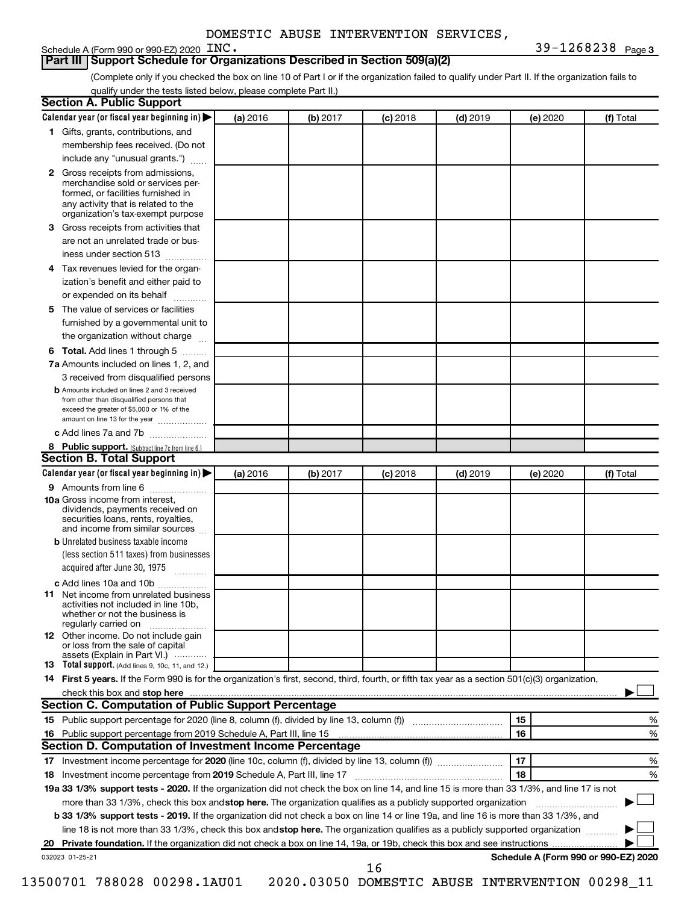DOMESTIC ABUSE INTERVENTION SERVICES, INC.

Schedule A (Form 990 or 990-EZ) 2020 — 39-1268238 Page 3

## Part III Support Schedule for Organizations Described in Section 509(a)(2)

(Complete only if you checked the box on line 10 of Part I or if the organization failed to qualify under Part II. If the organization fails to qualify under the tests listed below, please complete Part II.)

### Section A. Public Support

| Calendar year (or fiscal year beginning in) | (a) 2016 | (b) 2017 | (c) 2018 | (d) 2019 | (e) 2020 | (f) Total |
|---|---|---|---|---|---|---|
| 1 Gifts, grants, contributions, and membership fees received. (Do not include any "unusual grants.") | | | | | | |
| 2 Gross receipts from admissions, merchandise sold or services performed, or facilities furnished in any activity that is related to the organization's tax-exempt purpose | | | | | | |
| 3 Gross receipts from activities that are not an unrelated trade or business under section 513 | | | | | | |
| 4 Tax revenues levied for the organization's benefit and either paid to or expended on its behalf | | | | | | |
| 5 The value of services or facilities furnished by a governmental unit to the organization without charge | | | | | | |
| 6 Total. Add lines 1 through 5 | | | | | | |
| 7a Amounts included on lines 1, 2, and 3 received from disqualified persons | | | | | | |
| b Amounts included on lines 2 and 3 received from other than disqualified persons that exceed the greater of $5,000 or 1% of the amount on line 13 for the year | | | | | | |
| c Add lines 7a and 7b | | | | | | |
| 8 Public support. (Subtract line 7c from line 6.) | | | | | | |

### Section B. Total Support

| Calendar year (or fiscal year beginning in) | (a) 2016 | (b) 2017 | (c) 2018 | (d) 2019 | (e) 2020 | (f) Total |
|---|---|---|---|---|---|---|
| 9 Amounts from line 6 | | | | | | |
| 10a Gross income from interest, dividends, payments received on securities loans, rents, royalties, and income from similar sources | | | | | | |
| b Unrelated business taxable income (less section 511 taxes) from businesses acquired after June 30, 1975 | | | | | | |
| c Add lines 10a and 10b | | | | | | |
| 11 Net income from unrelated business activities not included in line 10b, whether or not the business is regularly carried on | | | | | | |
| 12 Other income. Do not include gain or loss from the sale of capital assets (Explain in Part VI.) | | | | | | |
| 13 Total support. (Add lines 9, 10c, 11, and 12.) | | | | | | |

14 **First 5 years.** If the Form 990 is for the organization's first, second, third, fourth, or fifth tax year as a section 501(c)(3) organization, check this box and **stop here** ☐

### Section C. Computation of Public Support Percentage

| | | |
|---|---|---|
| 15 Public support percentage for 2020 (line 8, column (f), divided by line 13, column (f)) | 15 | % |
| 16 Public support percentage from 2019 Schedule A, Part III, line 15 | 16 | % |

### Section D. Computation of Investment Income Percentage

| | | |
|---|---|---|
| 17 Investment income percentage for **2020** (line 10c, column (f), divided by line 13, column (f)) | 17 | % |
| 18 Investment income percentage from **2019** Schedule A, Part III, line 17 | 18 | % |

**19a 33 1/3% support tests - 2020.** If the organization did not check the box on line 14, and line 15 is more than 33 1/3%, and line 17 is not more than 33 1/3%, check this box and **stop here.** The organization qualifies as a publicly supported organization ☐

**b 33 1/3% support tests - 2019.** If the organization did not check a box on line 14 or line 19a, and line 16 is more than 33 1/3%, and line 18 is not more than 33 1/3%, check this box and **stop here.** The organization qualifies as a publicly supported organization ☐

**20 Private foundation.** If the organization did not check a box on line 14, 19a, or 19b, check this box and see instructions ☐

032023 01-25-21 — **Schedule A (Form 990 or 990-EZ) 2020**

13500701 788028 00298.1AU01 2020.03050 DOMESTIC ABUSE INTERVENTION 00298_11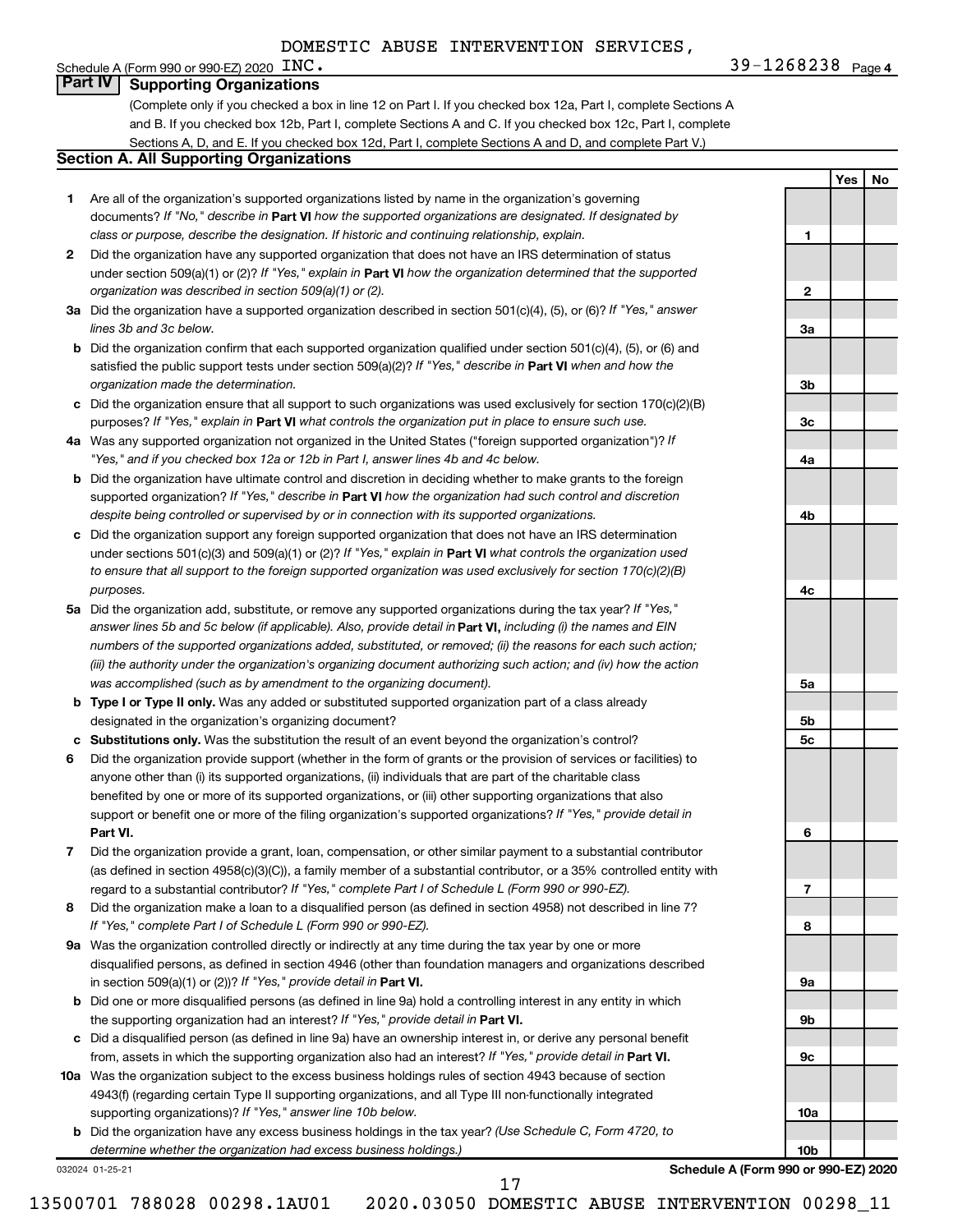DOMESTIC ABUSE INTERVENTION SERVICES, INC. 39-1268238

Schedule A (Form 990 or 990-EZ) 2020

## Part IV Supporting Organizations

(Complete only if you checked a box in line 12 on Part I. If you checked box 12a, Part I, complete Sections A and B. If you checked box 12b, Part I, complete Sections A and C. If you checked box 12c, Part I, complete Sections A, D, and E. If you checked box 12d, Part I, complete Sections A and D, and complete Part V.)

### Section A. All Supporting Organizations

| | | | Yes | No |
|---|---|---|---|---|
| 1 | Are all of the organization's supported organizations listed by name in the organization's governing documents? *If "No," describe in* **Part VI** *how the supported organizations are designated. If designated by class or purpose, describe the designation. If historic and continuing relationship, explain.* | 1 | | |
| 2 | Did the organization have any supported organization that does not have an IRS determination of status under section 509(a)(1) or (2)? *If "Yes," explain in* **Part VI** *how the organization determined that the supported organization was described in section 509(a)(1) or (2).* | 2 | | |
| 3a | Did the organization have a supported organization described in section 501(c)(4), (5), or (6)? *If "Yes," answer lines 3b and 3c below.* | 3a | | |
| b | Did the organization confirm that each supported organization qualified under section 501(c)(4), (5), or (6) and satisfied the public support tests under section 509(a)(2)? *If "Yes," describe in* **Part VI** *when and how the organization made the determination.* | 3b | | |
| c | Did the organization ensure that all support to such organizations was used exclusively for section 170(c)(2)(B) purposes? *If "Yes," explain in* **Part VI** *what controls the organization put in place to ensure such use.* | 3c | | |
| 4a | Was any supported organization not organized in the United States ("foreign supported organization")? *If "Yes," and if you checked box 12a or 12b in Part I, answer lines 4b and 4c below.* | 4a | | |
| b | Did the organization have ultimate control and discretion in deciding whether to make grants to the foreign supported organization? *If "Yes," describe in* **Part VI** *how the organization had such control and discretion despite being controlled or supervised by or in connection with its supported organizations.* | 4b | | |
| c | Did the organization support any foreign supported organization that does not have an IRS determination under sections 501(c)(3) and 509(a)(1) or (2)? *If "Yes," explain in* **Part VI** *what controls the organization used to ensure that all support to the foreign supported organization was used exclusively for section 170(c)(2)(B) purposes.* | 4c | | |
| 5a | Did the organization add, substitute, or remove any supported organizations during the tax year? *If "Yes," answer lines 5b and 5c below (if applicable). Also, provide detail in* **Part VI,** *including (i) the names and EIN numbers of the supported organizations added, substituted, or removed; (ii) the reasons for each such action; (iii) the authority under the organization's organizing document authorizing such action; and (iv) how the action was accomplished (such as by amendment to the organizing document).* | 5a | | |
| b | **Type I or Type II only.** Was any added or substituted supported organization part of a class already designated in the organization's organizing document? | 5b | | |
| c | **Substitutions only.** Was the substitution the result of an event beyond the organization's control? | 5c | | |
| 6 | Did the organization provide support (whether in the form of grants or the provision of services or facilities) to anyone other than (i) its supported organizations, (ii) individuals that are part of the charitable class benefited by one or more of its supported organizations, or (iii) other supporting organizations that also support or benefit one or more of the filing organization's supported organizations? *If "Yes," provide detail in* **Part VI.** | 6 | | |
| 7 | Did the organization provide a grant, loan, compensation, or other similar payment to a substantial contributor (as defined in section 4958(c)(3)(C)), a family member of a substantial contributor, or a 35% controlled entity with regard to a substantial contributor? *If "Yes," complete Part I of Schedule L (Form 990 or 990-EZ).* | 7 | | |
| 8 | Did the organization make a loan to a disqualified person (as defined in section 4958) not described in line 7? *If "Yes," complete Part I of Schedule L (Form 990 or 990-EZ).* | 8 | | |
| 9a | Was the organization controlled directly or indirectly at any time during the tax year by one or more disqualified persons, as defined in section 4946 (other than foundation managers and organizations described in section 509(a)(1) or (2))? *If "Yes," provide detail in* **Part VI.** | 9a | | |
| b | Did one or more disqualified persons (as defined in line 9a) hold a controlling interest in any entity in which the supporting organization had an interest? *If "Yes," provide detail in* **Part VI.** | 9b | | |
| c | Did a disqualified person (as defined in line 9a) have an ownership interest in, or derive any personal benefit from, assets in which the supporting organization also had an interest? *If "Yes," provide detail in* **Part VI.** | 9c | | |
| 10a | Was the organization subject to the excess business holdings rules of section 4943 because of section 4943(f) (regarding certain Type II supporting organizations, and all Type III non-functionally integrated supporting organizations)? *If "Yes," answer line 10b below.* | 10a | | |
| b | Did the organization have any excess business holdings in the tax year? *(Use Schedule C, Form 4720, to determine whether the organization had excess business holdings.)* | 10b | | |

032024 01-25-21

**Schedule A (Form 990 or 990-EZ) 2020**

13500701 788028 00298.1AU01 2020.03050 DOMESTIC ABUSE INTERVENTION 00298_11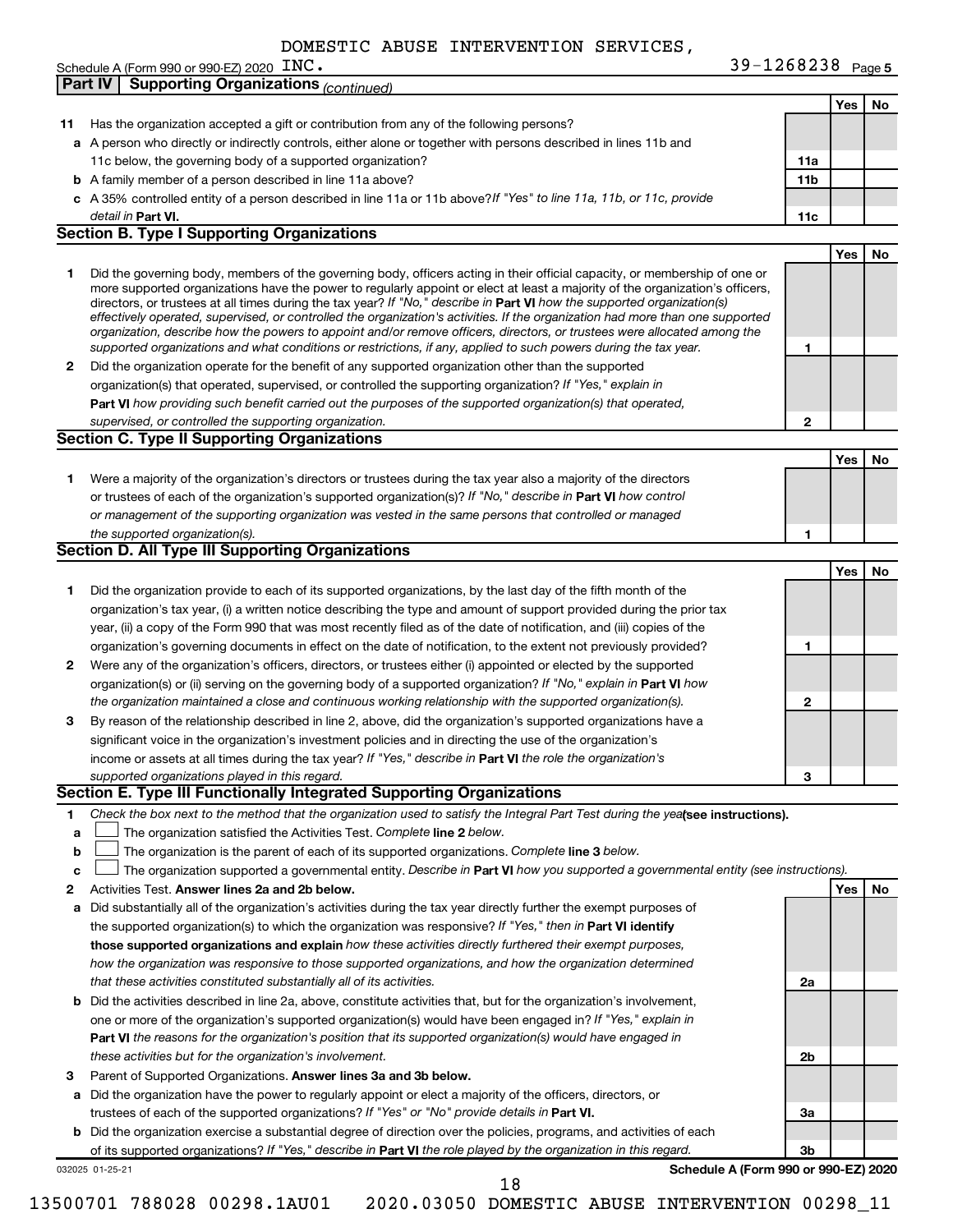DOMESTIC ABUSE INTERVENTION SERVICES, INC.

Schedule A (Form 990 or 990-EZ) 2020 39-1268238 Page 5

## Part IV Supporting Organizations *(continued)*

| | | | Yes | No |
|---|---|---|---|---|
| **11** | Has the organization accepted a gift or contribution from any of the following persons? | | | |
| **a** | A person who directly or indirectly controls, either alone or together with persons described in lines 11b and 11c below, the governing body of a supported organization? | 11a | | |
| **b** | A family member of a person described in line 11a above? | 11b | | |
| **c** | A 35% controlled entity of a person described in line 11a or 11b above? *If "Yes" to line 11a, 11b, or 11c, provide detail in* **Part VI.** | 11c | | |

### Section B. Type I Supporting Organizations

| | | | Yes | No |
|---|---|---|---|---|
| **1** | Did the governing body, members of the governing body, officers acting in their official capacity, or membership of one or more supported organizations have the power to regularly appoint or elect at least a majority of the organization's officers, directors, or trustees at all times during the tax year? *If "No," describe in* **Part VI** *how the supported organization(s) effectively operated, supervised, or controlled the organization's activities. If the organization had more than one supported organization, describe how the powers to appoint and/or remove officers, directors, or trustees were allocated among the supported organizations and what conditions or restrictions, if any, applied to such powers during the tax year.* | 1 | | |
| **2** | Did the organization operate for the benefit of any supported organization other than the supported organization(s) that operated, supervised, or controlled the supporting organization? *If "Yes," explain in* **Part VI** *how providing such benefit carried out the purposes of the supported organization(s) that operated, supervised, or controlled the supporting organization.* | 2 | | |

### Section C. Type II Supporting Organizations

| | | | Yes | No |
|---|---|---|---|---|
| **1** | Were a majority of the organization's directors or trustees during the tax year also a majority of the directors or trustees of each of the organization's supported organization(s)? *If "No," describe in* **Part VI** *how control or management of the supporting organization was vested in the same persons that controlled or managed the supported organization(s).* | 1 | | |

### Section D. All Type III Supporting Organizations

| | | | Yes | No |
|---|---|---|---|---|
| **1** | Did the organization provide to each of its supported organizations, by the last day of the fifth month of the organization's tax year, (i) a written notice describing the type and amount of support provided during the prior tax year, (ii) a copy of the Form 990 that was most recently filed as of the date of notification, and (iii) copies of the organization's governing documents in effect on the date of notification, to the extent not previously provided? | 1 | | |
| **2** | Were any of the organization's officers, directors, or trustees either (i) appointed or elected by the supported organization(s) or (ii) serving on the governing body of a supported organization? *If "No," explain in* **Part VI** *how the organization maintained a close and continuous working relationship with the supported organization(s).* | 2 | | |
| **3** | By reason of the relationship described in line 2, above, did the organization's supported organizations have a significant voice in the organization's investment policies and in directing the use of the organization's income or assets at all times during the tax year? *If "Yes," describe in* **Part VI** *the role the organization's supported organizations played in this regard.* | 3 | | |

### Section E. Type III Functionally Integrated Supporting Organizations

**1** *Check the box next to the method that the organization used to satisfy the Integral Part Test during the year* **(see instructions).**

**a** ☐ The organization satisfied the Activities Test. *Complete* **line 2** *below.*

**b** ☐ The organization is the parent of each of its supported organizations. *Complete* **line 3** *below.*

**c** ☐ The organization supported a governmental entity. *Describe in* **Part VI** *how you supported a governmental entity (see instructions).*

| | | | Yes | No |
|---|---|---|---|---|
| **2** | Activities Test. **Answer lines 2a and 2b below.** | | | |
| **a** | Did substantially all of the organization's activities during the tax year directly further the exempt purposes of the supported organization(s) to which the organization was responsive? *If "Yes," then in* **Part VI identify those supported organizations and explain** *how these activities directly furthered their exempt purposes, how the organization was responsive to those supported organizations, and how the organization determined that these activities constituted substantially all of its activities.* | 2a | | |
| **b** | Did the activities described in line 2a, above, constitute activities that, but for the organization's involvement, one or more of the organization's supported organization(s) would have been engaged in? *If "Yes," explain in* **Part VI** *the reasons for the organization's position that its supported organization(s) would have engaged in these activities but for the organization's involvement.* | 2b | | |
| **3** | Parent of Supported Organizations. **Answer lines 3a and 3b below.** | | | |
| **a** | Did the organization have the power to regularly appoint or elect a majority of the officers, directors, or trustees of each of the supported organizations? *If "Yes" or "No" provide details in* **Part VI.** | 3a | | |
| **b** | Did the organization exercise a substantial degree of direction over the policies, programs, and activities of each of its supported organizations? *If "Yes," describe in* **Part VI** *the role played by the organization in this regard.* | 3b | | |

032025 01-25-21 **Schedule A (Form 990 or 990-EZ) 2020**

13500701 788028 00298.1AU01 2020.03050 DOMESTIC ABUSE INTERVENTION 00298_11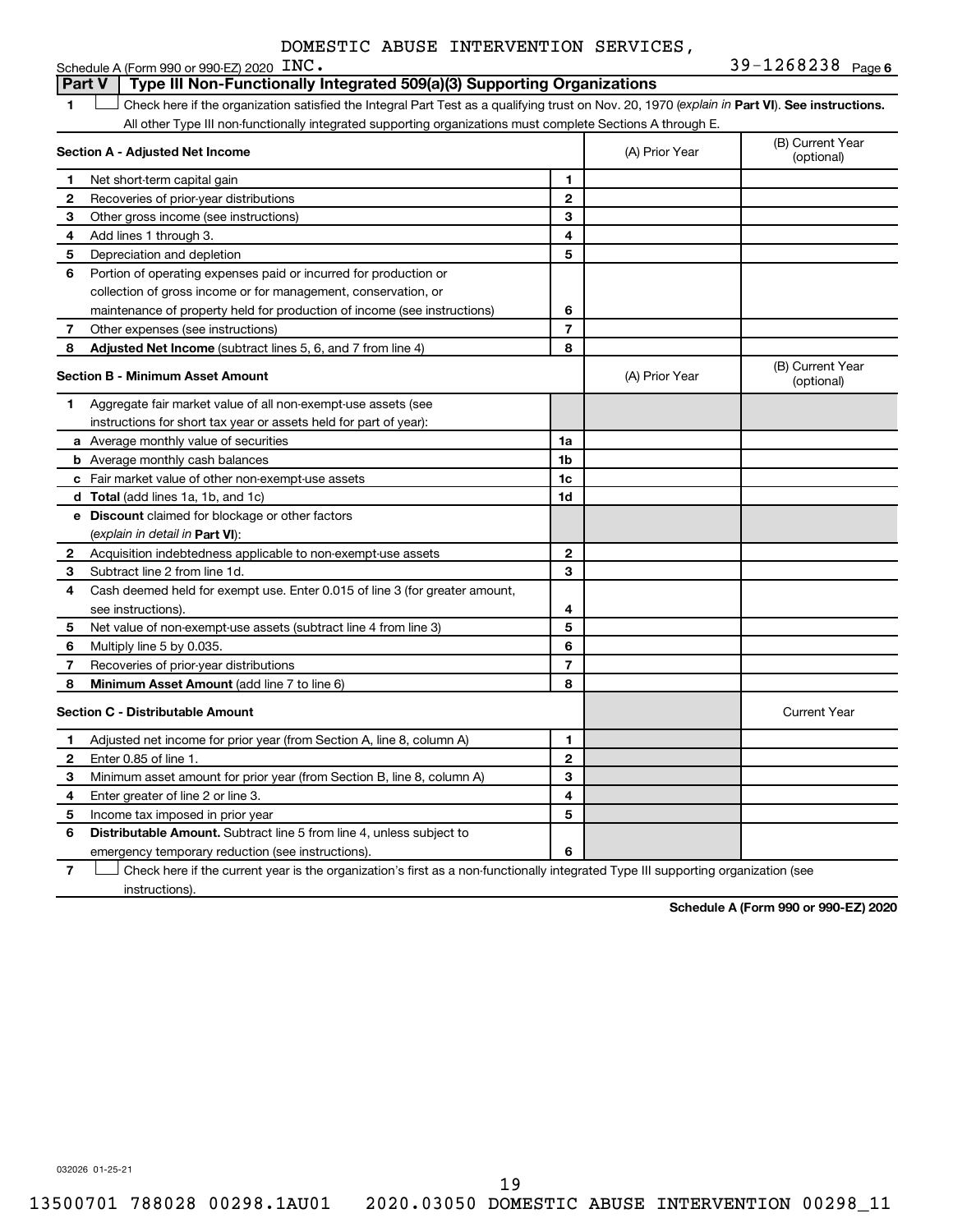DOMESTIC ABUSE INTERVENTION SERVICES, INC. 39-1268238

Schedule A (Form 990 or 990-EZ) 2020

## Part V | Type III Non-Functionally Integrated 509(a)(3) Supporting Organizations

1 ☐ Check here if the organization satisfied the Integral Part Test as a qualifying trust on Nov. 20, 1970 (*explain in* **Part VI**). **See instructions.** All other Type III non-functionally integrated supporting organizations must complete Sections A through E.

| Section A - Adjusted Net Income | | | (A) Prior Year | (B) Current Year (optional) |
|---|---|---|---|---|
| 1 | Net short-term capital gain | 1 | | |
| 2 | Recoveries of prior-year distributions | 2 | | |
| 3 | Other gross income (see instructions) | 3 | | |
| 4 | Add lines 1 through 3. | 4 | | |
| 5 | Depreciation and depletion | 5 | | |
| 6 | Portion of operating expenses paid or incurred for production or collection of gross income or for management, conservation, or maintenance of property held for production of income (see instructions) | 6 | | |
| 7 | Other expenses (see instructions) | 7 | | |
| 8 | **Adjusted Net Income** (subtract lines 5, 6, and 7 from line 4) | 8 | | |

| Section B - Minimum Asset Amount | | | (A) Prior Year | (B) Current Year (optional) |
|---|---|---|---|---|
| 1 | Aggregate fair market value of all non-exempt-use assets (see instructions for short tax year or assets held for part of year): | | | |
| a | Average monthly value of securities | 1a | | |
| b | Average monthly cash balances | 1b | | |
| c | Fair market value of other non-exempt-use assets | 1c | | |
| d | **Total** (add lines 1a, 1b, and 1c) | 1d | | |
| e | **Discount** claimed for blockage or other factors (*explain in detail in* **Part VI**): | | | |
| 2 | Acquisition indebtedness applicable to non-exempt-use assets | 2 | | |
| 3 | Subtract line 2 from line 1d. | 3 | | |
| 4 | Cash deemed held for exempt use. Enter 0.015 of line 3 (for greater amount, see instructions). | 4 | | |
| 5 | Net value of non-exempt-use assets (subtract line 4 from line 3) | 5 | | |
| 6 | Multiply line 5 by 0.035. | 6 | | |
| 7 | Recoveries of prior-year distributions | 7 | | |
| 8 | **Minimum Asset Amount** (add line 7 to line 6) | 8 | | |

| Section C - Distributable Amount | | | | Current Year |
|---|---|---|---|---|
| 1 | Adjusted net income for prior year (from Section A, line 8, column A) | 1 | | |
| 2 | Enter 0.85 of line 1. | 2 | | |
| 3 | Minimum asset amount for prior year (from Section B, line 8, column A) | 3 | | |
| 4 | Enter greater of line 2 or line 3. | 4 | | |
| 5 | Income tax imposed in prior year | 5 | | |
| 6 | **Distributable Amount.** Subtract line 5 from line 4, unless subject to emergency temporary reduction (see instructions). | 6 | | |

7 ☐ Check here if the current year is the organization's first as a non-functionally integrated Type III supporting organization (see instructions).

**Schedule A (Form 990 or 990-EZ) 2020**

032026 01-25-21

13500701 788028 00298.1AU01 2020.03050 DOMESTIC ABUSE INTERVENTION 00298_11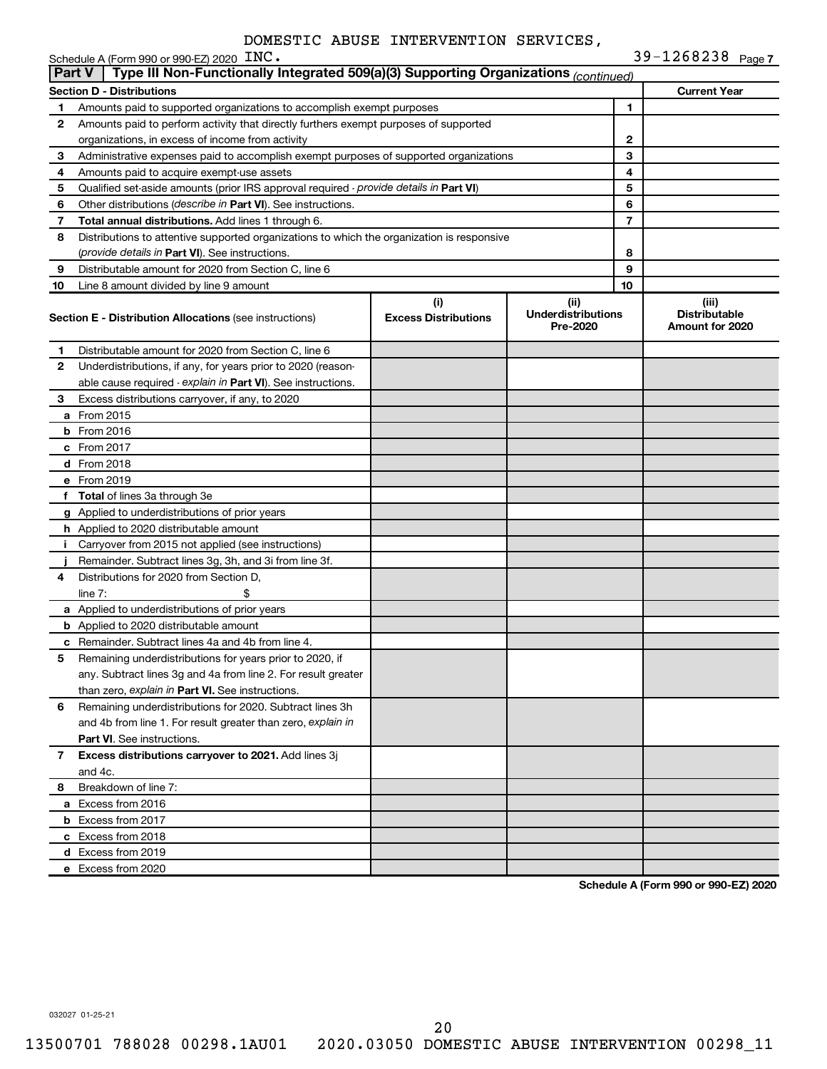DOMESTIC ABUSE INTERVENTION SERVICES,

Schedule A (Form 990 or 990-EZ) 2020 INC. 39-1268238 Page 7

**Part V | Type III Non-Functionally Integrated 509(a)(3) Supporting Organizations** *(continued)*

| **Section D - Distributions** | | | **Current Year** |
|---|---|---|---|
| 1 | Amounts paid to supported organizations to accomplish exempt purposes | 1 | |
| 2 | Amounts paid to perform activity that directly furthers exempt purposes of supported organizations, in excess of income from activity | 2 | |
| 3 | Administrative expenses paid to accomplish exempt purposes of supported organizations | 3 | |
| 4 | Amounts paid to acquire exempt-use assets | 4 | |
| 5 | Qualified set-aside amounts (prior IRS approval required - *provide details in* **Part VI**) | 5 | |
| 6 | Other distributions (*describe in* **Part VI**). See instructions. | 6 | |
| 7 | **Total annual distributions.** Add lines 1 through 6. | 7 | |
| 8 | Distributions to attentive supported organizations to which the organization is responsive (*provide details in* **Part VI**). See instructions. | 8 | |
| 9 | Distributable amount for 2020 from Section C, line 6 | 9 | |
| 10 | Line 8 amount divided by line 9 amount | 10 | |

| | **Section E - Distribution Allocations** (see instructions) | (i) **Excess Distributions** | (ii) **Underdistributions Pre-2020** | (iii) **Distributable Amount for 2020** |
|---|---|---|---|---|
| 1 | Distributable amount for 2020 from Section C, line 6 | | | |
| 2 | Underdistributions, if any, for years prior to 2020 (reasonable cause required - *explain in* **Part VI**). See instructions. | | | |
| 3 | Excess distributions carryover, if any, to 2020 | | | |
| a | From 2015 | | | |
| b | From 2016 | | | |
| c | From 2017 | | | |
| d | From 2018 | | | |
| e | From 2019 | | | |
| f | **Total** of lines 3a through 3e | | | |
| g | Applied to underdistributions of prior years | | | |
| h | Applied to 2020 distributable amount | | | |
| i | Carryover from 2015 not applied (see instructions) | | | |
| j | Remainder. Subtract lines 3g, 3h, and 3i from line 3f. | | | |
| 4 | Distributions for 2020 from Section D, line 7: $ | | | |
| a | Applied to underdistributions of prior years | | | |
| b | Applied to 2020 distributable amount | | | |
| c | Remainder. Subtract lines 4a and 4b from line 4. | | | |
| 5 | Remaining underdistributions for years prior to 2020, if any. Subtract lines 3g and 4a from line 2. For result greater than zero, *explain in* **Part VI**. See instructions. | | | |
| 6 | Remaining underdistributions for 2020. Subtract lines 3h and 4b from line 1. For result greater than zero, *explain in* **Part VI**. See instructions. | | | |
| 7 | **Excess distributions carryover to 2021.** Add lines 3j and 4c. | | | |
| 8 | Breakdown of line 7: | | | |
| a | Excess from 2016 | | | |
| b | Excess from 2017 | | | |
| c | Excess from 2018 | | | |
| d | Excess from 2019 | | | |
| e | Excess from 2020 | | | |

**Schedule A (Form 990 or 990-EZ) 2020**

032027 01-25-21

13500701 788028 00298.1AU01 2020.03050 DOMESTIC ABUSE INTERVENTION 00298_11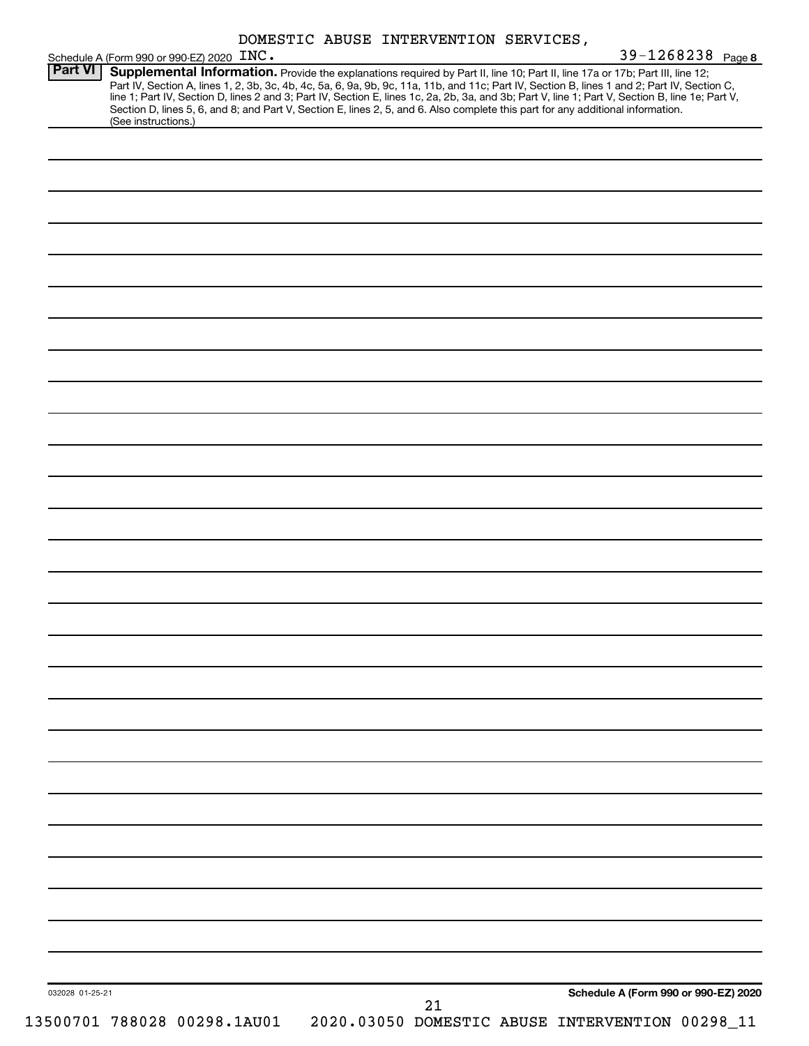DOMESTIC ABUSE INTERVENTION SERVICES,

Schedule A (Form 990 or 990-EZ) 2020 INC. 39-1268238 Page 8

## Part VI Supplemental Information.

Provide the explanations required by Part II, line 10; Part II, line 17a or 17b; Part III, line 12; Part IV, Section A, lines 1, 2, 3b, 3c, 4b, 4c, 5a, 6, 9a, 9b, 9c, 11a, 11b, and 11c; Part IV, Section B, lines 1 and 2; Part IV, Section C, line 1; Part IV, Section D, lines 2 and 3; Part IV, Section E, lines 1c, 2a, 2b, 3a, and 3b; Part V, line 1; Part V, Section B, line 1e; Part V, Section D, lines 5, 6, and 8; and Part V, Section E, lines 2, 5, and 6. Also complete this part for any additional information. (See instructions.)

032028 01-25-21

Schedule A (Form 990 or 990-EZ) 2020

13500701 788028 00298.1AU01 2020.03050 DOMESTIC ABUSE INTERVENTION 00298_11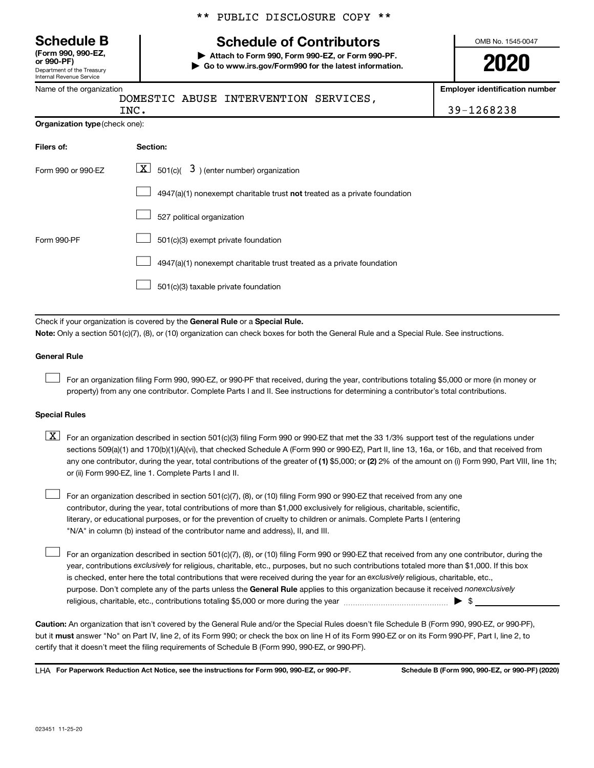** PUBLIC DISCLOSURE COPY **

# Schedule B

**(Form 990, 990-EZ, or 990-PF)**
Department of the Treasury
Internal Revenue Service

## Schedule of Contributors

▶ **Attach to Form 990, Form 990-EZ, or Form 990-PF.**
▶ **Go to www.irs.gov/Form990 for the latest information.**

OMB No. 1545-0047

**2020**

Name of the organization: DOMESTIC ABUSE INTERVENTION SERVICES, INC.

**Employer identification number:** 39-1268238

**Organization type** (check one):

| Filers of: | Section: |
|---|---|
| Form 990 or 990-EZ | [X] 501(c)( 3 ) (enter number) organization |
| | [ ] 4947(a)(1) nonexempt charitable trust **not** treated as a private foundation |
| | [ ] 527 political organization |
| Form 990-PF | [ ] 501(c)(3) exempt private foundation |
| | [ ] 4947(a)(1) nonexempt charitable trust treated as a private foundation |
| | [ ] 501(c)(3) taxable private foundation |

Check if your organization is covered by the **General Rule** or a **Special Rule.**

**Note:** Only a section 501(c)(7), (8), or (10) organization can check boxes for both the General Rule and a Special Rule. See instructions.

### General Rule

[ ] For an organization filing Form 990, 990-EZ, or 990-PF that received, during the year, contributions totaling $5,000 or more (in money or property) from any one contributor. Complete Parts I and II. See instructions for determining a contributor's total contributions.

### Special Rules

[X] For an organization described in section 501(c)(3) filing Form 990 or 990-EZ that met the 33 1/3% support test of the regulations under sections 509(a)(1) and 170(b)(1)(A)(vi), that checked Schedule A (Form 990 or 990-EZ), Part II, line 13, 16a, or 16b, and that received from any one contributor, during the year, total contributions of the greater of **(1)** $5,000; or **(2)** 2% of the amount on (i) Form 990, Part VIII, line 1h; or (ii) Form 990-EZ, line 1. Complete Parts I and II.

[ ] For an organization described in section 501(c)(7), (8), or (10) filing Form 990 or 990-EZ that received from any one contributor, during the year, total contributions of more than $1,000 exclusively for religious, charitable, scientific, literary, or educational purposes, or for the prevention of cruelty to children or animals. Complete Parts I (entering "N/A" in column (b) instead of the contributor name and address), II, and III.

[ ] For an organization described in section 501(c)(7), (8), or (10) filing Form 990 or 990-EZ that received from any one contributor, during the year, contributions *exclusively* for religious, charitable, etc., purposes, but no such contributions totaled more than $1,000. If this box is checked, enter here the total contributions that were received during the year for an *exclusively* religious, charitable, etc., purpose. Don't complete any of the parts unless the **General Rule** applies to this organization because it received *nonexclusively* religious, charitable, etc., contributions totaling $5,000 or more during the year ▶ $ ____________

**Caution:** An organization that isn't covered by the General Rule and/or the Special Rules doesn't file Schedule B (Form 990, 990-EZ, or 990-PF), but it **must** answer "No" on Part IV, line 2, of its Form 990; or check the box on line H of its Form 990-EZ or on its Form 990-PF, Part I, line 2, to certify that it doesn't meet the filing requirements of Schedule B (Form 990, 990-EZ, or 990-PF).

LHA **For Paperwork Reduction Act Notice, see the instructions for Form 990, 990-EZ, or 990-PF.** **Schedule B (Form 990, 990-EZ, or 990-PF) (2020)**

023451 11-25-20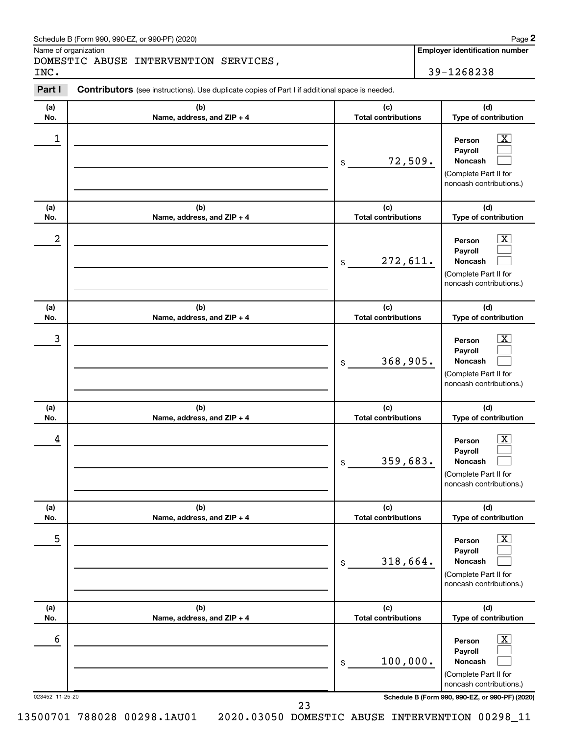Schedule B (Form 990, 990-EZ, or 990-PF) (2020) Page **2**

Name of organization: DOMESTIC ABUSE INTERVENTION SERVICES, INC.

**Employer identification number:** 39-1268238

**Part I** **Contributors** (see instructions). Use duplicate copies of Part I if additional space is needed.

| (a) No. | (b) Name, address, and ZIP + 4 | (c) Total contributions | (d) Type of contribution |
|---|---|---|---|
| 1 | | $ 72,509. | Person [X] Payroll [ ] Noncash [ ] (Complete Part II for noncash contributions.) |
| 2 | | $ 272,611. | Person [X] Payroll [ ] Noncash [ ] (Complete Part II for noncash contributions.) |
| 3 | | $ 368,905. | Person [X] Payroll [ ] Noncash [ ] (Complete Part II for noncash contributions.) |
| 4 | | $ 359,683. | Person [X] Payroll [ ] Noncash [ ] (Complete Part II for noncash contributions.) |
| 5 | | $ 318,664. | Person [X] Payroll [ ] Noncash [ ] (Complete Part II for noncash contributions.) |
| 6 | | $ 100,000. | Person [X] Payroll [ ] Noncash [ ] (Complete Part II for noncash contributions.) |

023452 11-25-20 **Schedule B (Form 990, 990-EZ, or 990-PF) (2020)**

13500701 788028 00298.1AU01 2020.03050 DOMESTIC ABUSE INTERVENTION 00298_11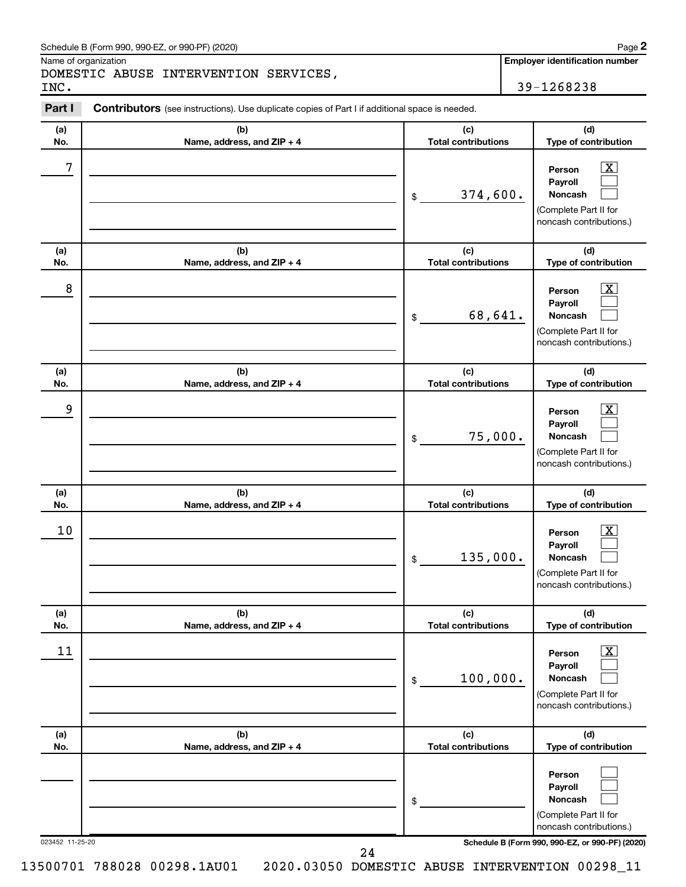Schedule B (Form 990, 990-EZ, or 990-PF) (2020)

Name of organization: DOMESTIC ABUSE INTERVENTION SERVICES, INC.

**Employer identification number:** 39-1268238

**Part I** **Contributors** (see instructions). Use duplicate copies of Part I if additional space is needed.

| (a) No. | (b) Name, address, and ZIP + 4 | (c) Total contributions | (d) Type of contribution |
|---|---|---|---|
| 7 | | $ 374,600. | Person [X] Payroll [ ] Noncash [ ] (Complete Part II for noncash contributions.) |
| 8 | | $ 68,641. | Person [X] Payroll [ ] Noncash [ ] (Complete Part II for noncash contributions.) |
| 9 | | $ 75,000. | Person [X] Payroll [ ] Noncash [ ] (Complete Part II for noncash contributions.) |
| 10 | | $ 135,000. | Person [X] Payroll [ ] Noncash [ ] (Complete Part II for noncash contributions.) |
| 11 | | $ 100,000. | Person [X] Payroll [ ] Noncash [ ] (Complete Part II for noncash contributions.) |
| | | $ | Person [ ] Payroll [ ] Noncash [ ] (Complete Part II for noncash contributions.) |

023452 11-25-20 Schedule B (Form 990, 990-EZ, or 990-PF) (2020)

13500701 788028 00298.1AU01 2020.03050 DOMESTIC ABUSE INTERVENTION 00298_11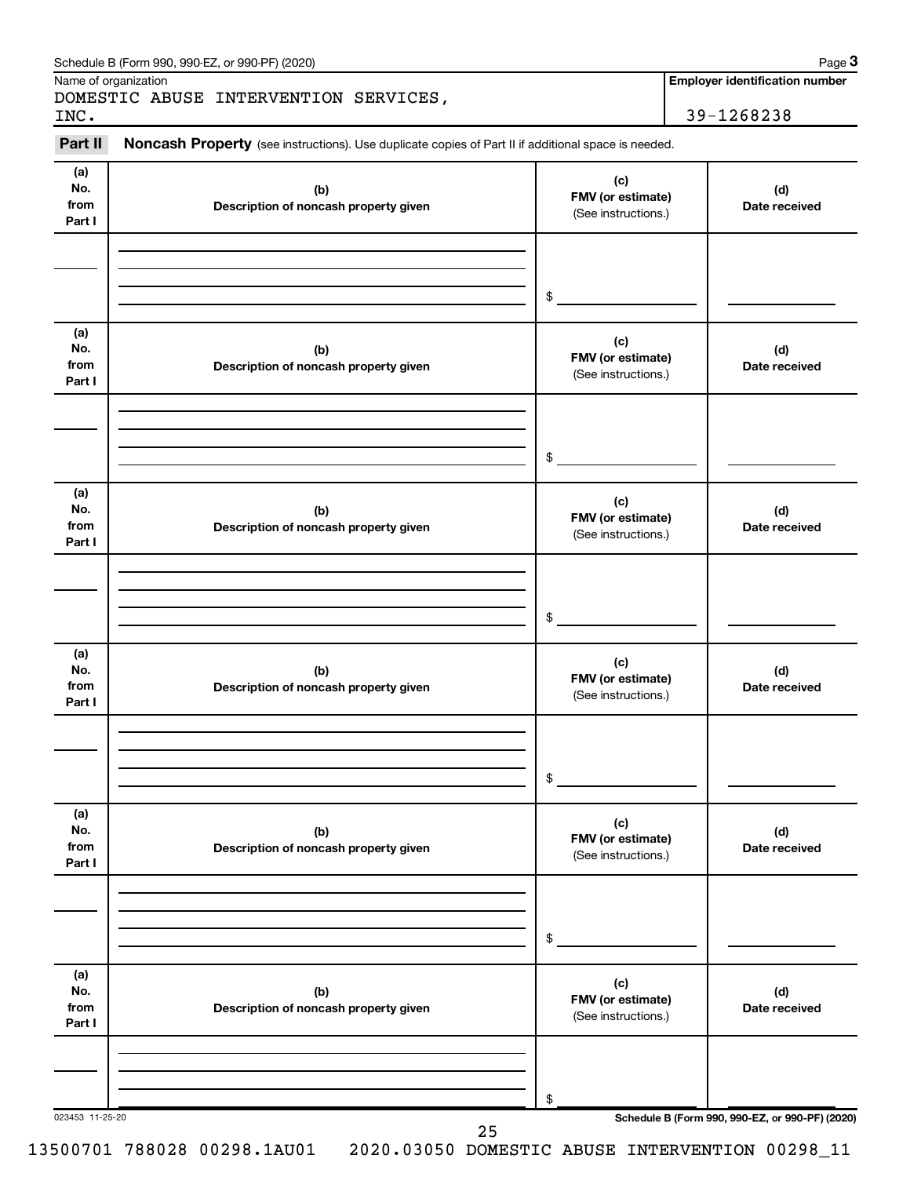Schedule B (Form 990, 990-EZ, or 990-PF) (2020) Page **3**

| Name of organization | Employer identification number |
|---|---|
| DOMESTIC ABUSE INTERVENTION SERVICES, INC. | 39-1268238 |

**Part II** **Noncash Property** (see instructions). Use duplicate copies of Part II if additional space is needed.

| (a) No. from Part I | (b) Description of noncash property given | (c) FMV (or estimate) (See instructions.) | (d) Date received |
|---|---|---|---|
| | | $ | |

| (a) No. from Part I | (b) Description of noncash property given | (c) FMV (or estimate) (See instructions.) | (d) Date received |
|---|---|---|---|
| | | $ | |

| (a) No. from Part I | (b) Description of noncash property given | (c) FMV (or estimate) (See instructions.) | (d) Date received |
|---|---|---|---|
| | | $ | |

| (a) No. from Part I | (b) Description of noncash property given | (c) FMV (or estimate) (See instructions.) | (d) Date received |
|---|---|---|---|
| | | $ | |

| (a) No. from Part I | (b) Description of noncash property given | (c) FMV (or estimate) (See instructions.) | (d) Date received |
|---|---|---|---|
| | | $ | |

| (a) No. from Part I | (b) Description of noncash property given | (c) FMV (or estimate) (See instructions.) | (d) Date received |
|---|---|---|---|
| | | $ | |

023453 11-25-20 **Schedule B (Form 990, 990-EZ, or 990-PF) (2020)**

13500701 788028 00298.1AU01 2020.03050 DOMESTIC ABUSE INTERVENTION 00298_11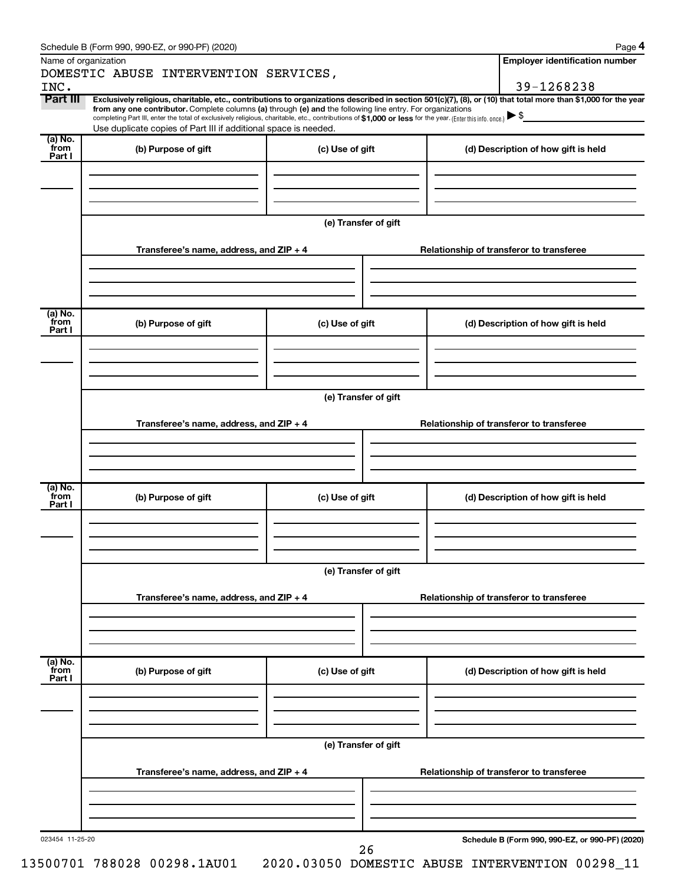Schedule B (Form 990, 990-EZ, or 990-PF) (2020)

Name of organization: DOMESTIC ABUSE INTERVENTION SERVICES, INC.

**Employer identification number:** 39-1268238

**Part III** **Exclusively religious, charitable, etc., contributions to organizations described in section 501(c)(7), (8), or (10) that total more than $1,000 for the year from any one contributor.** Complete columns **(a)** through **(e)** and the following line entry. For organizations completing Part III, enter the total of exclusively religious, charitable, etc., contributions of **$1,000 or less** for the year. (Enter this info. once.) ▶ $

Use duplicate copies of Part III if additional space is needed.

| (a) No. from Part I | (b) Purpose of gift | (c) Use of gift | (d) Description of how gift is held |
|---|---|---|---|
| | | | |

(e) Transfer of gift

| Transferee's name, address, and ZIP + 4 | Relationship of transferor to transferee |
|---|---|
| | |

| (a) No. from Part I | (b) Purpose of gift | (c) Use of gift | (d) Description of how gift is held |
|---|---|---|---|
| | | | |

(e) Transfer of gift

| Transferee's name, address, and ZIP + 4 | Relationship of transferor to transferee |
|---|---|
| | |

| (a) No. from Part I | (b) Purpose of gift | (c) Use of gift | (d) Description of how gift is held |
|---|---|---|---|
| | | | |

(e) Transfer of gift

| Transferee's name, address, and ZIP + 4 | Relationship of transferor to transferee |
|---|---|
| | |

| (a) No. from Part I | (b) Purpose of gift | (c) Use of gift | (d) Description of how gift is held |
|---|---|---|---|
| | | | |

(e) Transfer of gift

| Transferee's name, address, and ZIP + 4 | Relationship of transferor to transferee |
|---|---|
| | |

023454 11-25-20

Schedule B (Form 990, 990-EZ, or 990-PF) (2020)

13500701 788028 00298.1AU01 2020.03050 DOMESTIC ABUSE INTERVENTION 00298_11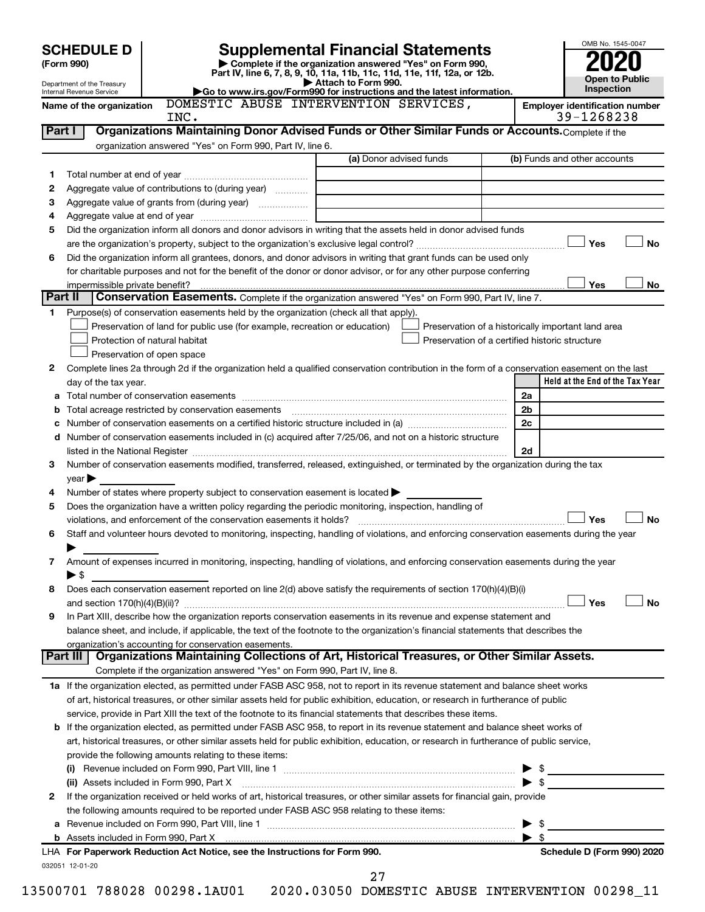# SCHEDULE D (Form 990)

Department of the Treasury
Internal Revenue Service

## Supplemental Financial Statements

▶ Complete if the organization answered "Yes" on Form 990, Part IV, line 6, 7, 8, 9, 10, 11a, 11b, 11c, 11d, 11e, 11f, 12a, or 12b.
▶ Attach to Form 990.
▶Go to www.irs.gov/Form990 for instructions and the latest information.

OMB No. 1545-0047

**2020**

**Open to Public Inspection**

Name of the organization: DOMESTIC ABUSE INTERVENTION SERVICES, INC.

Employer identification number: 39-1268238

### Part I — Organizations Maintaining Donor Advised Funds or Other Similar Funds or Accounts. Complete if the organization answered "Yes" on Form 990, Part IV, line 6.

| | | (a) Donor advised funds | (b) Funds and other accounts |
|---|---|---|---|
| 1 | Total number at end of year | | |
| 2 | Aggregate value of contributions to (during year) | | |
| 3 | Aggregate value of grants from (during year) | | |
| 4 | Aggregate value at end of year | | |

5 Did the organization inform all donors and donor advisors in writing that the assets held in donor advised funds are the organization's property, subject to the organization's exclusive legal control? ☐ Yes ☐ No

6 Did the organization inform all grantees, donors, and donor advisors in writing that grant funds can be used only for charitable purposes and not for the benefit of the donor or donor advisor, or for any other purpose conferring impermissible private benefit? ☐ Yes ☐ No

### Part II — Conservation Easements. Complete if the organization answered "Yes" on Form 990, Part IV, line 7.

1 Purpose(s) of conservation easements held by the organization (check all that apply).

- ☐ Preservation of land for public use (for example, recreation or education)
- ☐ Preservation of a historically important land area
- ☐ Protection of natural habitat
- ☐ Preservation of a certified historic structure
- ☐ Preservation of open space

2 Complete lines 2a through 2d if the organization held a qualified conservation contribution in the form of a conservation easement on the last day of the tax year.

| | | | Held at the End of the Tax Year |
|---|---|---|---|
| a | Total number of conservation easements | 2a | |
| b | Total acreage restricted by conservation easements | 2b | |
| c | Number of conservation easements on a certified historic structure included in (a) | 2c | |
| d | Number of conservation easements included in (c) acquired after 7/25/06, and not on a historic structure listed in the National Register | 2d | |

3 Number of conservation easements modified, transferred, released, extinguished, or terminated by the organization during the tax year ▶

4 Number of states where property subject to conservation easement is located ▶

5 Does the organization have a written policy regarding the periodic monitoring, inspection, handling of violations, and enforcement of the conservation easements it holds? ☐ Yes ☐ No

6 Staff and volunteer hours devoted to monitoring, inspecting, handling of violations, and enforcing conservation easements during the year ▶

7 Amount of expenses incurred in monitoring, inspecting, handling of violations, and enforcing conservation easements during the year ▶ $

8 Does each conservation easement reported on line 2(d) above satisfy the requirements of section 170(h)(4)(B)(i) and section 170(h)(4)(B)(ii)? ☐ Yes ☐ No

9 In Part XIII, describe how the organization reports conservation easements in its revenue and expense statement and balance sheet, and include, if applicable, the text of the footnote to the organization's financial statements that describes the organization's accounting for conservation easements.

### Part III — Organizations Maintaining Collections of Art, Historical Treasures, or Other Similar Assets.

Complete if the organization answered "Yes" on Form 990, Part IV, line 8.

1a If the organization elected, as permitted under FASB ASC 958, not to report in its revenue statement and balance sheet works of art, historical treasures, or other similar assets held for public exhibition, education, or research in furtherance of public service, provide in Part XIII the text of the footnote to its financial statements that describes these items.

b If the organization elected, as permitted under FASB ASC 958, to report in its revenue statement and balance sheet works of art, historical treasures, or other similar assets held for public exhibition, education, or research in furtherance of public service, provide the following amounts relating to these items:

(i) Revenue included on Form 990, Part VIII, line 1 ▶ $

(ii) Assets included in Form 990, Part X ▶ $

2 If the organization received or held works of art, historical treasures, or other similar assets for financial gain, provide the following amounts required to be reported under FASB ASC 958 relating to these items:

a Revenue included on Form 990, Part VIII, line 1 ▶ $

b Assets included in Form 990, Part X ▶ $

LHA For Paperwork Reduction Act Notice, see the Instructions for Form 990. — Schedule D (Form 990) 2020

032051 12-01-20

13500701 788028 00298.1AU01 2020.03050 DOMESTIC ABUSE INTERVENTION 00298_11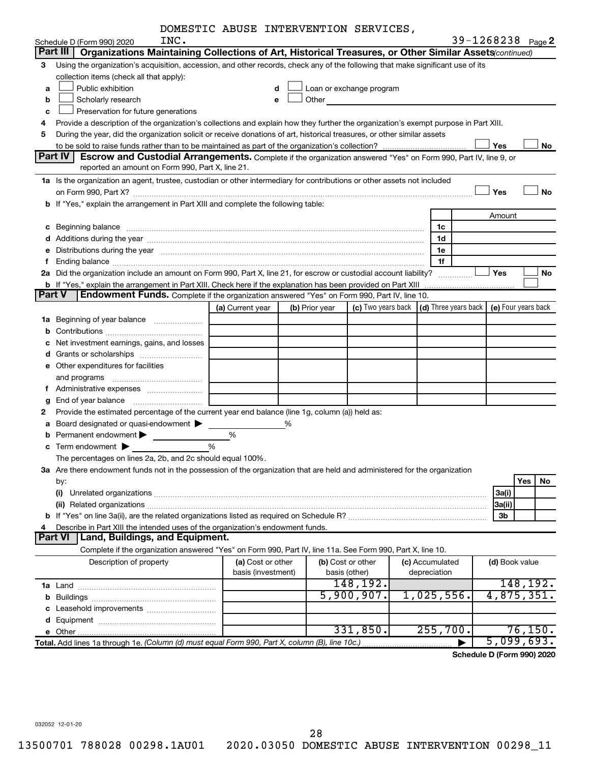DOMESTIC ABUSE INTERVENTION SERVICES, INC.

Schedule D (Form 990) 2020 — 39-1268238 Page 2

## Part III Organizations Maintaining Collections of Art, Historical Treasures, or Other Similar Assets *(continued)*

3 Using the organization's acquisition, accession, and other records, check any of the following that make significant use of its collection items (check all that apply):

a ☐ Public exhibition
b ☐ Scholarly research
c ☐ Preservation for future generations
d ☐ Loan or exchange program
e ☐ Other

4 Provide a description of the organization's collections and explain how they further the organization's exempt purpose in Part XIII.

5 During the year, did the organization solicit or receive donations of art, historical treasures, or other similar assets to be sold to raise funds rather than to be maintained as part of the organization's collection? ☐ Yes ☐ No

## Part IV Escrow and Custodial Arrangements.

Complete if the organization answered "Yes" on Form 990, Part IV, line 9, or reported an amount on Form 990, Part X, line 21.

1a Is the organization an agent, trustee, custodian or other intermediary for contributions or other assets not included on Form 990, Part X? ☐ Yes ☐ No

b If "Yes," explain the arrangement in Part XIII and complete the following table:

| | | Amount |
|---|---|---|
| c Beginning balance | 1c | |
| d Additions during the year | 1d | |
| e Distributions during the year | 1e | |
| f Ending balance | 1f | |

2a Did the organization include an amount on Form 990, Part X, line 21, for escrow or custodial account liability? ☐ Yes ☐ No

b If "Yes," explain the arrangement in Part XIII. Check here if the explanation has been provided on Part XIII ☐

## Part V Endowment Funds.

Complete if the organization answered "Yes" on Form 990, Part IV, line 10.

| | (a) Current year | (b) Prior year | (c) Two years back | (d) Three years back | (e) Four years back |
|---|---|---|---|---|---|
| 1a Beginning of year balance | | | | | |
| b Contributions | | | | | |
| c Net investment earnings, gains, and losses | | | | | |
| d Grants or scholarships | | | | | |
| e Other expenditures for facilities and programs | | | | | |
| f Administrative expenses | | | | | |
| g End of year balance | | | | | |

2 Provide the estimated percentage of the current year end balance (line 1g, column (a)) held as:

a Board designated or quasi-endowment ▶ %
b Permanent endowment ▶ %
c Term endowment ▶ %

The percentages on lines 2a, 2b, and 2c should equal 100%.

3a Are there endowment funds not in the possession of the organization that are held and administered for the organization by:

| | | Yes | No |
|---|---|---|---|
| (i) Unrelated organizations | 3a(i) | | |
| (ii) Related organizations | 3a(ii) | | |
| b If "Yes" on line 3a(ii), are the related organizations listed as required on Schedule R? | 3b | | |

4 Describe in Part XIII the intended uses of the organization's endowment funds.

## Part VI Land, Buildings, and Equipment.

Complete if the organization answered "Yes" on Form 990, Part IV, line 11a. See Form 990, Part X, line 10.

| Description of property | (a) Cost or other basis (investment) | (b) Cost or other basis (other) | (c) Accumulated depreciation | (d) Book value |
|---|---|---|---|---|
| 1a Land | | 148,192. | | 148,192. |
| b Buildings | | 5,900,907. | 1,025,556. | 4,875,351. |
| c Leasehold improvements | | | | |
| d Equipment | | | | |
| e Other | | 331,850. | 255,700. | 76,150. |
| **Total.** Add lines 1a through 1e. *(Column (d) must equal Form 990, Part X, column (B), line 10c.)* ▶ | | | | 5,099,693. |

**Schedule D (Form 990) 2020**

032052 12-01-20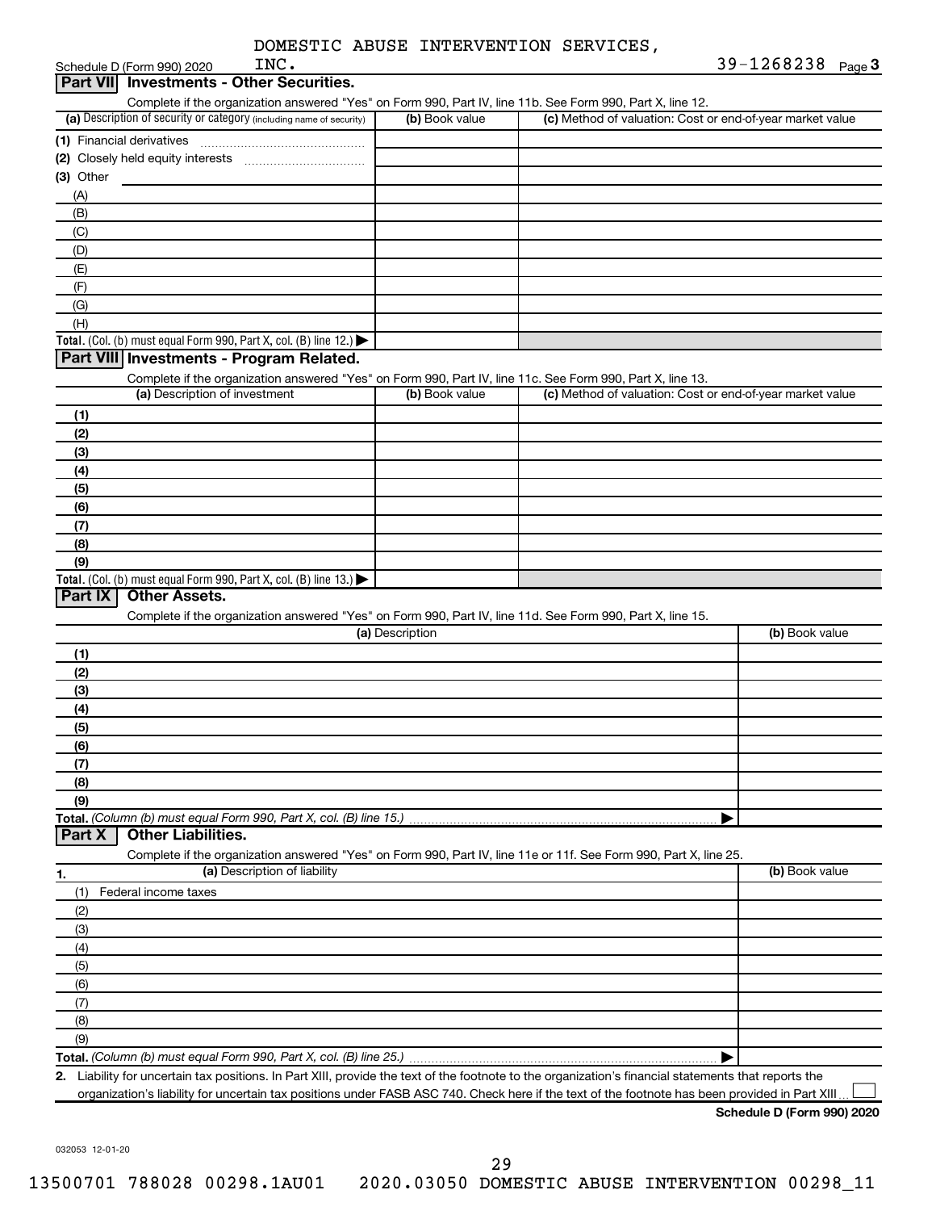DOMESTIC ABUSE INTERVENTION SERVICES, INC.

39-1268238

## Part VII Investments - Other Securities.

Complete if the organization answered "Yes" on Form 990, Part IV, line 11b. See Form 990, Part X, line 12.

| (a) Description of security or category (including name of security) | (b) Book value | (c) Method of valuation: Cost or end-of-year market value |
|---|---|---|
| (1) Financial derivatives | | |
| (2) Closely held equity interests | | |
| (3) Other | | |
| (A) | | |
| (B) | | |
| (C) | | |
| (D) | | |
| (E) | | |
| (F) | | |
| (G) | | |
| (H) | | |
| **Total.** (Col. (b) must equal Form 990, Part X, col. (B) line 12.) | | |

## Part VIII Investments - Program Related.

Complete if the organization answered "Yes" on Form 990, Part IV, line 11c. See Form 990, Part X, line 13.

| (a) Description of investment | (b) Book value | (c) Method of valuation: Cost or end-of-year market value |
|---|---|---|
| (1) | | |
| (2) | | |
| (3) | | |
| (4) | | |
| (5) | | |
| (6) | | |
| (7) | | |
| (8) | | |
| (9) | | |
| **Total.** (Col. (b) must equal Form 990, Part X, col. (B) line 13.) | | |

## Part IX Other Assets.

Complete if the organization answered "Yes" on Form 990, Part IV, line 11d. See Form 990, Part X, line 15.

| (a) Description | (b) Book value |
|---|---|
| (1) | |
| (2) | |
| (3) | |
| (4) | |
| (5) | |
| (6) | |
| (7) | |
| (8) | |
| (9) | |
| **Total.** *(Column (b) must equal Form 990, Part X, col. (B) line 15.)* | |

## Part X Other Liabilities.

Complete if the organization answered "Yes" on Form 990, Part IV, line 11e or 11f. See Form 990, Part X, line 25.

| 1. (a) Description of liability | (b) Book value |
|---|---|
| (1) Federal income taxes | |
| (2) | |
| (3) | |
| (4) | |
| (5) | |
| (6) | |
| (7) | |
| (8) | |
| (9) | |
| **Total.** *(Column (b) must equal Form 990, Part X, col. (B) line 25.)* | |

2. Liability for uncertain tax positions. In Part XIII, provide the text of the footnote to the organization's financial statements that reports the organization's liability for uncertain tax positions under FASB ASC 740. Check here if the text of the footnote has been provided in Part XIII ☐

**Schedule D (Form 990) 2020**

032053 12-01-20

13500701 788028 00298.1AU01 2020.03050 DOMESTIC ABUSE INTERVENTION 00298_11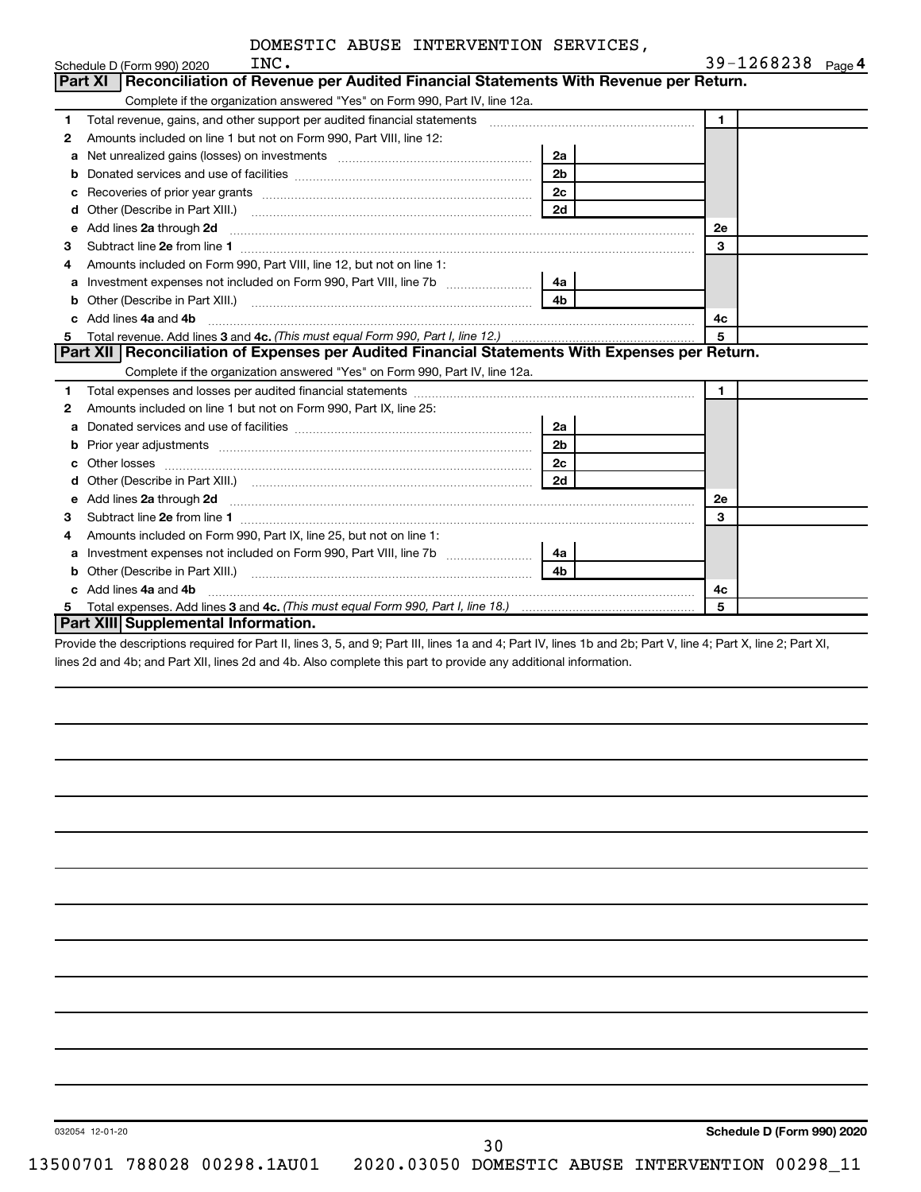DOMESTIC ABUSE INTERVENTION SERVICES, INC.

Schedule D (Form 990) 2020 — 39-1268238 Page 4

## Part XI Reconciliation of Revenue per Audited Financial Statements With Revenue per Return.

Complete if the organization answered "Yes" on Form 990, Part IV, line 12a.

| | | | | | |
|---|---|---|---|---|---|
| 1 | Total revenue, gains, and other support per audited financial statements | | | 1 | |
| 2 | Amounts included on line 1 but not on Form 990, Part VIII, line 12: | | | | |
| a | Net unrealized gains (losses) on investments | 2a | | | |
| b | Donated services and use of facilities | 2b | | | |
| c | Recoveries of prior year grants | 2c | | | |
| d | Other (Describe in Part XIII.) | 2d | | | |
| e | Add lines **2a** through **2d** | | | 2e | |
| 3 | Subtract line **2e** from line **1** | | | 3 | |
| 4 | Amounts included on Form 990, Part VIII, line 12, but not on line 1: | | | | |
| a | Investment expenses not included on Form 990, Part VIII, line 7b | 4a | | | |
| b | Other (Describe in Part XIII.) | 4b | | | |
| c | Add lines **4a** and **4b** | | | 4c | |
| 5 | Total revenue. Add lines **3** and **4c.** *(This must equal Form 990, Part I, line 12.)* | | | 5 | |

## Part XII Reconciliation of Expenses per Audited Financial Statements With Expenses per Return.

Complete if the organization answered "Yes" on Form 990, Part IV, line 12a.

| | | | | | |
|---|---|---|---|---|---|
| 1 | Total expenses and losses per audited financial statements | | | 1 | |
| 2 | Amounts included on line 1 but not on Form 990, Part IX, line 25: | | | | |
| a | Donated services and use of facilities | 2a | | | |
| b | Prior year adjustments | 2b | | | |
| c | Other losses | 2c | | | |
| d | Other (Describe in Part XIII.) | 2d | | | |
| e | Add lines **2a** through **2d** | | | 2e | |
| 3 | Subtract line **2e** from line **1** | | | 3 | |
| 4 | Amounts included on Form 990, Part IX, line 25, but not on line 1: | | | | |
| a | Investment expenses not included on Form 990, Part VIII, line 7b | 4a | | | |
| b | Other (Describe in Part XIII.) | 4b | | | |
| c | Add lines **4a** and **4b** | | | 4c | |
| 5 | Total expenses. Add lines **3** and **4c.** *(This must equal Form 990, Part I, line 18.)* | | | 5 | |

## Part XIII Supplemental Information.

Provide the descriptions required for Part II, lines 3, 5, and 9; Part III, lines 1a and 4; Part IV, lines 1b and 2b; Part V, line 4; Part X, line 2; Part XI, lines 2d and 4b; and Part XII, lines 2d and 4b. Also complete this part to provide any additional information.

032054 12-01-20

**Schedule D (Form 990) 2020**

13500701 788028 00298.1AU01 2020.03050 DOMESTIC ABUSE INTERVENTION 00298_11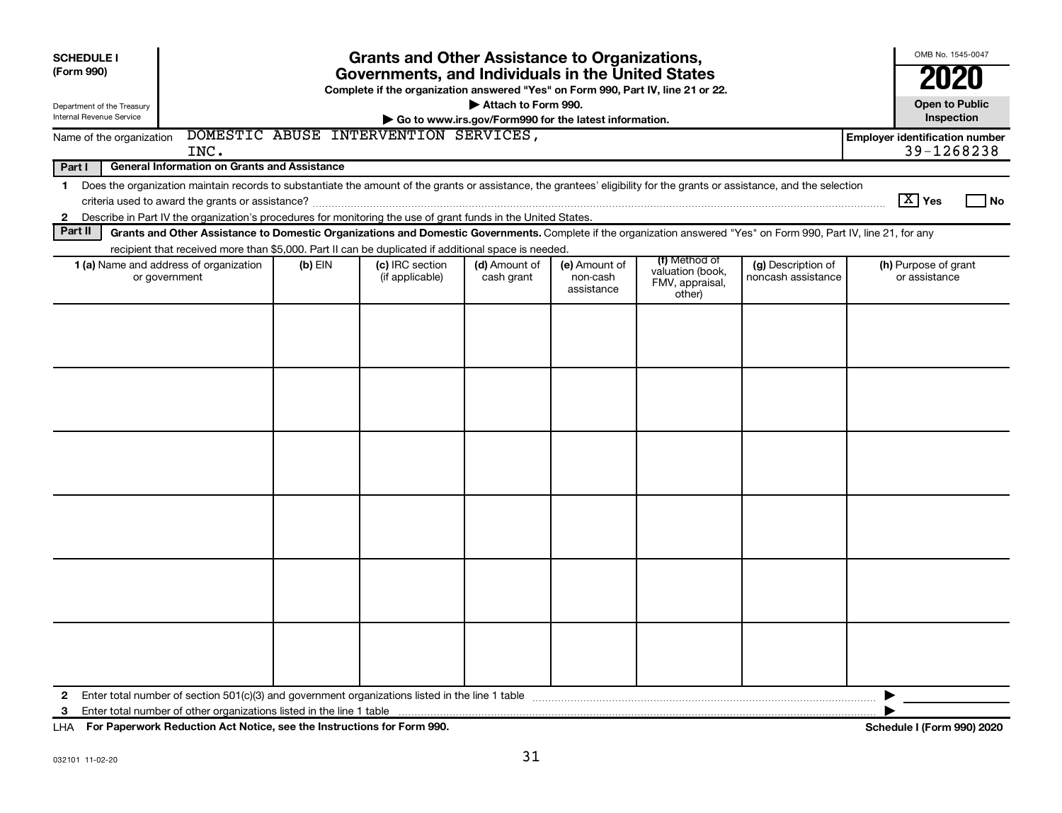**SCHEDULE I**
**(Form 990)**

Department of the Treasury
Internal Revenue Service

# Grants and Other Assistance to Organizations, Governments, and Individuals in the United States

**Complete if the organization answered "Yes" on Form 990, Part IV, line 21 or 22.**
**▶ Attach to Form 990.**
**▶ Go to www.irs.gov/Form990 for the latest information.**

OMB No. 1545-0047
**2020**
**Open to Public Inspection**

Name of the organization: DOMESTIC ABUSE INTERVENTION SERVICES, INC.

**Employer identification number** 39-1268238

**Part I — General Information on Grants and Assistance**

1 Does the organization maintain records to substantiate the amount of the grants or assistance, the grantees' eligibility for the grants or assistance, and the selection criteria used to award the grants or assistance? [X] Yes [ ] No

2 Describe in Part IV the organization's procedures for monitoring the use of grant funds in the United States.

**Part II — Grants and Other Assistance to Domestic Organizations and Domestic Governments.** Complete if the organization answered "Yes" on Form 990, Part IV, line 21, for any recipient that received more than $5,000. Part II can be duplicated if additional space is needed.

| 1 (a) Name and address of organization or government | (b) EIN | (c) IRC section (if applicable) | (d) Amount of cash grant | (e) Amount of non-cash assistance | (f) Method of valuation (book, FMV, appraisal, other) | (g) Description of noncash assistance | (h) Purpose of grant or assistance |
|---|---|---|---|---|---|---|---|
| | | | | | | | |
| | | | | | | | |
| | | | | | | | |
| | | | | | | | |
| | | | | | | | |
| | | | | | | | |

2 Enter total number of section 501(c)(3) and government organizations listed in the line 1 table ▶

3 Enter total number of other organizations listed in the line 1 table ▶

LHA **For Paperwork Reduction Act Notice, see the Instructions for Form 990.** **Schedule I (Form 990) 2020**

032101 11-02-20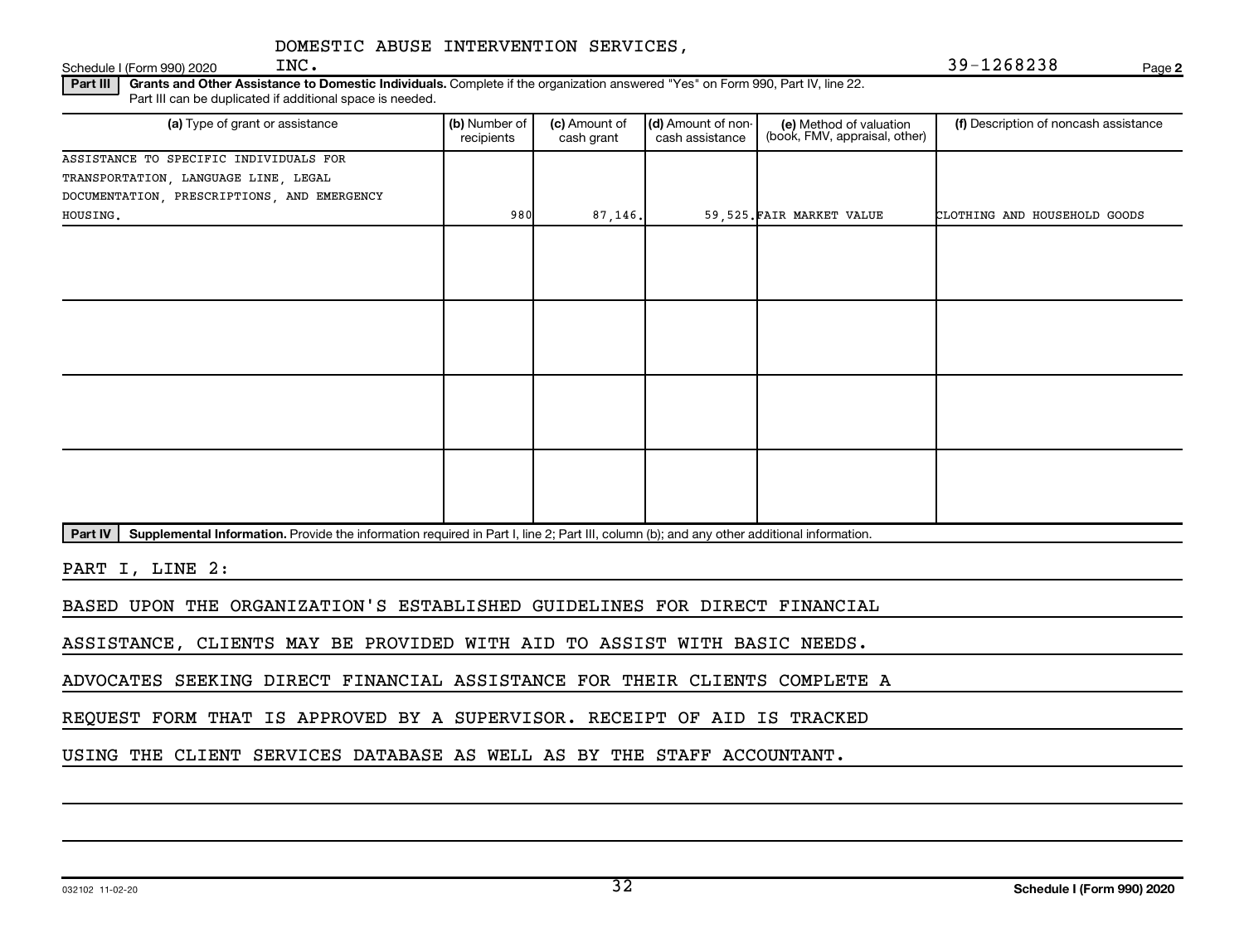DOMESTIC ABUSE INTERVENTION SERVICES, INC. 39-1268238

Schedule I (Form 990) 2020

**Part III** **Grants and Other Assistance to Domestic Individuals.** Complete if the organization answered "Yes" on Form 990, Part IV, line 22. Part III can be duplicated if additional space is needed.

| (a) Type of grant or assistance | (b) Number of recipients | (c) Amount of cash grant | (d) Amount of non-cash assistance | (e) Method of valuation (book, FMV, appraisal, other) | (f) Description of noncash assistance |
|---|---|---|---|---|---|
| ASSISTANCE TO SPECIFIC INDIVIDUALS FOR TRANSPORTATION, LANGUAGE LINE, LEGAL DOCUMENTATION, PRESCRIPTIONS, AND EMERGENCY HOUSING. | 980 | 87,146. | 59,525. | FAIR MARKET VALUE | CLOTHING AND HOUSEHOLD GOODS |
| | | | | | |
| | | | | | |
| | | | | | |
| | | | | | |

**Part IV** **Supplemental Information.** Provide the information required in Part I, line 2; Part III, column (b); and any other additional information.

PART I, LINE 2:

BASED UPON THE ORGANIZATION'S ESTABLISHED GUIDELINES FOR DIRECT FINANCIAL ASSISTANCE, CLIENTS MAY BE PROVIDED WITH AID TO ASSIST WITH BASIC NEEDS. ADVOCATES SEEKING DIRECT FINANCIAL ASSISTANCE FOR THEIR CLIENTS COMPLETE A REQUEST FORM THAT IS APPROVED BY A SUPERVISOR. RECEIPT OF AID IS TRACKED USING THE CLIENT SERVICES DATABASE AS WELL AS BY THE STAFF ACCOUNTANT.

032102 11-02-20 **Schedule I (Form 990) 2020**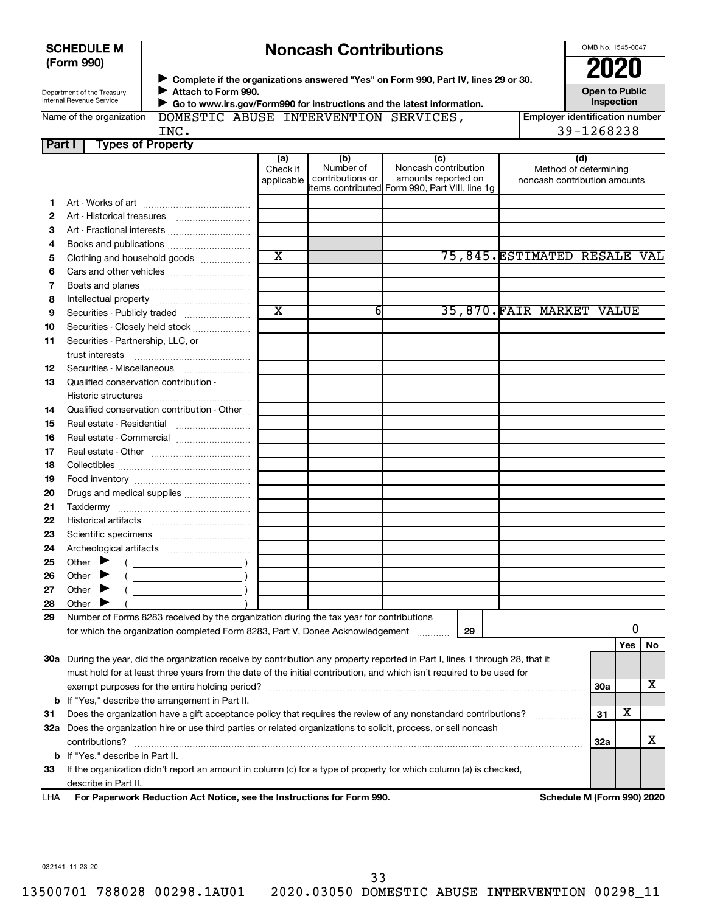**SCHEDULE M (Form 990)**

Department of the Treasury
Internal Revenue Service

# Noncash Contributions

▶ Complete if the organizations answered "Yes" on Form 990, Part IV, lines 29 or 30.
▶ Attach to Form 990.
▶ Go to www.irs.gov/Form990 for instructions and the latest information.

OMB No. 1545-0047

**2020**

**Open to Public Inspection**

Name of the organization: DOMESTIC ABUSE INTERVENTION SERVICES, INC.

Employer identification number: 39-1268238

**Part I — Types of Property**

| | | (a) Check if applicable | (b) Number of contributions or items contributed | (c) Noncash contribution amounts reported on Form 990, Part VIII, line 1g | (d) Method of determining noncash contribution amounts |
|---|---|---|---|---|---|
| 1 | Art - Works of art | | | | |
| 2 | Art - Historical treasures | | | | |
| 3 | Art - Fractional interests | | | | |
| 4 | Books and publications | | | | |
| 5 | Clothing and household goods | X | | 75,845. | ESTIMATED RESALE VAL |
| 6 | Cars and other vehicles | | | | |
| 7 | Boats and planes | | | | |
| 8 | Intellectual property | | | | |
| 9 | Securities - Publicly traded | X | 6 | 35,870. | FAIR MARKET VALUE |
| 10 | Securities - Closely held stock | | | | |
| 11 | Securities - Partnership, LLC, or trust interests | | | | |
| 12 | Securities - Miscellaneous | | | | |
| 13 | Qualified conservation contribution - Historic structures | | | | |
| 14 | Qualified conservation contribution - Other | | | | |
| 15 | Real estate - Residential | | | | |
| 16 | Real estate - Commercial | | | | |
| 17 | Real estate - Other | | | | |
| 18 | Collectibles | | | | |
| 19 | Food inventory | | | | |
| 20 | Drugs and medical supplies | | | | |
| 21 | Taxidermy | | | | |
| 22 | Historical artifacts | | | | |
| 23 | Scientific specimens | | | | |
| 24 | Archeological artifacts | | | | |
| 25 | Other ▶ ( ) | | | | |
| 26 | Other ▶ ( ) | | | | |
| 27 | Other ▶ ( ) | | | | |
| 28 | Other ▶ ( ) | | | | |

**29** Number of Forms 8283 received by the organization during the tax year for contributions for which the organization completed Form 8283, Part V, Donee Acknowledgement ..... **29** — 0

| | | | Yes | No |
|---|---|---|---|---|
| **30a** | During the year, did the organization receive by contribution any property reported in Part I, lines 1 through 28, that it must hold for at least three years from the date of the initial contribution, and which isn't required to be used for exempt purposes for the entire holding period? | 30a | | X |
| **b** | If "Yes," describe the arrangement in Part II. | | | |
| **31** | Does the organization have a gift acceptance policy that requires the review of any nonstandard contributions? | 31 | X | |
| **32a** | Does the organization hire or use third parties or related organizations to solicit, process, or sell noncash contributions? | 32a | | X |
| **b** | If "Yes," describe in Part II. | | | |
| **33** | If the organization didn't report an amount in column (c) for a type of property for which column (a) is checked, describe in Part II. | | | |

LHA **For Paperwork Reduction Act Notice, see the Instructions for Form 990.** **Schedule M (Form 990) 2020**

032141 11-23-20

13500701 788028 00298.1AU01 2020.03050 DOMESTIC ABUSE INTERVENTION 00298_11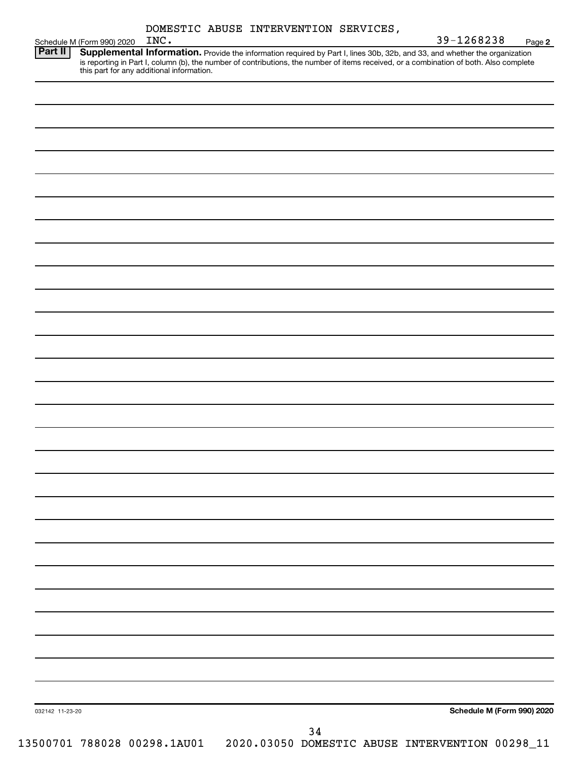DOMESTIC ABUSE INTERVENTION SERVICES, INC. 39-1268238

Schedule M (Form 990) 2020 Page **2**

**Part II** **Supplemental Information.** Provide the information required by Part I, lines 30b, 32b, and 33, and whether the organization is reporting in Part I, column (b), the number of contributions, the number of items received, or a combination of both. Also complete this part for any additional information.

032142 11-23-20

**Schedule M (Form 990) 2020**

13500701 788028 00298.1AU01 2020.03050 DOMESTIC ABUSE INTERVENTION 00298_11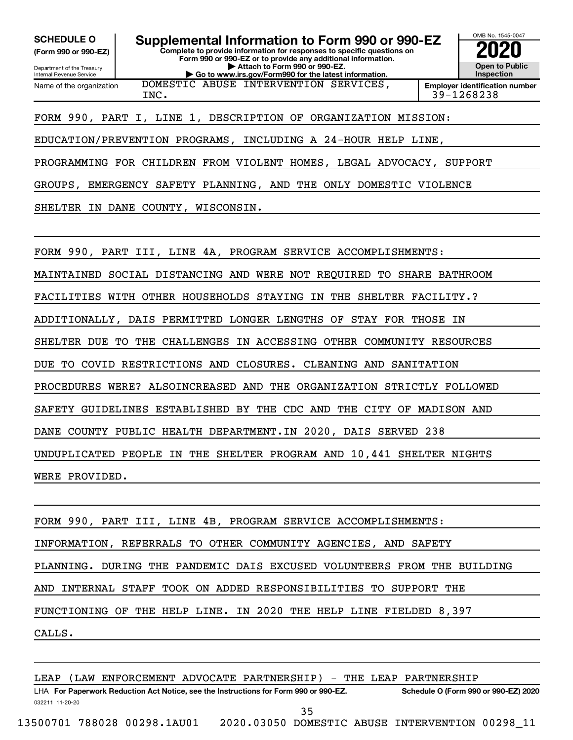**SCHEDULE O** (Form 990 or 990-EZ)

Department of the Treasury
Internal Revenue Service

# Supplemental Information to Form 990 or 990-EZ

**Complete to provide information for responses to specific questions on Form 990 or 990-EZ or to provide any additional information.**
**▶ Attach to Form 990 or 990-EZ.**
**▶ Go to www.irs.gov/Form990 for the latest information.**

OMB No. 1545-0047
**2020**
**Open to Public Inspection**

Name of the organization: DOMESTIC ABUSE INTERVENTION SERVICES, INC.

Employer identification number: 39-1268238

FORM 990, PART I, LINE 1, DESCRIPTION OF ORGANIZATION MISSION:

EDUCATION/PREVENTION PROGRAMS, INCLUDING A 24-HOUR HELP LINE, PROGRAMMING FOR CHILDREN FROM VIOLENT HOMES, LEGAL ADVOCACY, SUPPORT GROUPS, EMERGENCY SAFETY PLANNING, AND THE ONLY DOMESTIC VIOLENCE SHELTER IN DANE COUNTY, WISCONSIN.

FORM 990, PART III, LINE 4A, PROGRAM SERVICE ACCOMPLISHMENTS:

MAINTAINED SOCIAL DISTANCING AND WERE NOT REQUIRED TO SHARE BATHROOM FACILITIES WITH OTHER HOUSEHOLDS STAYING IN THE SHELTER FACILITY.? ADDITIONALLY, DAIS PERMITTED LONGER LENGTHS OF STAY FOR THOSE IN SHELTER DUE TO THE CHALLENGES IN ACCESSING OTHER COMMUNITY RESOURCES DUE TO COVID RESTRICTIONS AND CLOSURES. CLEANING AND SANITATION PROCEDURES WERE? ALSOINCREASED AND THE ORGANIZATION STRICTLY FOLLOWED SAFETY GUIDELINES ESTABLISHED BY THE CDC AND THE CITY OF MADISON AND DANE COUNTY PUBLIC HEALTH DEPARTMENT.IN 2020, DAIS SERVED 238 UNDUPLICATED PEOPLE IN THE SHELTER PROGRAM AND 10,441 SHELTER NIGHTS WERE PROVIDED.

FORM 990, PART III, LINE 4B, PROGRAM SERVICE ACCOMPLISHMENTS:

INFORMATION, REFERRALS TO OTHER COMMUNITY AGENCIES, AND SAFETY PLANNING. DURING THE PANDEMIC DAIS EXCUSED VOLUNTEERS FROM THE BUILDING AND INTERNAL STAFF TOOK ON ADDED RESPONSIBILITIES TO SUPPORT THE FUNCTIONING OF THE HELP LINE. IN 2020 THE HELP LINE FIELDED 8,397 CALLS.

LEAP (LAW ENFORCEMENT ADVOCATE PARTNERSHIP) - THE LEAP PARTNERSHIP

LHA **For Paperwork Reduction Act Notice, see the Instructions for Form 990 or 990-EZ.** **Schedule O (Form 990 or 990-EZ) 2020**

032211 11-20-20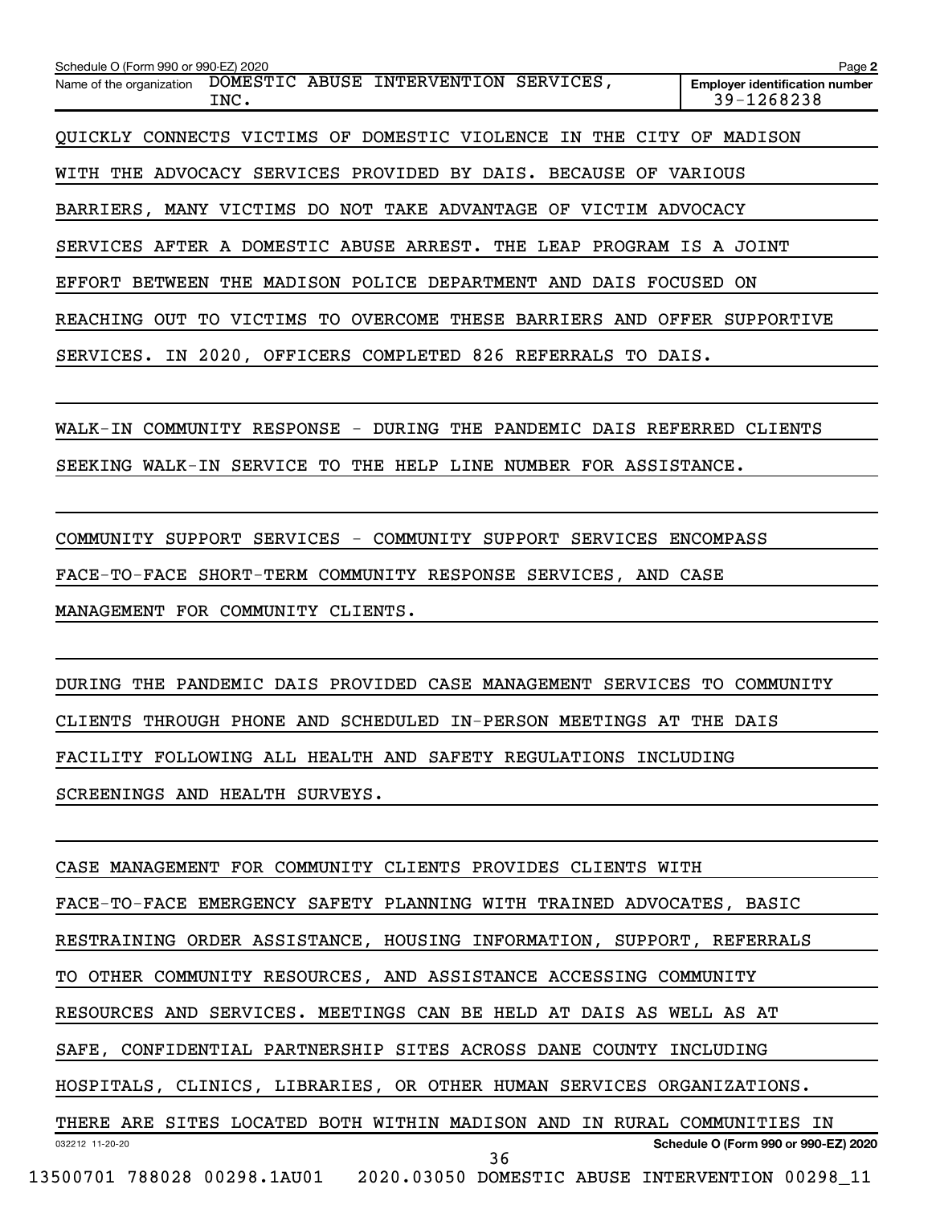Schedule O (Form 990 or 990-EZ) 2020

Name of the organization: DOMESTIC ABUSE INTERVENTION SERVICES, INC.

Employer identification number: 39-1268238

QUICKLY CONNECTS VICTIMS OF DOMESTIC VIOLENCE IN THE CITY OF MADISON WITH THE ADVOCACY SERVICES PROVIDED BY DAIS. BECAUSE OF VARIOUS BARRIERS, MANY VICTIMS DO NOT TAKE ADVANTAGE OF VICTIM ADVOCACY SERVICES AFTER A DOMESTIC ABUSE ARREST. THE LEAP PROGRAM IS A JOINT EFFORT BETWEEN THE MADISON POLICE DEPARTMENT AND DAIS FOCUSED ON REACHING OUT TO VICTIMS TO OVERCOME THESE BARRIERS AND OFFER SUPPORTIVE SERVICES. IN 2020, OFFICERS COMPLETED 826 REFERRALS TO DAIS.

WALK-IN COMMUNITY RESPONSE - DURING THE PANDEMIC DAIS REFERRED CLIENTS SEEKING WALK-IN SERVICE TO THE HELP LINE NUMBER FOR ASSISTANCE.

COMMUNITY SUPPORT SERVICES - COMMUNITY SUPPORT SERVICES ENCOMPASS FACE-TO-FACE SHORT-TERM COMMUNITY RESPONSE SERVICES, AND CASE MANAGEMENT FOR COMMUNITY CLIENTS.

DURING THE PANDEMIC DAIS PROVIDED CASE MANAGEMENT SERVICES TO COMMUNITY CLIENTS THROUGH PHONE AND SCHEDULED IN-PERSON MEETINGS AT THE DAIS FACILITY FOLLOWING ALL HEALTH AND SAFETY REGULATIONS INCLUDING SCREENINGS AND HEALTH SURVEYS.

CASE MANAGEMENT FOR COMMUNITY CLIENTS PROVIDES CLIENTS WITH FACE-TO-FACE EMERGENCY SAFETY PLANNING WITH TRAINED ADVOCATES, BASIC RESTRAINING ORDER ASSISTANCE, HOUSING INFORMATION, SUPPORT, REFERRALS TO OTHER COMMUNITY RESOURCES, AND ASSISTANCE ACCESSING COMMUNITY RESOURCES AND SERVICES. MEETINGS CAN BE HELD AT DAIS AS WELL AS AT SAFE, CONFIDENTIAL PARTNERSHIP SITES ACROSS DANE COUNTY INCLUDING HOSPITALS, CLINICS, LIBRARIES, OR OTHER HUMAN SERVICES ORGANIZATIONS. THERE ARE SITES LOCATED BOTH WITHIN MADISON AND IN RURAL COMMUNITIES IN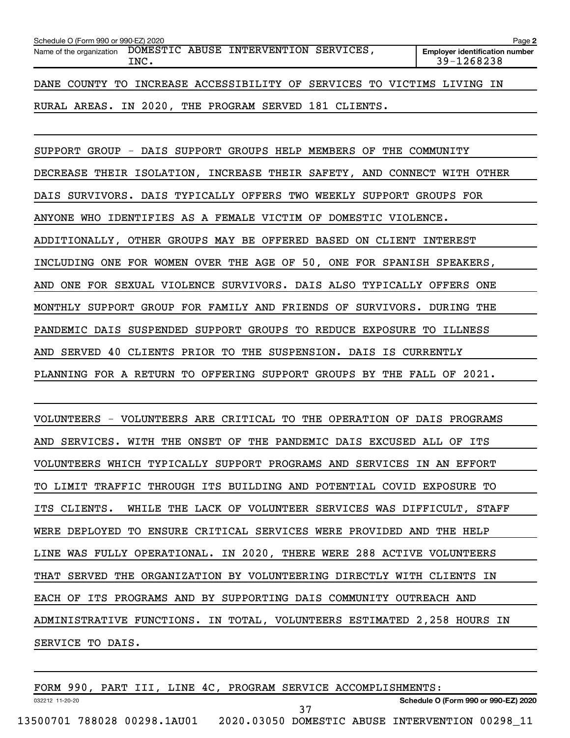Schedule O (Form 990 or 990-EZ) 2020

Name of the organization: DOMESTIC ABUSE INTERVENTION SERVICES, INC.

Employer identification number: 39-1268238

DANE COUNTY TO INCREASE ACCESSIBILITY OF SERVICES TO VICTIMS LIVING IN RURAL AREAS. IN 2020, THE PROGRAM SERVED 181 CLIENTS.

SUPPORT GROUP - DAIS SUPPORT GROUPS HELP MEMBERS OF THE COMMUNITY DECREASE THEIR ISOLATION, INCREASE THEIR SAFETY, AND CONNECT WITH OTHER DAIS SURVIVORS. DAIS TYPICALLY OFFERS TWO WEEKLY SUPPORT GROUPS FOR ANYONE WHO IDENTIFIES AS A FEMALE VICTIM OF DOMESTIC VIOLENCE. ADDITIONALLY, OTHER GROUPS MAY BE OFFERED BASED ON CLIENT INTEREST INCLUDING ONE FOR WOMEN OVER THE AGE OF 50, ONE FOR SPANISH SPEAKERS, AND ONE FOR SEXUAL VIOLENCE SURVIVORS. DAIS ALSO TYPICALLY OFFERS ONE MONTHLY SUPPORT GROUP FOR FAMILY AND FRIENDS OF SURVIVORS. DURING THE PANDEMIC DAIS SUSPENDED SUPPORT GROUPS TO REDUCE EXPOSURE TO ILLNESS AND SERVED 40 CLIENTS PRIOR TO THE SUSPENSION. DAIS IS CURRENTLY PLANNING FOR A RETURN TO OFFERING SUPPORT GROUPS BY THE FALL OF 2021.

VOLUNTEERS - VOLUNTEERS ARE CRITICAL TO THE OPERATION OF DAIS PROGRAMS AND SERVICES. WITH THE ONSET OF THE PANDEMIC DAIS EXCUSED ALL OF ITS VOLUNTEERS WHICH TYPICALLY SUPPORT PROGRAMS AND SERVICES IN AN EFFORT TO LIMIT TRAFFIC THROUGH ITS BUILDING AND POTENTIAL COVID EXPOSURE TO ITS CLIENTS. WHILE THE LACK OF VOLUNTEER SERVICES WAS DIFFICULT, STAFF WERE DEPLOYED TO ENSURE CRITICAL SERVICES WERE PROVIDED AND THE HELP LINE WAS FULLY OPERATIONAL. IN 2020, THERE WERE 288 ACTIVE VOLUNTEERS THAT SERVED THE ORGANIZATION BY VOLUNTEERING DIRECTLY WITH CLIENTS IN EACH OF ITS PROGRAMS AND BY SUPPORTING DAIS COMMUNITY OUTREACH AND ADMINISTRATIVE FUNCTIONS. IN TOTAL, VOLUNTEERS ESTIMATED 2,258 HOURS IN SERVICE TO DAIS.

FORM 990, PART III, LINE 4C, PROGRAM SERVICE ACCOMPLISHMENTS: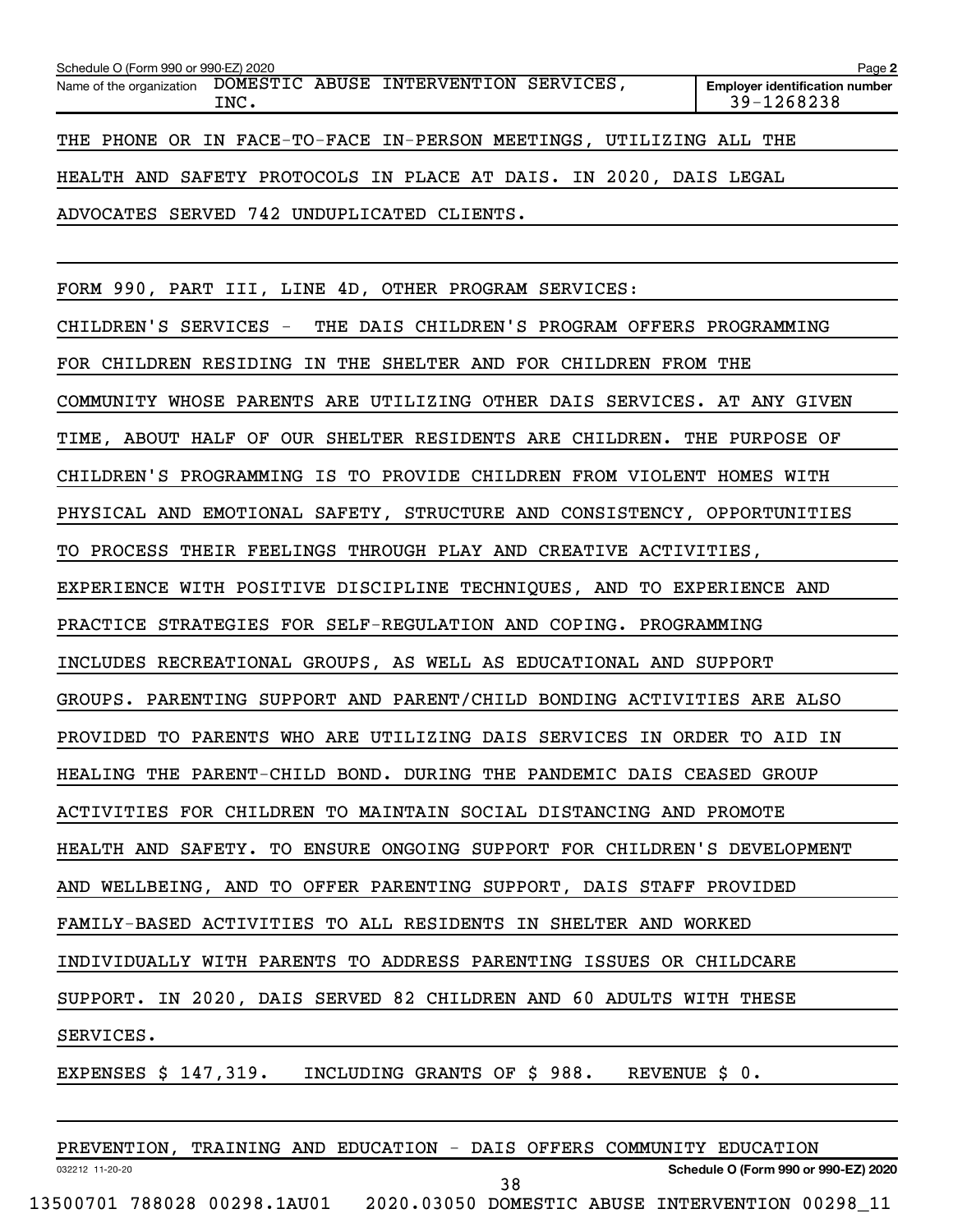THE PHONE OR IN FACE-TO-FACE IN-PERSON MEETINGS, UTILIZING ALL THE HEALTH AND SAFETY PROTOCOLS IN PLACE AT DAIS. IN 2020, DAIS LEGAL ADVOCATES SERVED 742 UNDUPLICATED CLIENTS.

FORM 990, PART III, LINE 4D, OTHER PROGRAM SERVICES:

CHILDREN'S SERVICES - THE DAIS CHILDREN'S PROGRAM OFFERS PROGRAMMING FOR CHILDREN RESIDING IN THE SHELTER AND FOR CHILDREN FROM THE COMMUNITY WHOSE PARENTS ARE UTILIZING OTHER DAIS SERVICES. AT ANY GIVEN TIME, ABOUT HALF OF OUR SHELTER RESIDENTS ARE CHILDREN. THE PURPOSE OF CHILDREN'S PROGRAMMING IS TO PROVIDE CHILDREN FROM VIOLENT HOMES WITH PHYSICAL AND EMOTIONAL SAFETY, STRUCTURE AND CONSISTENCY, OPPORTUNITIES TO PROCESS THEIR FEELINGS THROUGH PLAY AND CREATIVE ACTIVITIES, EXPERIENCE WITH POSITIVE DISCIPLINE TECHNIQUES, AND TO EXPERIENCE AND PRACTICE STRATEGIES FOR SELF-REGULATION AND COPING. PROGRAMMING INCLUDES RECREATIONAL GROUPS, AS WELL AS EDUCATIONAL AND SUPPORT GROUPS. PARENTING SUPPORT AND PARENT/CHILD BONDING ACTIVITIES ARE ALSO PROVIDED TO PARENTS WHO ARE UTILIZING DAIS SERVICES IN ORDER TO AID IN HEALING THE PARENT-CHILD BOND. DURING THE PANDEMIC DAIS CEASED GROUP ACTIVITIES FOR CHILDREN TO MAINTAIN SOCIAL DISTANCING AND PROMOTE HEALTH AND SAFETY. TO ENSURE ONGOING SUPPORT FOR CHILDREN'S DEVELOPMENT AND WELLBEING, AND TO OFFER PARENTING SUPPORT, DAIS STAFF PROVIDED FAMILY-BASED ACTIVITIES TO ALL RESIDENTS IN SHELTER AND WORKED INDIVIDUALLY WITH PARENTS TO ADDRESS PARENTING ISSUES OR CHILDCARE SUPPORT. IN 2020, DAIS SERVED 82 CHILDREN AND 60 ADULTS WITH THESE SERVICES.

EXPENSES $ 147,319. INCLUDING GRANTS OF $ 988. REVENUE $ 0.

PREVENTION, TRAINING AND EDUCATION - DAIS OFFERS COMMUNITY EDUCATION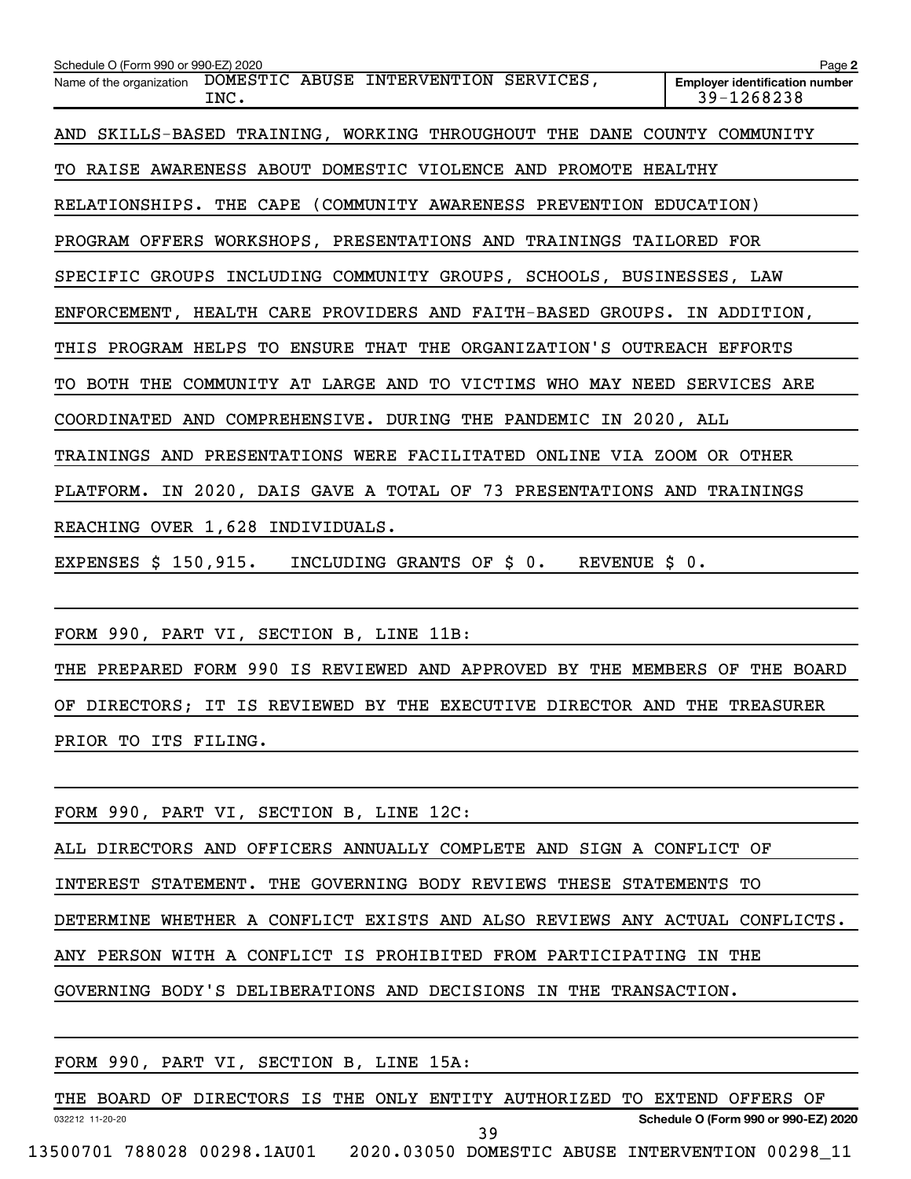Schedule O (Form 990 or 990-EZ) 2020

Name of the organization: DOMESTIC ABUSE INTERVENTION SERVICES, INC.

Employer identification number: 39-1268238

AND SKILLS-BASED TRAINING, WORKING THROUGHOUT THE DANE COUNTY COMMUNITY TO RAISE AWARENESS ABOUT DOMESTIC VIOLENCE AND PROMOTE HEALTHY RELATIONSHIPS. THE CAPE (COMMUNITY AWARENESS PREVENTION EDUCATION) PROGRAM OFFERS WORKSHOPS, PRESENTATIONS AND TRAININGS TAILORED FOR SPECIFIC GROUPS INCLUDING COMMUNITY GROUPS, SCHOOLS, BUSINESSES, LAW ENFORCEMENT, HEALTH CARE PROVIDERS AND FAITH-BASED GROUPS. IN ADDITION, THIS PROGRAM HELPS TO ENSURE THAT THE ORGANIZATION'S OUTREACH EFFORTS TO BOTH THE COMMUNITY AT LARGE AND TO VICTIMS WHO MAY NEED SERVICES ARE COORDINATED AND COMPREHENSIVE. DURING THE PANDEMIC IN 2020, ALL TRAININGS AND PRESENTATIONS WERE FACILITATED ONLINE VIA ZOOM OR OTHER PLATFORM. IN 2020, DAIS GAVE A TOTAL OF 73 PRESENTATIONS AND TRAININGS REACHING OVER 1,628 INDIVIDUALS.

EXPENSES $ 150,915.   INCLUDING GRANTS OF $ 0.   REVENUE $ 0.

FORM 990, PART VI, SECTION B, LINE 11B:

THE PREPARED FORM 990 IS REVIEWED AND APPROVED BY THE MEMBERS OF THE BOARD OF DIRECTORS; IT IS REVIEWED BY THE EXECUTIVE DIRECTOR AND THE TREASURER PRIOR TO ITS FILING.

FORM 990, PART VI, SECTION B, LINE 12C:

ALL DIRECTORS AND OFFICERS ANNUALLY COMPLETE AND SIGN A CONFLICT OF INTEREST STATEMENT. THE GOVERNING BODY REVIEWS THESE STATEMENTS TO DETERMINE WHETHER A CONFLICT EXISTS AND ALSO REVIEWS ANY ACTUAL CONFLICTS. ANY PERSON WITH A CONFLICT IS PROHIBITED FROM PARTICIPATING IN THE GOVERNING BODY'S DELIBERATIONS AND DECISIONS IN THE TRANSACTION.

FORM 990, PART VI, SECTION B, LINE 15A:

THE BOARD OF DIRECTORS IS THE ONLY ENTITY AUTHORIZED TO EXTEND OFFERS OF

032212 11-20-20

Schedule O (Form 990 or 990-EZ) 2020

13500701 788028 00298.1AU01    2020.03050 DOMESTIC ABUSE INTERVENTION 00298_11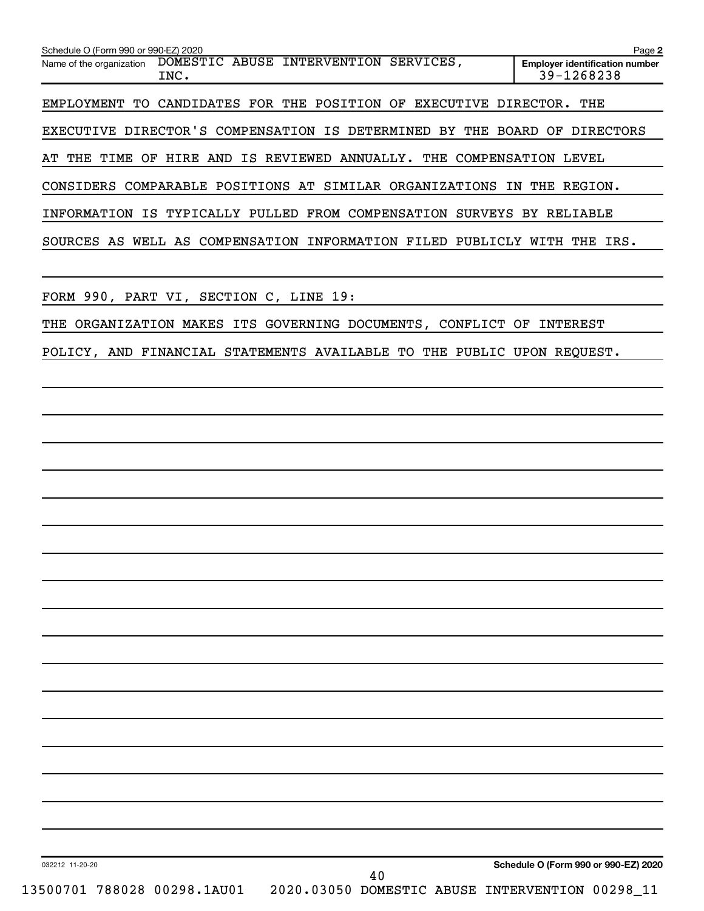Schedule O (Form 990 or 990-EZ) 2020

Name of the organization: DOMESTIC ABUSE INTERVENTION SERVICES, INC.

Employer identification number: 39-1268238

EMPLOYMENT TO CANDIDATES FOR THE POSITION OF EXECUTIVE DIRECTOR. THE EXECUTIVE DIRECTOR'S COMPENSATION IS DETERMINED BY THE BOARD OF DIRECTORS AT THE TIME OF HIRE AND IS REVIEWED ANNUALLY. THE COMPENSATION LEVEL CONSIDERS COMPARABLE POSITIONS AT SIMILAR ORGANIZATIONS IN THE REGION. INFORMATION IS TYPICALLY PULLED FROM COMPENSATION SURVEYS BY RELIABLE SOURCES AS WELL AS COMPENSATION INFORMATION FILED PUBLICLY WITH THE IRS.

FORM 990, PART VI, SECTION C, LINE 19:

THE ORGANIZATION MAKES ITS GOVERNING DOCUMENTS, CONFLICT OF INTEREST POLICY, AND FINANCIAL STATEMENTS AVAILABLE TO THE PUBLIC UPON REQUEST.

032212 11-20-20

Schedule O (Form 990 or 990-EZ) 2020

13500701 788028 00298.1AU01 2020.03050 DOMESTIC ABUSE INTERVENTION 00298_11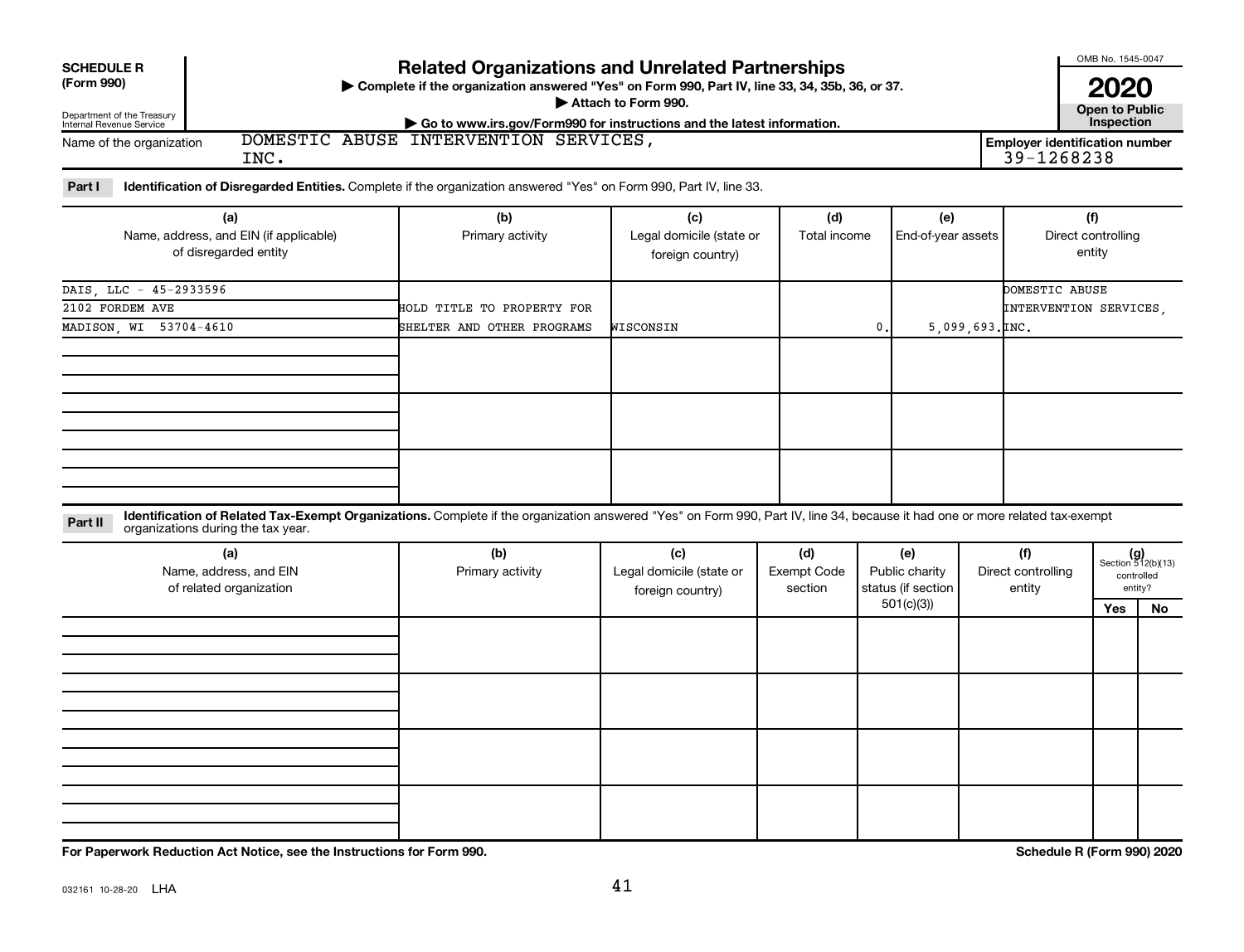**SCHEDULE R (Form 990)**

Department of the Treasury Internal Revenue Service

# Related Organizations and Unrelated Partnerships

▶ Complete if the organization answered "Yes" on Form 990, Part IV, line 33, 34, 35b, 36, or 37.
▶ Attach to Form 990.
▶ Go to www.irs.gov/Form990 for instructions and the latest information.

OMB No. 1545-0047

**2020**

**Open to Public Inspection**

Name of the organization: DOMESTIC ABUSE INTERVENTION SERVICES, INC.

Employer identification number: 39-1268238

**Part I — Identification of Disregarded Entities.** Complete if the organization answered "Yes" on Form 990, Part IV, line 33.

| (a) Name, address, and EIN (if applicable) of disregarded entity | (b) Primary activity | (c) Legal domicile (state or foreign country) | (d) Total income | (e) End-of-year assets | (f) Direct controlling entity |
|---|---|---|---|---|---|
| DAIS, LLC - 45-2933596 2102 FORDEM AVE MADISON, WI 53704-4610 | HOLD TITLE TO PROPERTY FOR SHELTER AND OTHER PROGRAMS | WISCONSIN | 0. | 5,099,693. | DOMESTIC ABUSE INTERVENTION SERVICES, INC. |
| | | | | | |
| | | | | | |
| | | | | | |

**Part II — Identification of Related Tax-Exempt Organizations.** Complete if the organization answered "Yes" on Form 990, Part IV, line 34, because it had one or more related tax-exempt organizations during the tax year.

| (a) Name, address, and EIN of related organization | (b) Primary activity | (c) Legal domicile (state or foreign country) | (d) Exempt Code section | (e) Public charity status (if section 501(c)(3)) | (f) Direct controlling entity | (g) Section 512(b)(13) controlled entity? Yes | No |
|---|---|---|---|---|---|---|---|
| | | | | | | | |
| | | | | | | | |
| | | | | | | | |
| | | | | | | | |

**For Paperwork Reduction Act Notice, see the Instructions for Form 990.**

**Schedule R (Form 990) 2020**

032161 10-28-20 LHA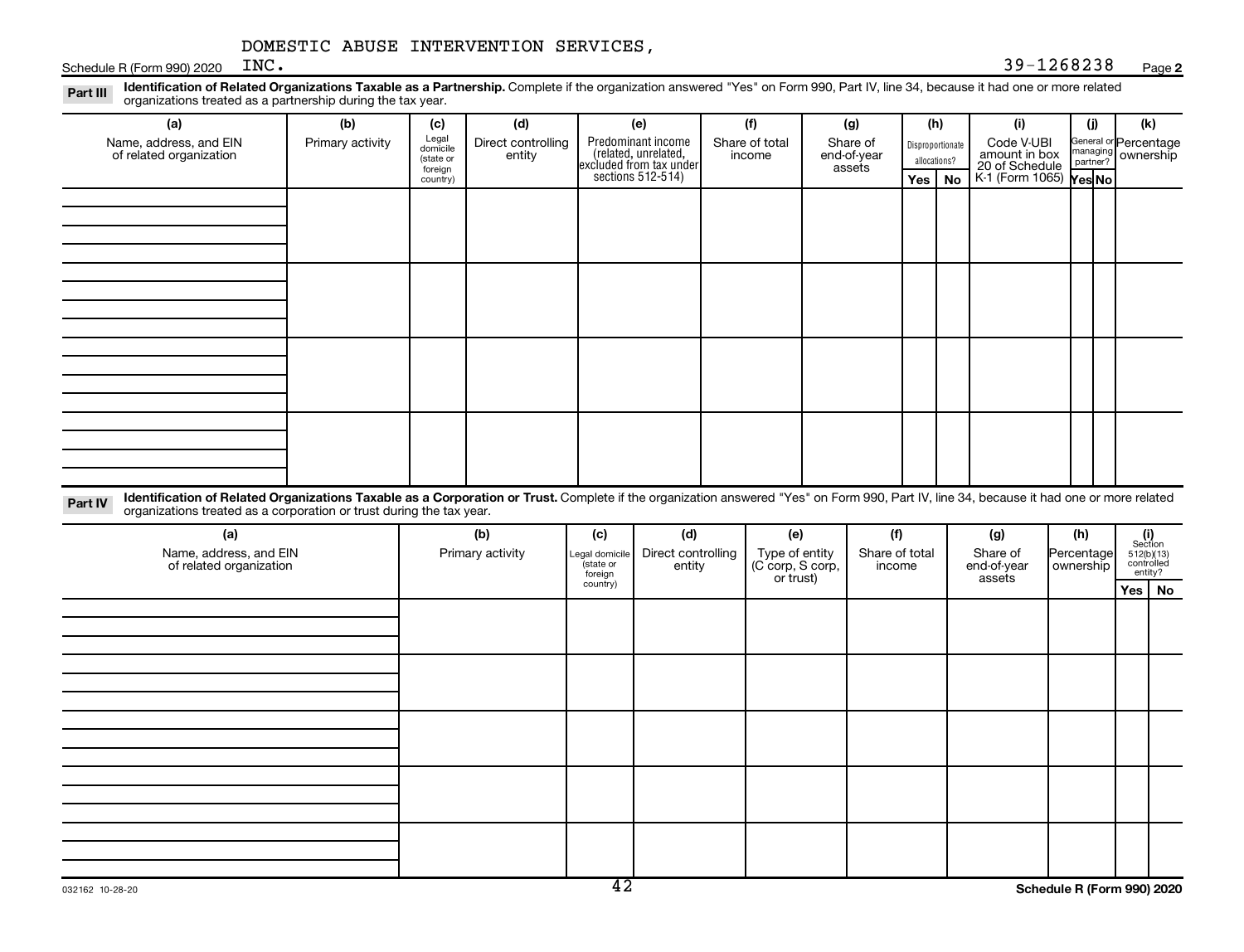DOMESTIC ABUSE INTERVENTION SERVICES, INC.

39-1268238

## Part III Identification of Related Organizations Taxable as a Partnership.

Complete if the organization answered "Yes" on Form 990, Part IV, line 34, because it had one or more related organizations treated as a partnership during the tax year.

| (a) Name, address, and EIN of related organization | (b) Primary activity | (c) Legal domicile (state or foreign country) | (d) Direct controlling entity | (e) Predominant income (related, unrelated, excluded from tax under sections 512-514) | (f) Share of total income | (g) Share of end-of-year assets | (h) Disproportionate allocations? Yes | No | (i) Code V-UBI amount in box 20 of Schedule K-1 (Form 1065) | (j) General or managing partner? Yes | No | (k) Percentage ownership |
|---|---|---|---|---|---|---|---|---|---|---|---|---|
| | | | | | | | | | | | | |
| | | | | | | | | | | | | |
| | | | | | | | | | | | | |
| | | | | | | | | | | | | |

## Part IV Identification of Related Organizations Taxable as a Corporation or Trust.

Complete if the organization answered "Yes" on Form 990, Part IV, line 34, because it had one or more related organizations treated as a corporation or trust during the tax year.

| (a) Name, address, and EIN of related organization | (b) Primary activity | (c) Legal domicile (state or foreign country) | (d) Direct controlling entity | (e) Type of entity (C corp, S corp, or trust) | (f) Share of total income | (g) Share of end-of-year assets | (h) Percentage ownership | (i) Section 512(b)(13) controlled entity? Yes | No |
|---|---|---|---|---|---|---|---|---|---|
| | | | | | | | | | |
| | | | | | | | | | |
| | | | | | | | | | |
| | | | | | | | | | |
| | | | | | | | | | |

032162 10-28-20

Schedule R (Form 990) 2020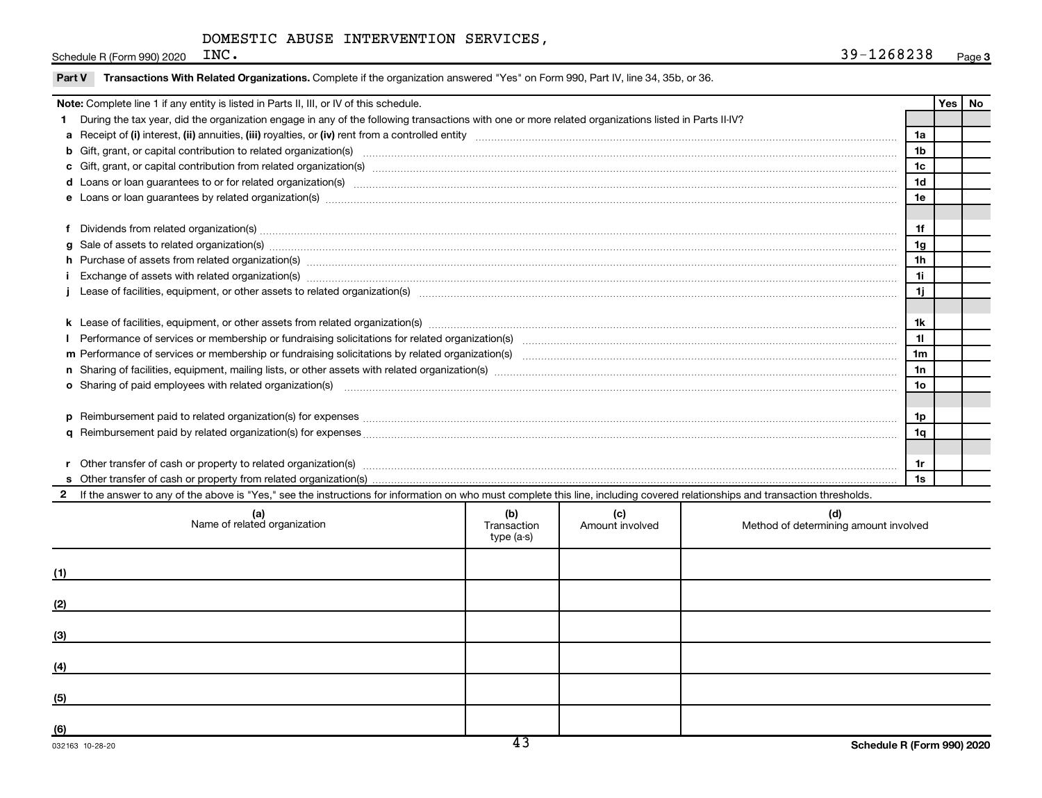DOMESTIC ABUSE INTERVENTION SERVICES, INC.

Schedule R (Form 990) 2020 — 39-1268238 — Page 3

**Part V Transactions With Related Organizations.** Complete if the organization answered "Yes" on Form 990, Part IV, line 34, 35b, or 36.

| **Note:** Complete line 1 if any entity is listed in Parts II, III, or IV of this schedule. | | Yes | No |
|---|---|---|---|
| **1** During the tax year, did the organization engage in any of the following transactions with one or more related organizations listed in Parts II-IV? | | | |
| **a** Receipt of **(i)** interest, **(ii)** annuities, **(iii)** royalties, or **(iv)** rent from a controlled entity | 1a | | |
| **b** Gift, grant, or capital contribution to related organization(s) | 1b | | |
| **c** Gift, grant, or capital contribution from related organization(s) | 1c | | |
| **d** Loans or loan guarantees to or for related organization(s) | 1d | | |
| **e** Loans or loan guarantees by related organization(s) | 1e | | |
| **f** Dividends from related organization(s) | 1f | | |
| **g** Sale of assets to related organization(s) | 1g | | |
| **h** Purchase of assets from related organization(s) | 1h | | |
| **i** Exchange of assets with related organization(s) | 1i | | |
| **j** Lease of facilities, equipment, or other assets to related organization(s) | 1j | | |
| **k** Lease of facilities, equipment, or other assets from related organization(s) | 1k | | |
| **l** Performance of services or membership or fundraising solicitations for related organization(s) | 1l | | |
| **m** Performance of services or membership or fundraising solicitations by related organization(s) | 1m | | |
| **n** Sharing of facilities, equipment, mailing lists, or other assets with related organization(s) | 1n | | |
| **o** Sharing of paid employees with related organization(s) | 1o | | |
| **p** Reimbursement paid to related organization(s) for expenses | 1p | | |
| **q** Reimbursement paid by related organization(s) for expenses | 1q | | |
| **r** Other transfer of cash or property to related organization(s) | 1r | | |
| **s** Other transfer of cash or property from related organization(s) | 1s | | |

**2** If the answer to any of the above is "Yes," see the instructions for information on who must complete this line, including covered relationships and transaction thresholds.

| | (a) Name of related organization | (b) Transaction type (a-s) | (c) Amount involved | (d) Method of determining amount involved |
|---|---|---|---|---|
| (1) | | | | |
| (2) | | | | |
| (3) | | | | |
| (4) | | | | |
| (5) | | | | |
| (6) | | | | |

032163 10-28-20 — Schedule R (Form 990) 2020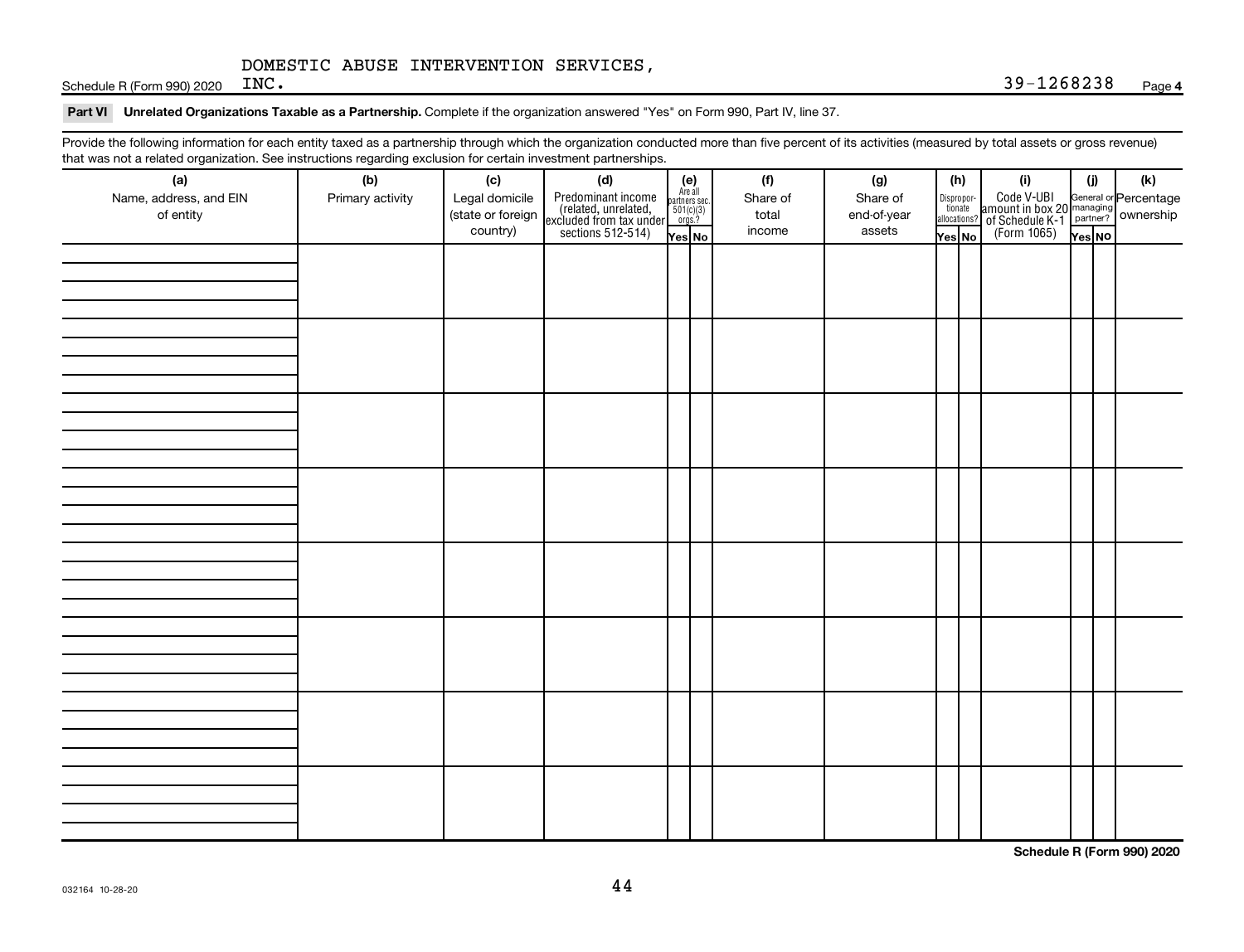DOMESTIC ABUSE INTERVENTION SERVICES, INC.

Schedule R (Form 990) 2020 39-1268238 Page **4**

**Part VI Unrelated Organizations Taxable as a Partnership.** Complete if the organization answered "Yes" on Form 990, Part IV, line 37.

Provide the following information for each entity taxed as a partnership through which the organization conducted more than five percent of its activities (measured by total assets or gross revenue) that was not a related organization. See instructions regarding exclusion for certain investment partnerships.

| (a) Name, address, and EIN of entity | (b) Primary activity | (c) Legal domicile (state or foreign country) | (d) Predominant income (related, unrelated, excluded from tax under sections 512-514) | (e) Are all partners sec. 501(c)(3) orgs.? Yes | No | (f) Share of total income | (g) Share of end-of-year assets | (h) Disproportionate allocations? Yes | No | (i) Code V-UBI amount in box 20 of Schedule K-1 (Form 1065) | (j) General or managing partner? Yes | No | (k) Percentage ownership |
|---|---|---|---|---|---|---|---|---|---|---|---|---|---|
| | | | | | | | | | | | | | |
| | | | | | | | | | | | | | |
| | | | | | | | | | | | | | |
| | | | | | | | | | | | | | |
| | | | | | | | | | | | | | |
| | | | | | | | | | | | | | |
| | | | | | | | | | | | | | |
| | | | | | | | | | | | | | |

**Schedule R (Form 990) 2020**

032164 10-28-20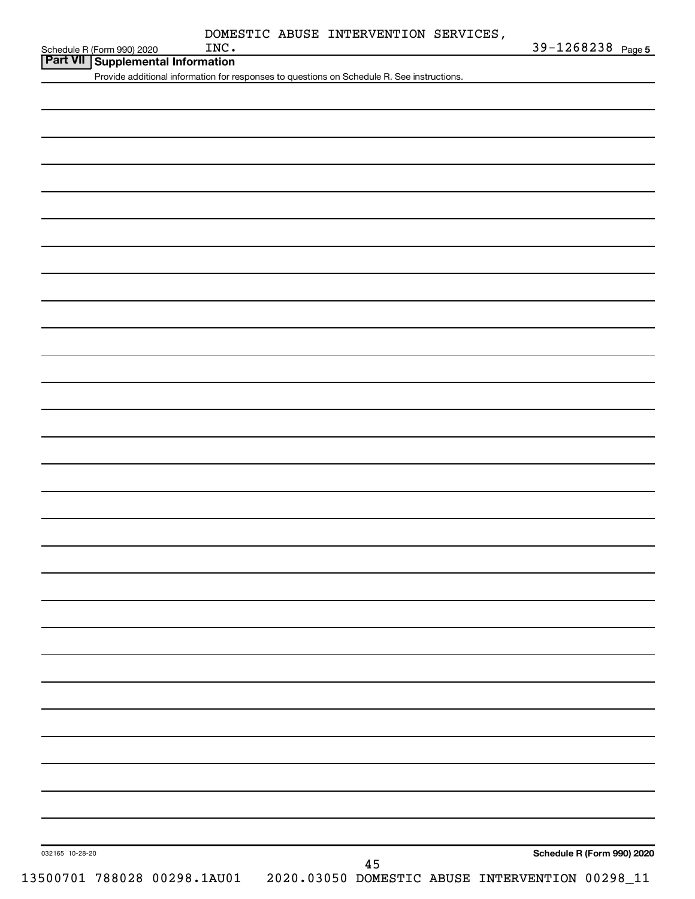Schedule R (Form 990) 2020 DOMESTIC ABUSE INTERVENTION SERVICES, INC. 39-1268238 Page 5

## Part VII Supplemental Information

Provide additional information for responses to questions on Schedule R. See instructions.

032165 10-28-20

**Schedule R (Form 990) 2020**

13500701 788028 00298.1AU01 2020.03050 DOMESTIC ABUSE INTERVENTION 00298_11